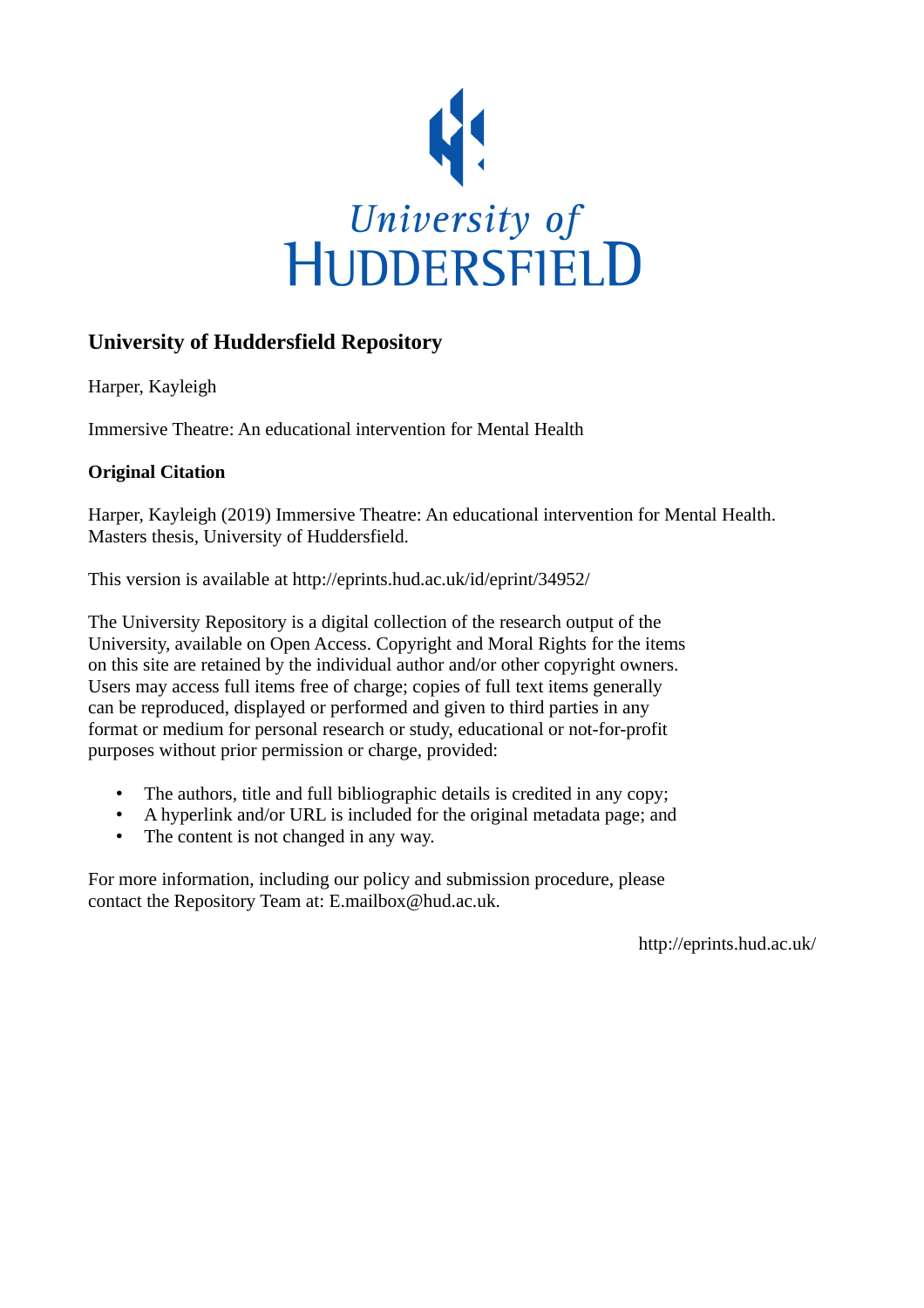University of Huddersfield

## University of Huddersfield Repository

Harper, Kayleigh

Immersive Theatre: An educational intervention for Mental Health

**Original Citation**

Harper, Kayleigh (2019) Immersive Theatre: An educational intervention for Mental Health. Masters thesis, University of Huddersfield.

This version is available at http://eprints.hud.ac.uk/id/eprint/34952/

The University Repository is a digital collection of the research output of the University, available on Open Access. Copyright and Moral Rights for the items on this site are retained by the individual author and/or other copyright owners. Users may access full items free of charge; copies of full text items generally can be reproduced, displayed or performed and given to third parties in any format or medium for personal research or study, educational or not-for-profit purposes without prior permission or charge, provided:

- The authors, title and full bibliographic details is credited in any copy;
- A hyperlink and/or URL is included for the original metadata page; and
- The content is not changed in any way.

For more information, including our policy and submission procedure, please contact the Repository Team at: E.mailbox@hud.ac.uk.

http://eprints.hud.ac.uk/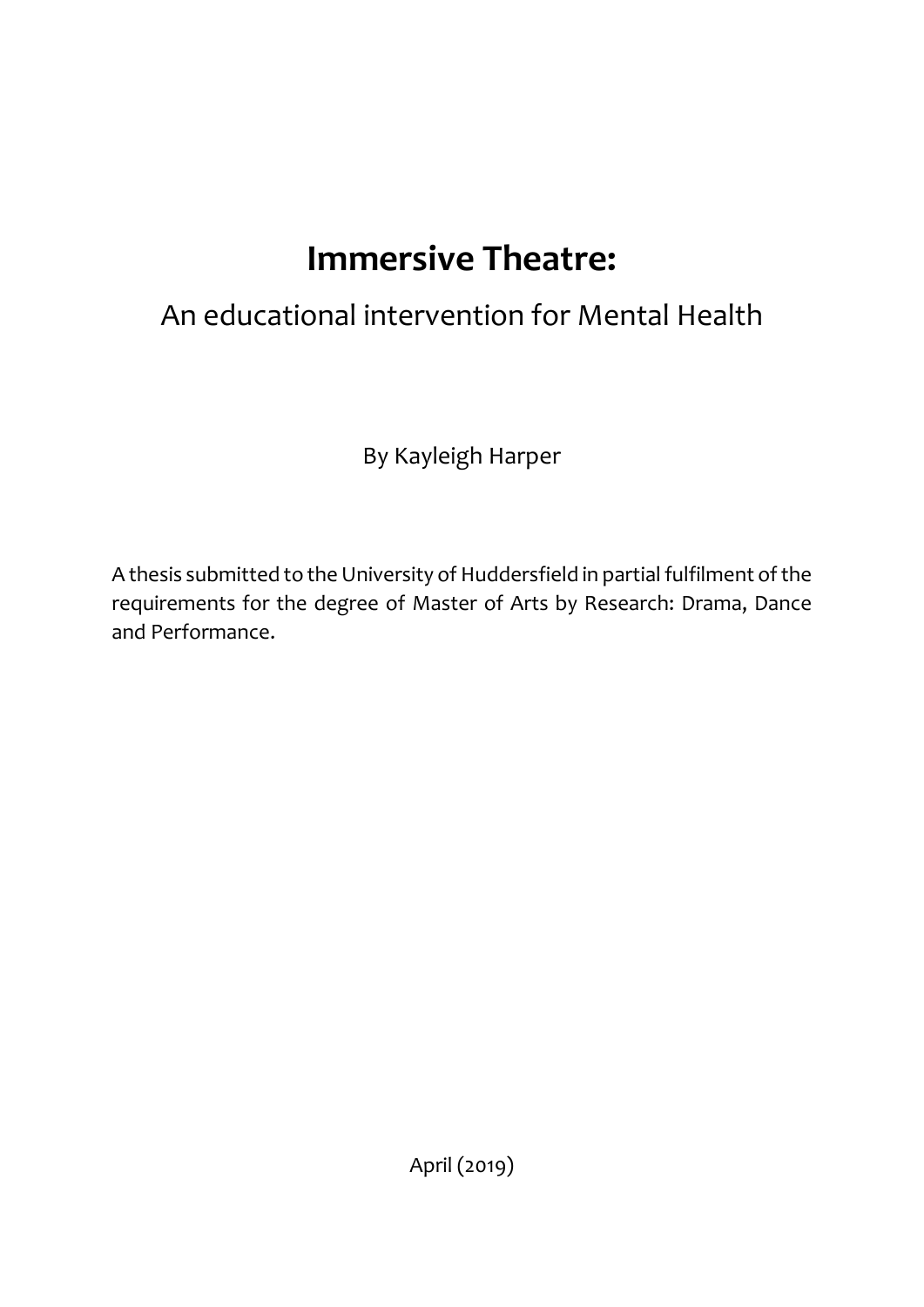# Immersive Theatre:

## An educational intervention for Mental Health

By Kayleigh Harper

A thesis submitted to the University of Huddersfield in partial fulfilment of the requirements for the degree of Master of Arts by Research: Drama, Dance and Performance.

April (2019)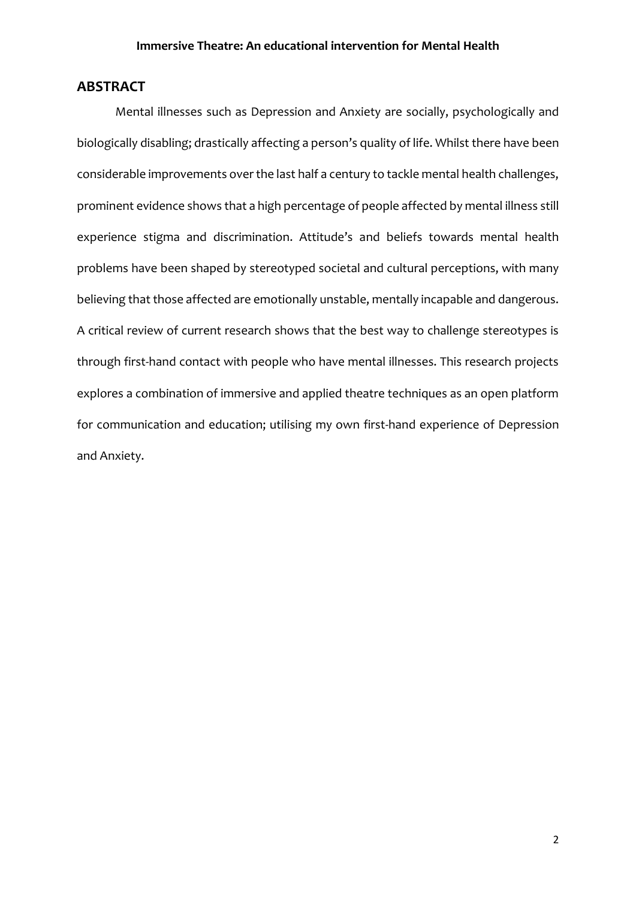## ABSTRACT

Mental illnesses such as Depression and Anxiety are socially, psychologically and biologically disabling; drastically affecting a person's quality of life. Whilst there have been considerable improvements over the last half a century to tackle mental health challenges, prominent evidence shows that a high percentage of people affected by mental illness still experience stigma and discrimination. Attitude's and beliefs towards mental health problems have been shaped by stereotyped societal and cultural perceptions, with many believing that those affected are emotionally unstable, mentally incapable and dangerous. A critical review of current research shows that the best way to challenge stereotypes is through first-hand contact with people who have mental illnesses. This research projects explores a combination of immersive and applied theatre techniques as an open platform for communication and education; utilising my own first-hand experience of Depression and Anxiety.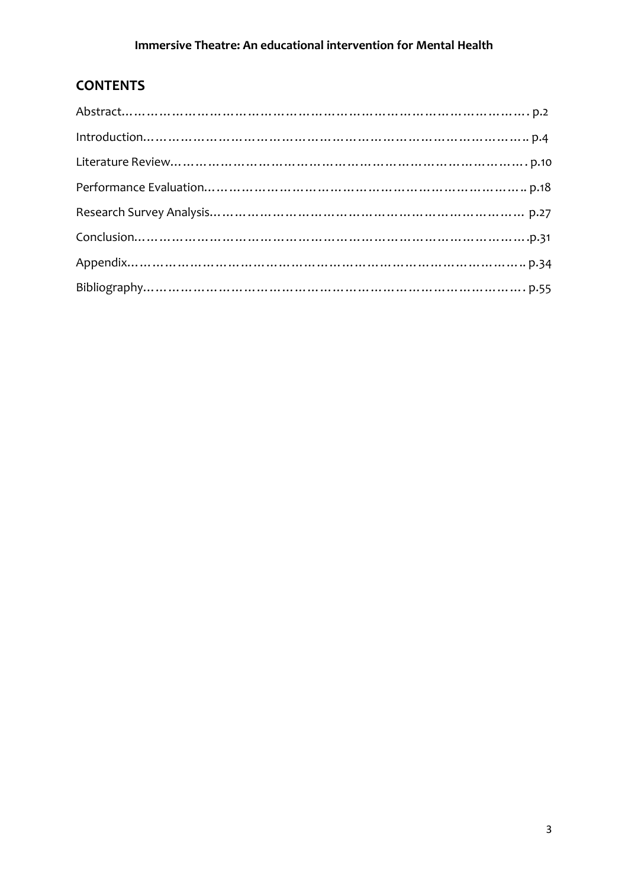## CONTENTS

Abstract………………………………………………………………………………. p.2

Introduction……………………………………………………………………………. p.4

Literature Review………………………………………………………………………. p.10

Performance Evaluation……………………………………………………………….. p.18

Research Survey Analysis…………………………………………………………… p.27

Conclusion……………………………………………………………………………….p.31

Appendix……………………………………………………………………………….. p.34

Bibliography……………………………………………………………………………. p.55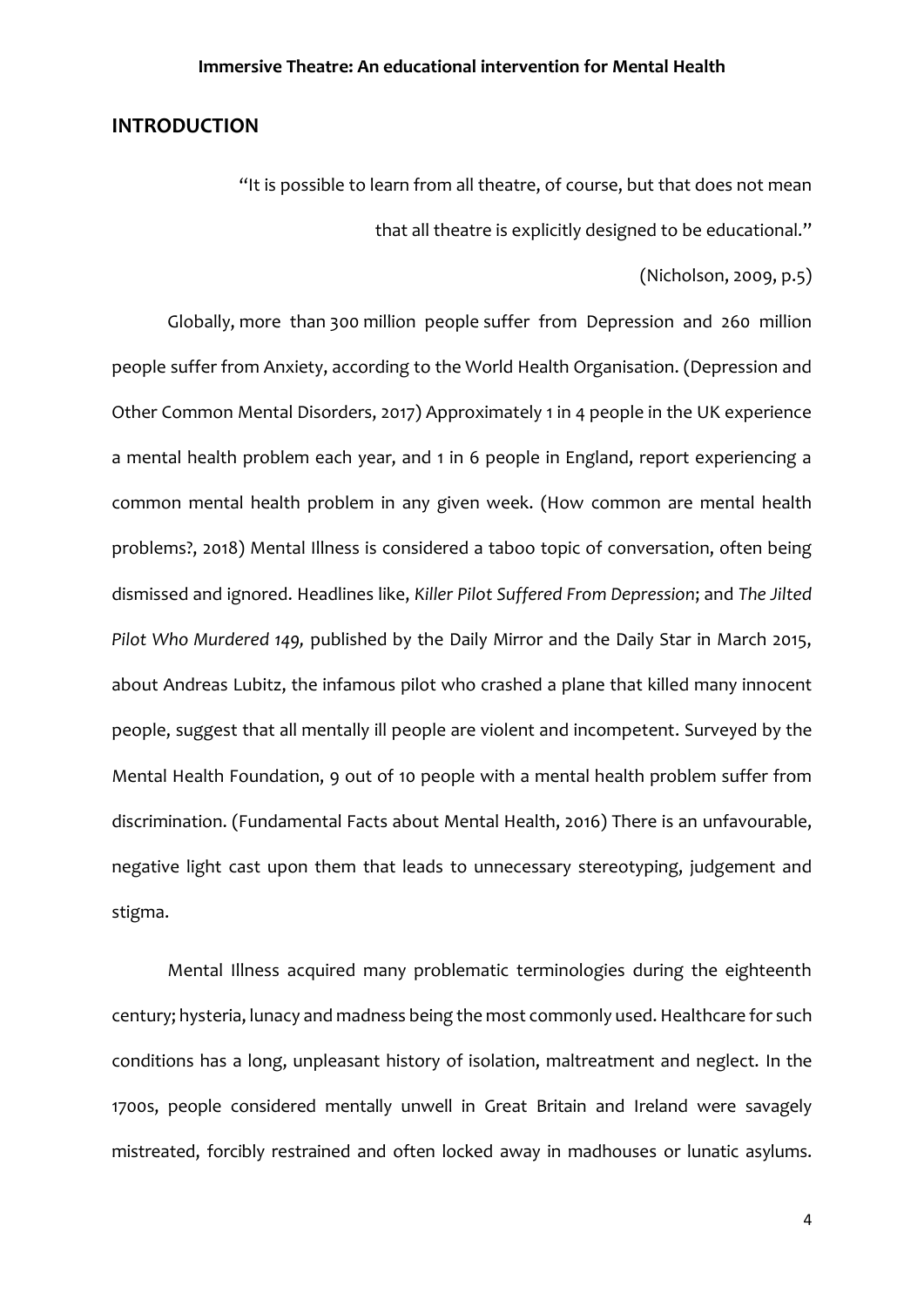## INTRODUCTION

> "It is possible to learn from all theatre, of course, but that does not mean that all theatre is explicitly designed to be educational."
>
> (Nicholson, 2009, p.5)

Globally, more than 300 million people suffer from Depression and 260 million people suffer from Anxiety, according to the World Health Organisation. (Depression and Other Common Mental Disorders, 2017) Approximately 1 in 4 people in the UK experience a mental health problem each year, and 1 in 6 people in England, report experiencing a common mental health problem in any given week. (How common are mental health problems?, 2018) Mental Illness is considered a taboo topic of conversation, often being dismissed and ignored. Headlines like, *Killer Pilot Suffered From Depression*; and *The Jilted Pilot Who Murdered 149,* published by the Daily Mirror and the Daily Star in March 2015, about Andreas Lubitz, the infamous pilot who crashed a plane that killed many innocent people, suggest that all mentally ill people are violent and incompetent. Surveyed by the Mental Health Foundation, 9 out of 10 people with a mental health problem suffer from discrimination. (Fundamental Facts about Mental Health, 2016) There is an unfavourable, negative light cast upon them that leads to unnecessary stereotyping, judgement and stigma.

Mental Illness acquired many problematic terminologies during the eighteenth century; hysteria, lunacy and madness being the most commonly used. Healthcare for such conditions has a long, unpleasant history of isolation, maltreatment and neglect. In the 1700s, people considered mentally unwell in Great Britain and Ireland were savagely mistreated, forcibly restrained and often locked away in madhouses or lunatic asylums.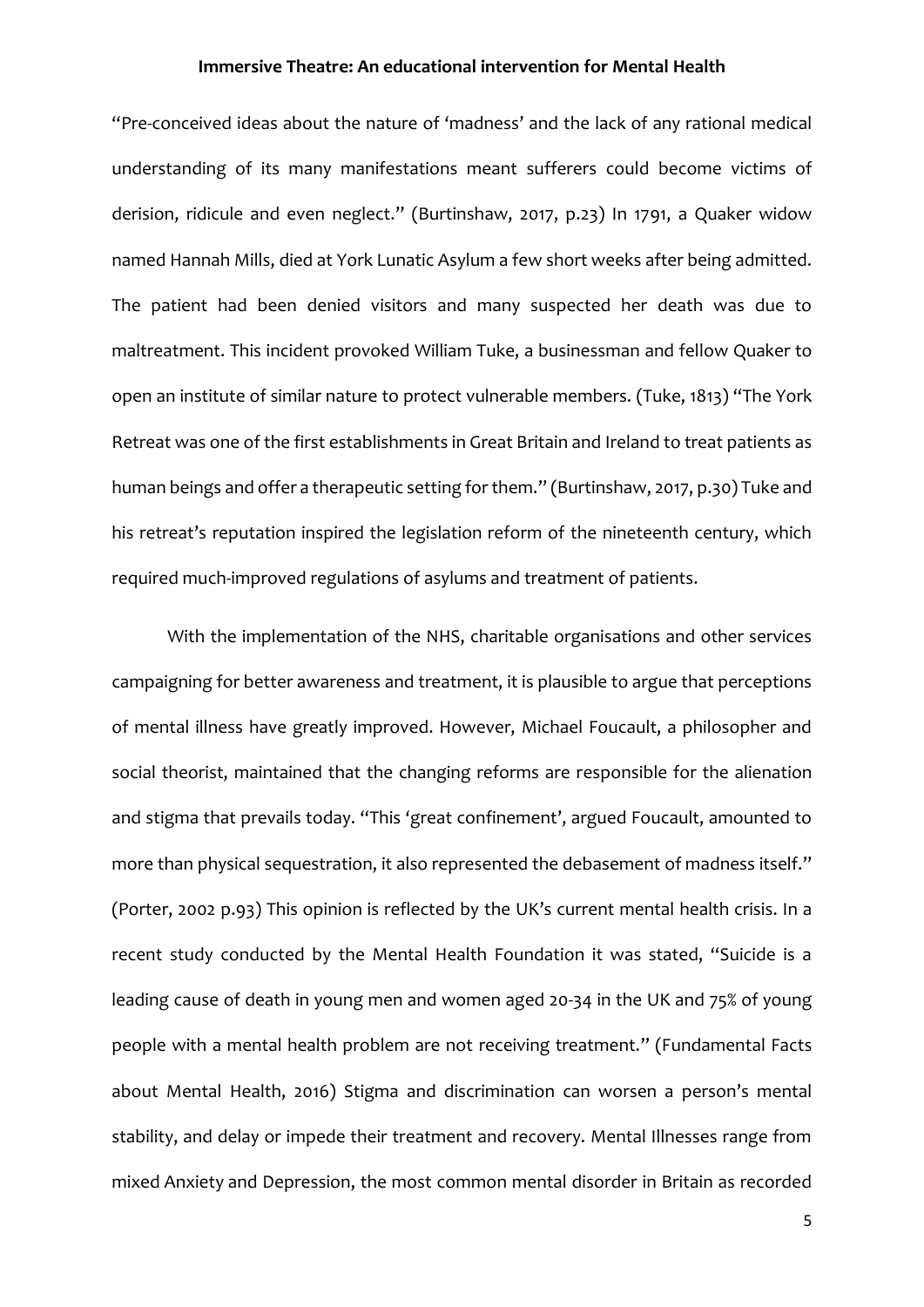"Pre-conceived ideas about the nature of 'madness' and the lack of any rational medical understanding of its many manifestations meant sufferers could become victims of derision, ridicule and even neglect." (Burtinshaw, 2017, p.23) In 1791, a Quaker widow named Hannah Mills, died at York Lunatic Asylum a few short weeks after being admitted. The patient had been denied visitors and many suspected her death was due to maltreatment. This incident provoked William Tuke, a businessman and fellow Quaker to open an institute of similar nature to protect vulnerable members. (Tuke, 1813) "The York Retreat was one of the first establishments in Great Britain and Ireland to treat patients as human beings and offer a therapeutic setting for them." (Burtinshaw, 2017, p.30) Tuke and his retreat's reputation inspired the legislation reform of the nineteenth century, which required much-improved regulations of asylums and treatment of patients.

With the implementation of the NHS, charitable organisations and other services campaigning for better awareness and treatment, it is plausible to argue that perceptions of mental illness have greatly improved. However, Michael Foucault, a philosopher and social theorist, maintained that the changing reforms are responsible for the alienation and stigma that prevails today. "This 'great confinement', argued Foucault, amounted to more than physical sequestration, it also represented the debasement of madness itself." (Porter, 2002 p.93) This opinion is reflected by the UK's current mental health crisis. In a recent study conducted by the Mental Health Foundation it was stated, "Suicide is a leading cause of death in young men and women aged 20-34 in the UK and 75% of young people with a mental health problem are not receiving treatment." (Fundamental Facts about Mental Health, 2016) Stigma and discrimination can worsen a person's mental stability, and delay or impede their treatment and recovery. Mental Illnesses range from mixed Anxiety and Depression, the most common mental disorder in Britain as recorded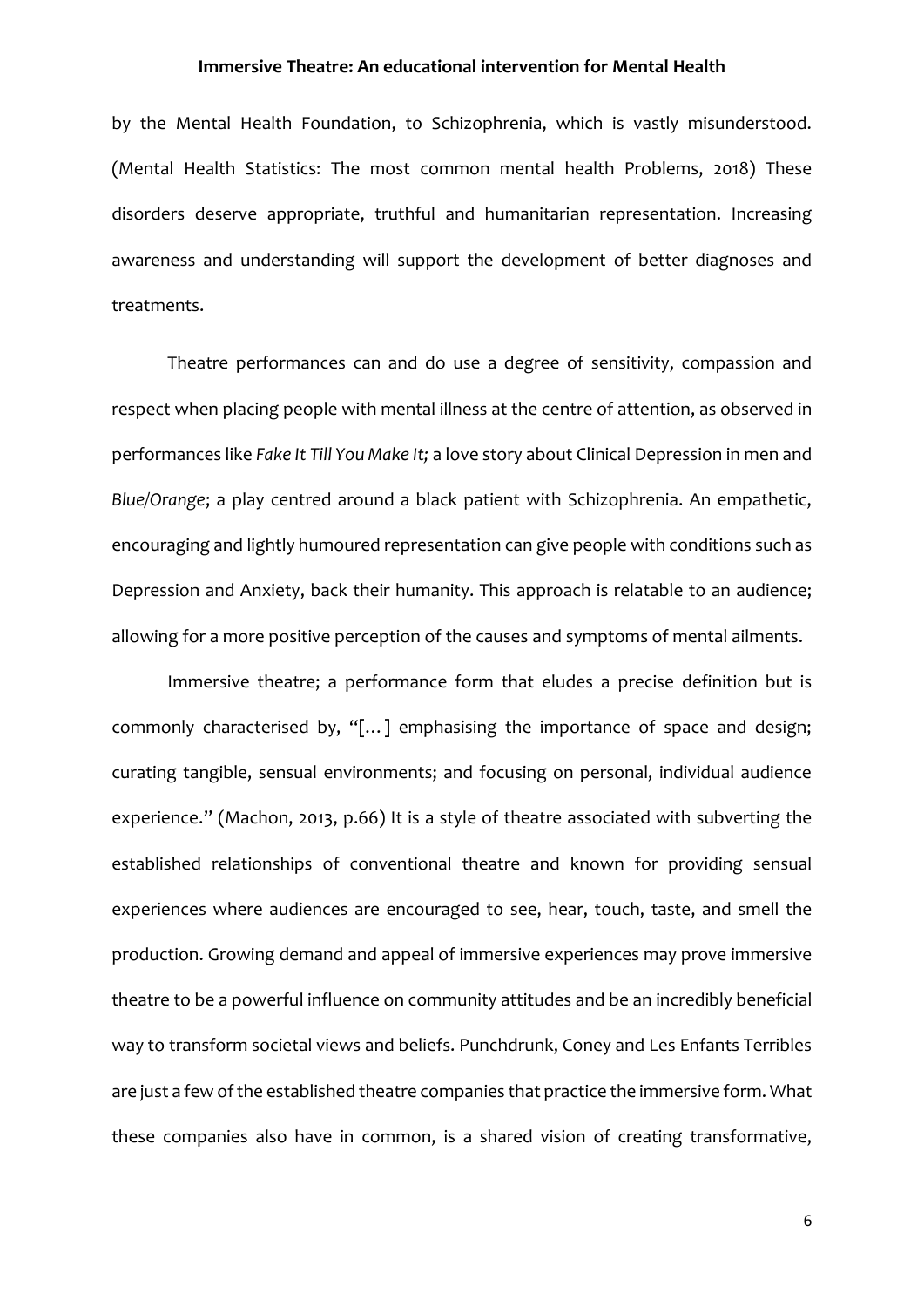by the Mental Health Foundation, to Schizophrenia, which is vastly misunderstood. (Mental Health Statistics: The most common mental health Problems, 2018) These disorders deserve appropriate, truthful and humanitarian representation. Increasing awareness and understanding will support the development of better diagnoses and treatments.

Theatre performances can and do use a degree of sensitivity, compassion and respect when placing people with mental illness at the centre of attention, as observed in performances like *Fake It Till You Make It;* a love story about Clinical Depression in men and *Blue/Orange*; a play centred around a black patient with Schizophrenia. An empathetic, encouraging and lightly humoured representation can give people with conditions such as Depression and Anxiety, back their humanity. This approach is relatable to an audience; allowing for a more positive perception of the causes and symptoms of mental ailments.

Immersive theatre; a performance form that eludes a precise definition but is commonly characterised by, "[…] emphasising the importance of space and design; curating tangible, sensual environments; and focusing on personal, individual audience experience." (Machon, 2013, p.66) It is a style of theatre associated with subverting the established relationships of conventional theatre and known for providing sensual experiences where audiences are encouraged to see, hear, touch, taste, and smell the production. Growing demand and appeal of immersive experiences may prove immersive theatre to be a powerful influence on community attitudes and be an incredibly beneficial way to transform societal views and beliefs. Punchdrunk, Coney and Les Enfants Terribles are just a few of the established theatre companies that practice the immersive form. What these companies also have in common, is a shared vision of creating transformative,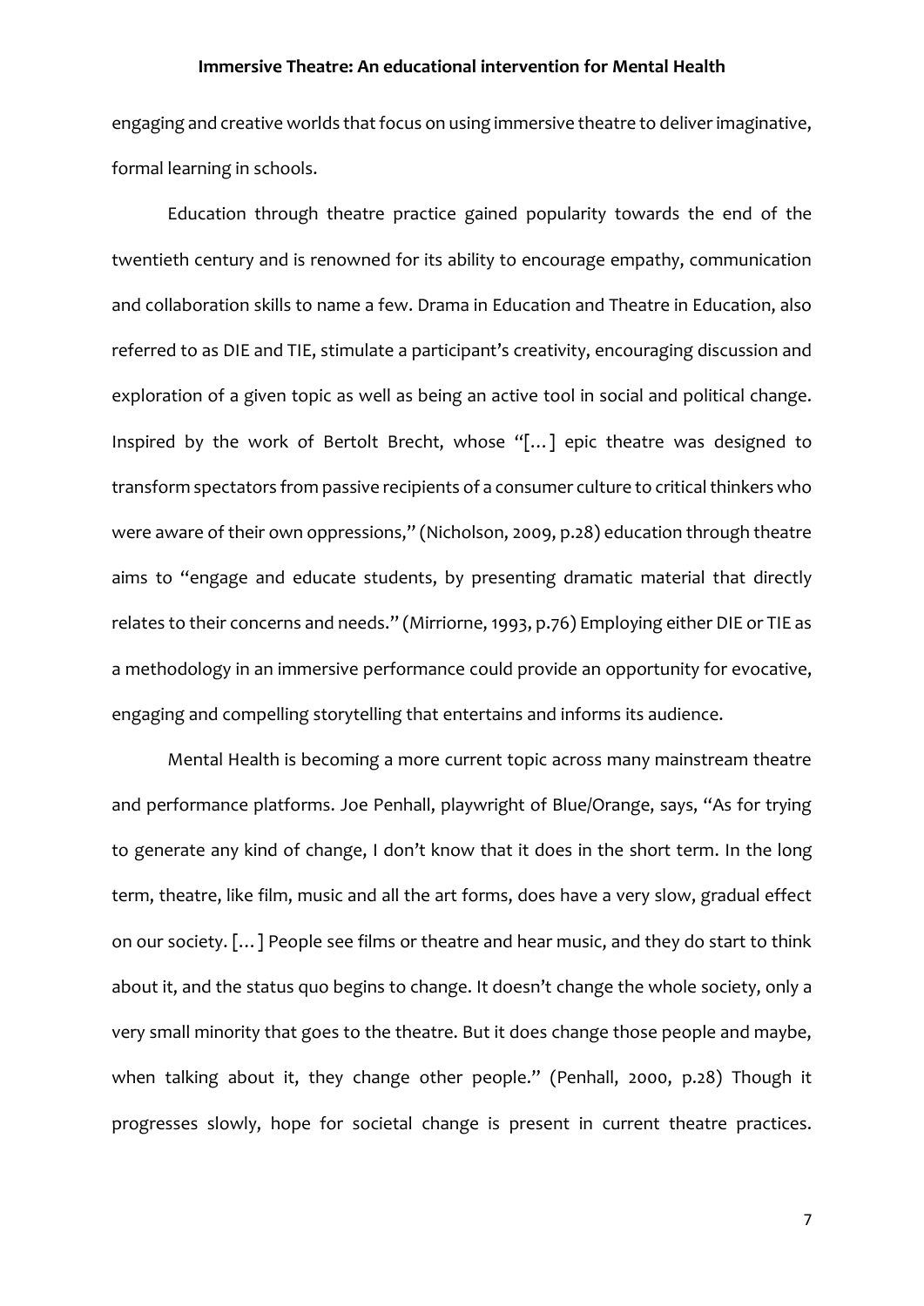engaging and creative worlds that focus on using immersive theatre to deliver imaginative, formal learning in schools.

Education through theatre practice gained popularity towards the end of the twentieth century and is renowned for its ability to encourage empathy, communication and collaboration skills to name a few. Drama in Education and Theatre in Education, also referred to as DIE and TIE, stimulate a participant's creativity, encouraging discussion and exploration of a given topic as well as being an active tool in social and political change. Inspired by the work of Bertolt Brecht, whose "[…] epic theatre was designed to transform spectators from passive recipients of a consumer culture to critical thinkers who were aware of their own oppressions," (Nicholson, 2009, p.28) education through theatre aims to "engage and educate students, by presenting dramatic material that directly relates to their concerns and needs." (Mirriorne, 1993, p.76) Employing either DIE or TIE as a methodology in an immersive performance could provide an opportunity for evocative, engaging and compelling storytelling that entertains and informs its audience.

Mental Health is becoming a more current topic across many mainstream theatre and performance platforms. Joe Penhall, playwright of Blue/Orange, says, "As for trying to generate any kind of change, I don't know that it does in the short term. In the long term, theatre, like film, music and all the art forms, does have a very slow, gradual effect on our society. […] People see films or theatre and hear music, and they do start to think about it, and the status quo begins to change. It doesn't change the whole society, only a very small minority that goes to the theatre. But it does change those people and maybe, when talking about it, they change other people." (Penhall, 2000, p.28) Though it progresses slowly, hope for societal change is present in current theatre practices.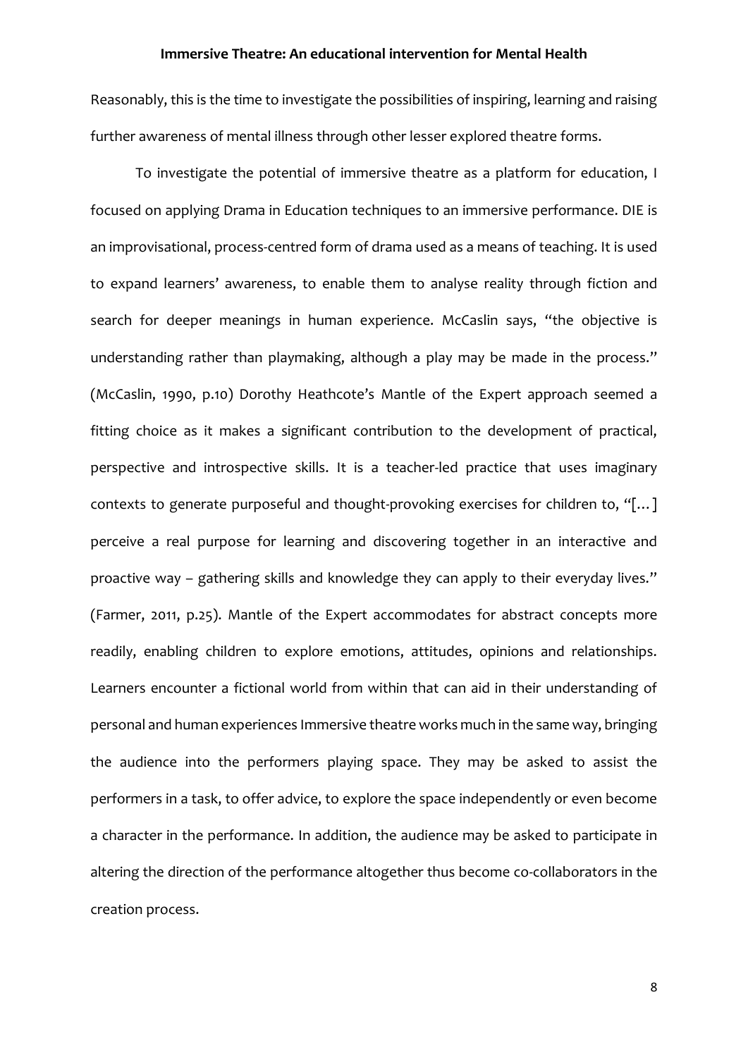Reasonably, this is the time to investigate the possibilities of inspiring, learning and raising further awareness of mental illness through other lesser explored theatre forms.

To investigate the potential of immersive theatre as a platform for education, I focused on applying Drama in Education techniques to an immersive performance. DIE is an improvisational, process-centred form of drama used as a means of teaching. It is used to expand learners' awareness, to enable them to analyse reality through fiction and search for deeper meanings in human experience. McCaslin says, "the objective is understanding rather than playmaking, although a play may be made in the process." (McCaslin, 1990, p.10) Dorothy Heathcote's Mantle of the Expert approach seemed a fitting choice as it makes a significant contribution to the development of practical, perspective and introspective skills. It is a teacher-led practice that uses imaginary contexts to generate purposeful and thought-provoking exercises for children to, "[…] perceive a real purpose for learning and discovering together in an interactive and proactive way – gathering skills and knowledge they can apply to their everyday lives." (Farmer, 2011, p.25). Mantle of the Expert accommodates for abstract concepts more readily, enabling children to explore emotions, attitudes, opinions and relationships. Learners encounter a fictional world from within that can aid in their understanding of personal and human experiences Immersive theatre works much in the same way, bringing the audience into the performers playing space. They may be asked to assist the performers in a task, to offer advice, to explore the space independently or even become a character in the performance. In addition, the audience may be asked to participate in altering the direction of the performance altogether thus become co-collaborators in the creation process.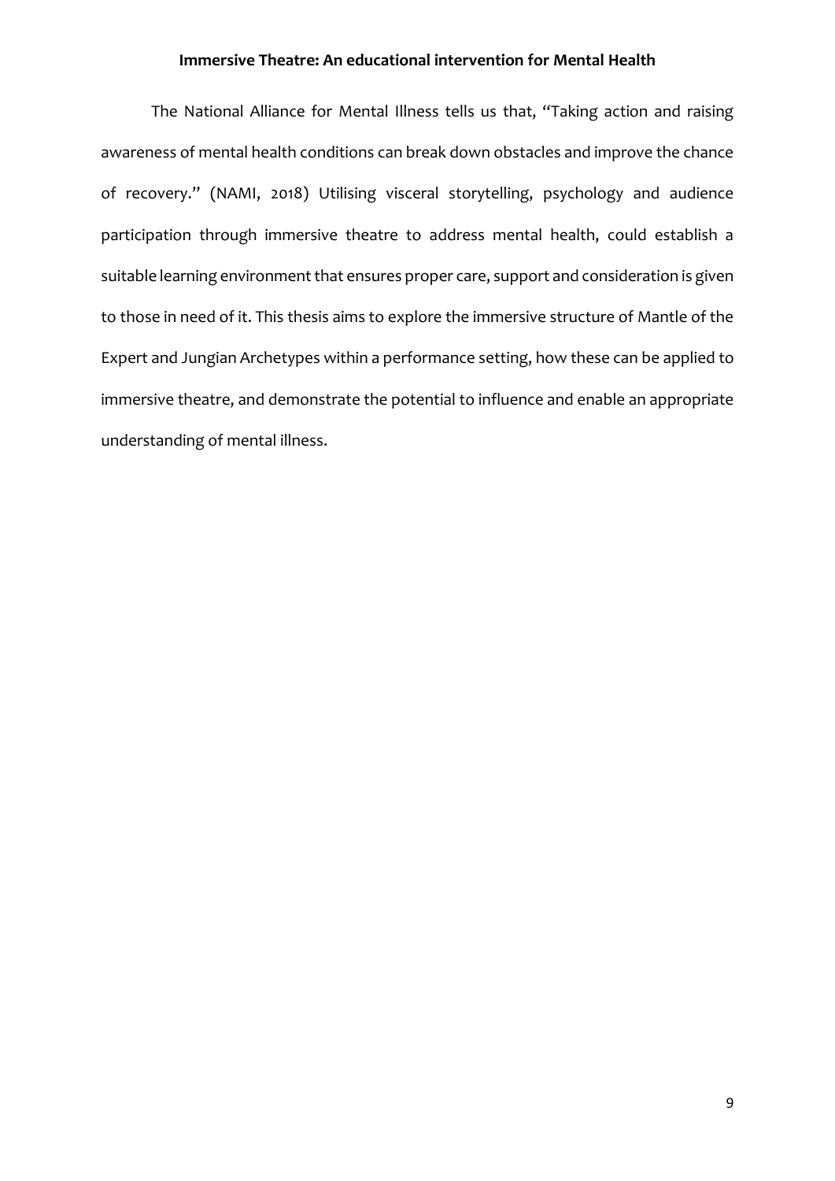# Immersive Theatre: An educational intervention for Mental Health

The National Alliance for Mental Illness tells us that, "Taking action and raising awareness of mental health conditions can break down obstacles and improve the chance of recovery." (NAMI, 2018) Utilising visceral storytelling, psychology and audience participation through immersive theatre to address mental health, could establish a suitable learning environment that ensures proper care, support and consideration is given to those in need of it. This thesis aims to explore the immersive structure of Mantle of the Expert and Jungian Archetypes within a performance setting, how these can be applied to immersive theatre, and demonstrate the potential to influence and enable an appropriate understanding of mental illness.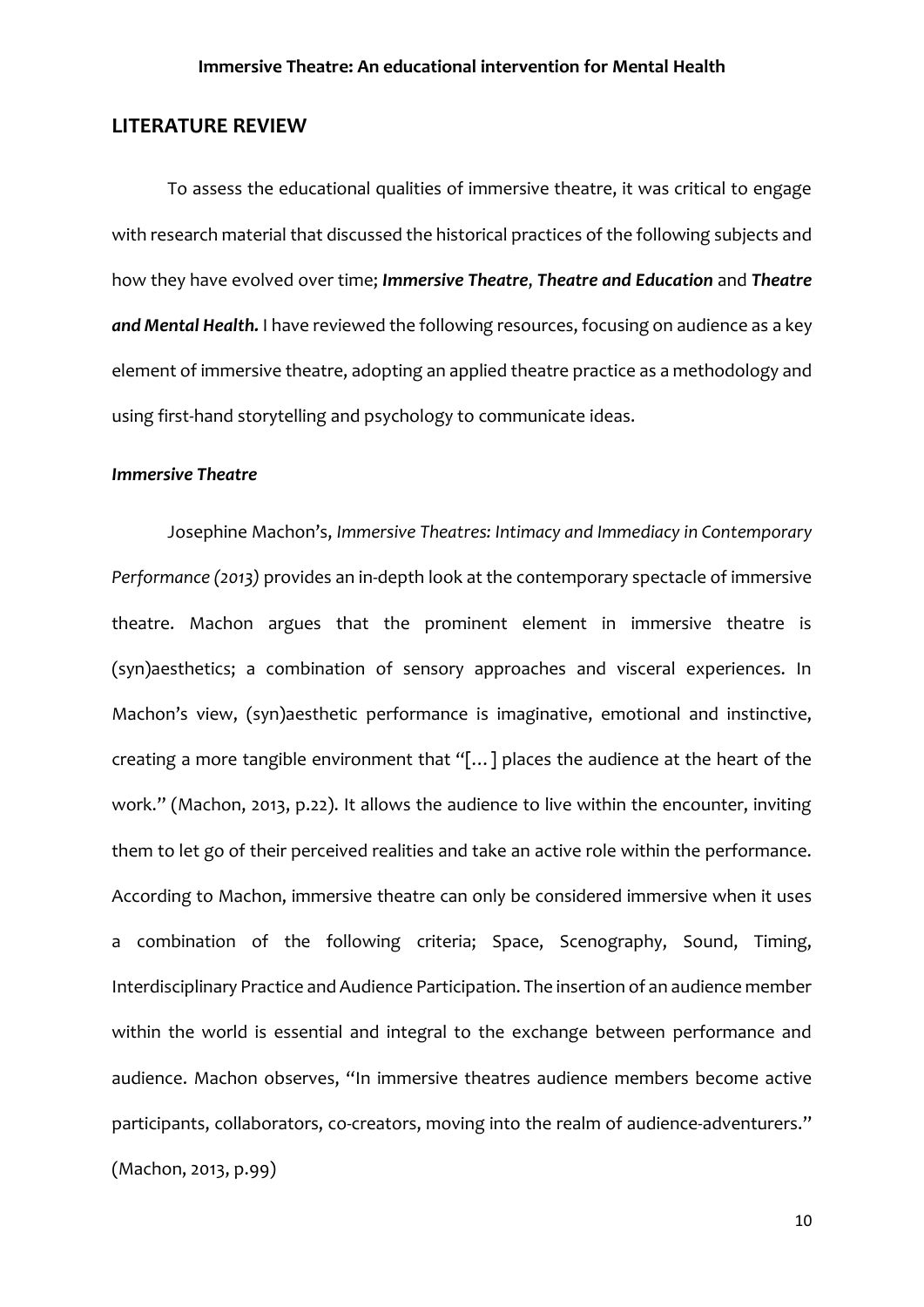## LITERATURE REVIEW

To assess the educational qualities of immersive theatre, it was critical to engage with research material that discussed the historical practices of the following subjects and how they have evolved over time; ***Immersive Theatre***, ***Theatre and Education*** and ***Theatre and Mental Health.*** I have reviewed the following resources, focusing on audience as a key element of immersive theatre, adopting an applied theatre practice as a methodology and using first-hand storytelling and psychology to communicate ideas.

### *Immersive Theatre*

Josephine Machon's, *Immersive Theatres: Intimacy and Immediacy in Contemporary Performance (2013)* provides an in-depth look at the contemporary spectacle of immersive theatre. Machon argues that the prominent element in immersive theatre is (syn)aesthetics; a combination of sensory approaches and visceral experiences. In Machon's view, (syn)aesthetic performance is imaginative, emotional and instinctive, creating a more tangible environment that "[…] places the audience at the heart of the work." (Machon, 2013, p.22). It allows the audience to live within the encounter, inviting them to let go of their perceived realities and take an active role within the performance. According to Machon, immersive theatre can only be considered immersive when it uses a combination of the following criteria; Space, Scenography, Sound, Timing, Interdisciplinary Practice and Audience Participation. The insertion of an audience member within the world is essential and integral to the exchange between performance and audience. Machon observes, "In immersive theatres audience members become active participants, collaborators, co-creators, moving into the realm of audience-adventurers." (Machon, 2013, p.99)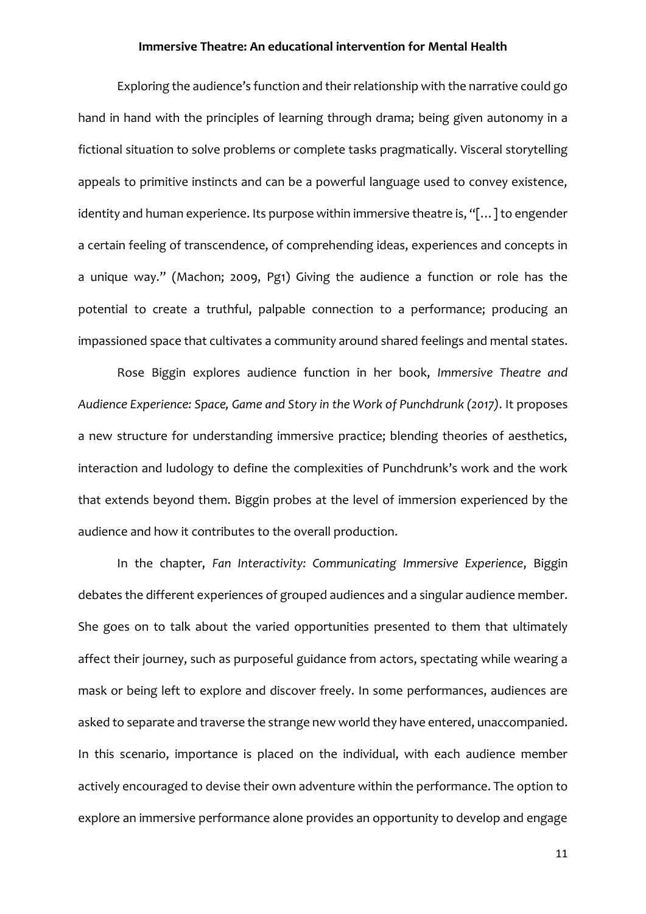Exploring the audience's function and their relationship with the narrative could go hand in hand with the principles of learning through drama; being given autonomy in a fictional situation to solve problems or complete tasks pragmatically. Visceral storytelling appeals to primitive instincts and can be a powerful language used to convey existence, identity and human experience. Its purpose within immersive theatre is, "[…] to engender a certain feeling of transcendence, of comprehending ideas, experiences and concepts in a unique way." (Machon; 2009, Pg1) Giving the audience a function or role has the potential to create a truthful, palpable connection to a performance; producing an impassioned space that cultivates a community around shared feelings and mental states.

Rose Biggin explores audience function in her book, *Immersive Theatre and Audience Experience: Space, Game and Story in the Work of Punchdrunk (2017)*. It proposes a new structure for understanding immersive practice; blending theories of aesthetics, interaction and ludology to define the complexities of Punchdrunk's work and the work that extends beyond them. Biggin probes at the level of immersion experienced by the audience and how it contributes to the overall production.

In the chapter, *Fan Interactivity: Communicating Immersive Experience*, Biggin debates the different experiences of grouped audiences and a singular audience member. She goes on to talk about the varied opportunities presented to them that ultimately affect their journey, such as purposeful guidance from actors, spectating while wearing a mask or being left to explore and discover freely. In some performances, audiences are asked to separate and traverse the strange new world they have entered, unaccompanied. In this scenario, importance is placed on the individual, with each audience member actively encouraged to devise their own adventure within the performance. The option to explore an immersive performance alone provides an opportunity to develop and engage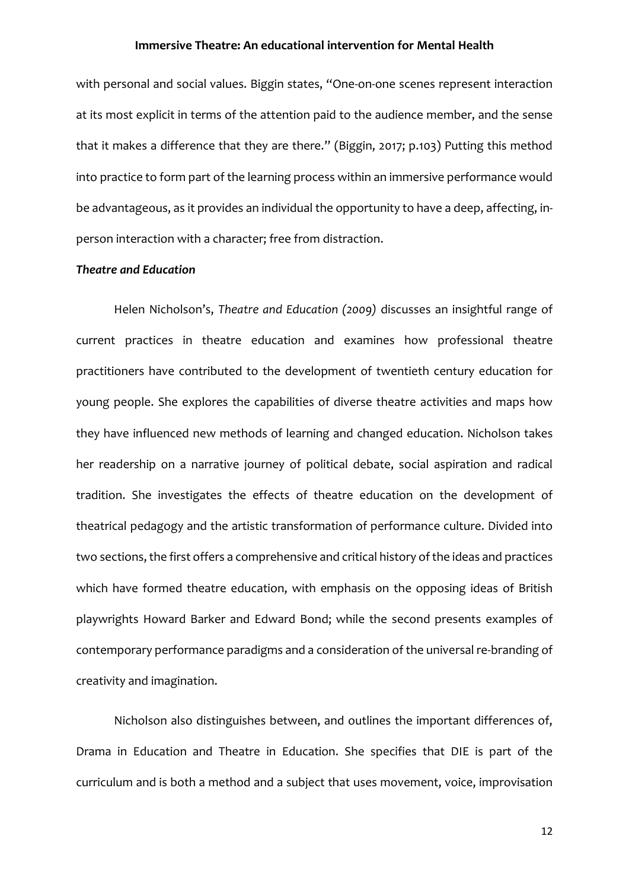with personal and social values. Biggin states, "One-on-one scenes represent interaction at its most explicit in terms of the attention paid to the audience member, and the sense that it makes a difference that they are there." (Biggin, 2017; p.103) Putting this method into practice to form part of the learning process within an immersive performance would be advantageous, as it provides an individual the opportunity to have a deep, affecting, in-person interaction with a character; free from distraction.

***Theatre and Education***

Helen Nicholson's, *Theatre and Education (2009)* discusses an insightful range of current practices in theatre education and examines how professional theatre practitioners have contributed to the development of twentieth century education for young people. She explores the capabilities of diverse theatre activities and maps how they have influenced new methods of learning and changed education. Nicholson takes her readership on a narrative journey of political debate, social aspiration and radical tradition. She investigates the effects of theatre education on the development of theatrical pedagogy and the artistic transformation of performance culture. Divided into two sections, the first offers a comprehensive and critical history of the ideas and practices which have formed theatre education, with emphasis on the opposing ideas of British playwrights Howard Barker and Edward Bond; while the second presents examples of contemporary performance paradigms and a consideration of the universal re-branding of creativity and imagination.

Nicholson also distinguishes between, and outlines the important differences of, Drama in Education and Theatre in Education. She specifies that DIE is part of the curriculum and is both a method and a subject that uses movement, voice, improvisation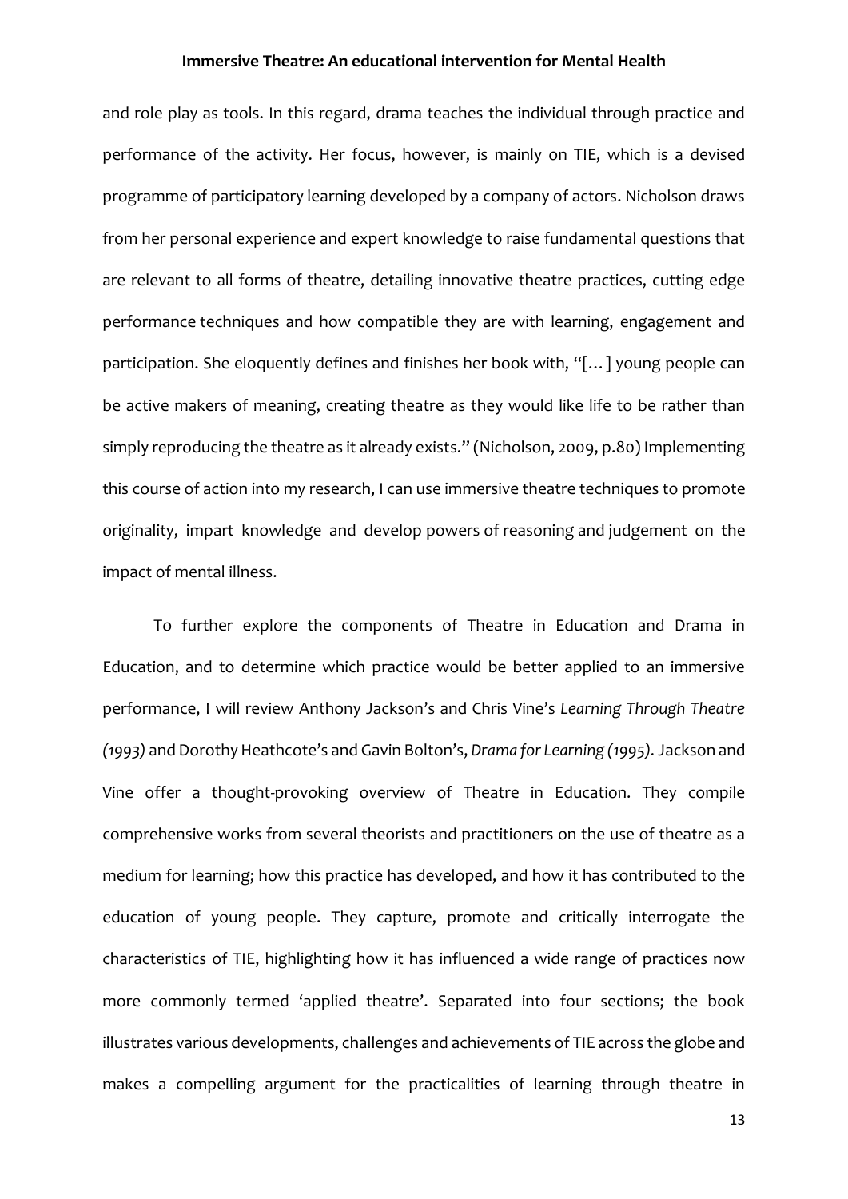and role play as tools. In this regard, drama teaches the individual through practice and performance of the activity. Her focus, however, is mainly on TIE, which is a devised programme of participatory learning developed by a company of actors. Nicholson draws from her personal experience and expert knowledge to raise fundamental questions that are relevant to all forms of theatre, detailing innovative theatre practices, cutting edge performance techniques and how compatible they are with learning, engagement and participation. She eloquently defines and finishes her book with, "[…] young people can be active makers of meaning, creating theatre as they would like life to be rather than simply reproducing the theatre as it already exists." (Nicholson, 2009, p.80) Implementing this course of action into my research, I can use immersive theatre techniques to promote originality, impart knowledge and develop powers of reasoning and judgement on the impact of mental illness.

To further explore the components of Theatre in Education and Drama in Education, and to determine which practice would be better applied to an immersive performance, I will review Anthony Jackson's and Chris Vine's *Learning Through Theatre (1993)* and Dorothy Heathcote's and Gavin Bolton's, *Drama for Learning (1995).* Jackson and Vine offer a thought-provoking overview of Theatre in Education. They compile comprehensive works from several theorists and practitioners on the use of theatre as a medium for learning; how this practice has developed, and how it has contributed to the education of young people. They capture, promote and critically interrogate the characteristics of TIE, highlighting how it has influenced a wide range of practices now more commonly termed 'applied theatre'. Separated into four sections; the book illustrates various developments, challenges and achievements of TIE across the globe and makes a compelling argument for the practicalities of learning through theatre in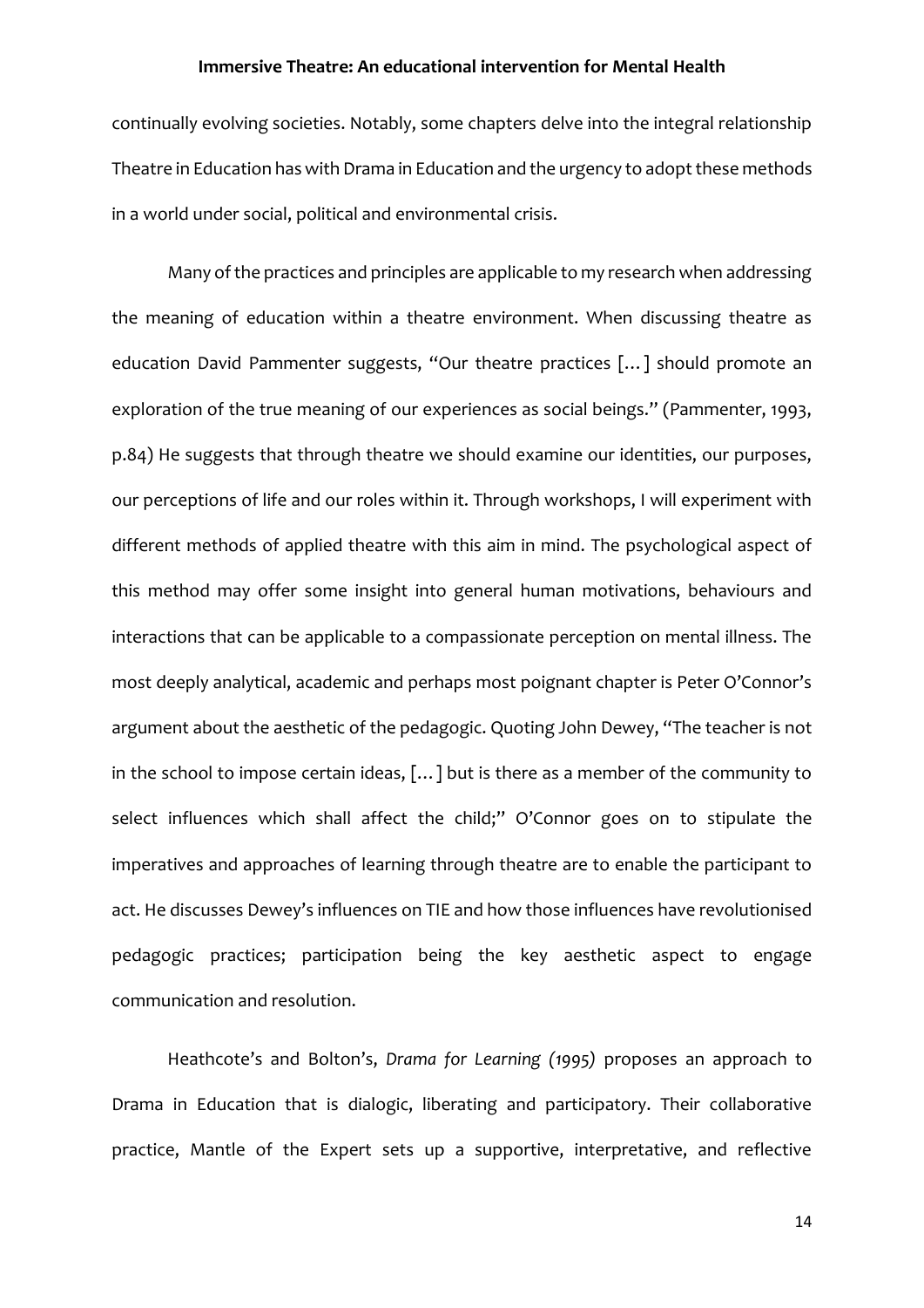continually evolving societies. Notably, some chapters delve into the integral relationship Theatre in Education has with Drama in Education and the urgency to adopt these methods in a world under social, political and environmental crisis.

Many of the practices and principles are applicable to my research when addressing the meaning of education within a theatre environment. When discussing theatre as education David Pammenter suggests, "Our theatre practices […] should promote an exploration of the true meaning of our experiences as social beings." (Pammenter, 1993, p.84) He suggests that through theatre we should examine our identities, our purposes, our perceptions of life and our roles within it. Through workshops, I will experiment with different methods of applied theatre with this aim in mind. The psychological aspect of this method may offer some insight into general human motivations, behaviours and interactions that can be applicable to a compassionate perception on mental illness. The most deeply analytical, academic and perhaps most poignant chapter is Peter O'Connor's argument about the aesthetic of the pedagogic. Quoting John Dewey, "The teacher is not in the school to impose certain ideas, […] but is there as a member of the community to select influences which shall affect the child;" O'Connor goes on to stipulate the imperatives and approaches of learning through theatre are to enable the participant to act. He discusses Dewey's influences on TIE and how those influences have revolutionised pedagogic practices; participation being the key aesthetic aspect to engage communication and resolution.

Heathcote's and Bolton's, *Drama for Learning (1995)* proposes an approach to Drama in Education that is dialogic, liberating and participatory. Their collaborative practice, Mantle of the Expert sets up a supportive, interpretative, and reflective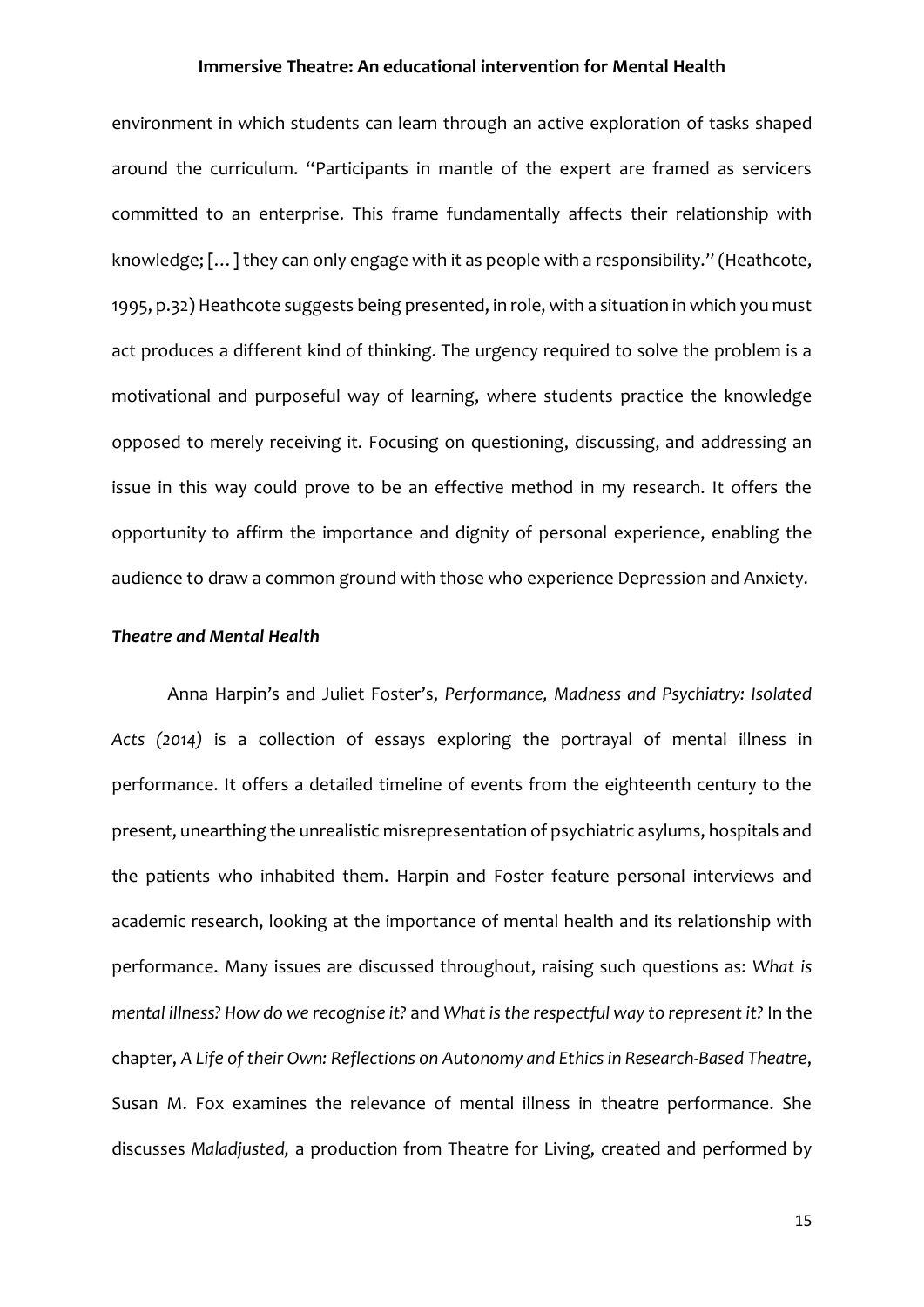environment in which students can learn through an active exploration of tasks shaped around the curriculum. "Participants in mantle of the expert are framed as servicers committed to an enterprise. This frame fundamentally affects their relationship with knowledge; [...] they can only engage with it as people with a responsibility." (Heathcote, 1995, p.32) Heathcote suggests being presented, in role, with a situation in which you must act produces a different kind of thinking. The urgency required to solve the problem is a motivational and purposeful way of learning, where students practice the knowledge opposed to merely receiving it. Focusing on questioning, discussing, and addressing an issue in this way could prove to be an effective method in my research. It offers the opportunity to affirm the importance and dignity of personal experience, enabling the audience to draw a common ground with those who experience Depression and Anxiety.

### *Theatre and Mental Health*

Anna Harpin's and Juliet Foster's, *Performance, Madness and Psychiatry: Isolated Acts (2014)* is a collection of essays exploring the portrayal of mental illness in performance. It offers a detailed timeline of events from the eighteenth century to the present, unearthing the unrealistic misrepresentation of psychiatric asylums, hospitals and the patients who inhabited them. Harpin and Foster feature personal interviews and academic research, looking at the importance of mental health and its relationship with performance. Many issues are discussed throughout, raising such questions as: *What is mental illness? How do we recognise it?* and *What is the respectful way to represent it?* In the chapter, *A Life of their Own: Reflections on Autonomy and Ethics in Research-Based Theatre*, Susan M. Fox examines the relevance of mental illness in theatre performance. She discusses *Maladjusted,* a production from Theatre for Living, created and performed by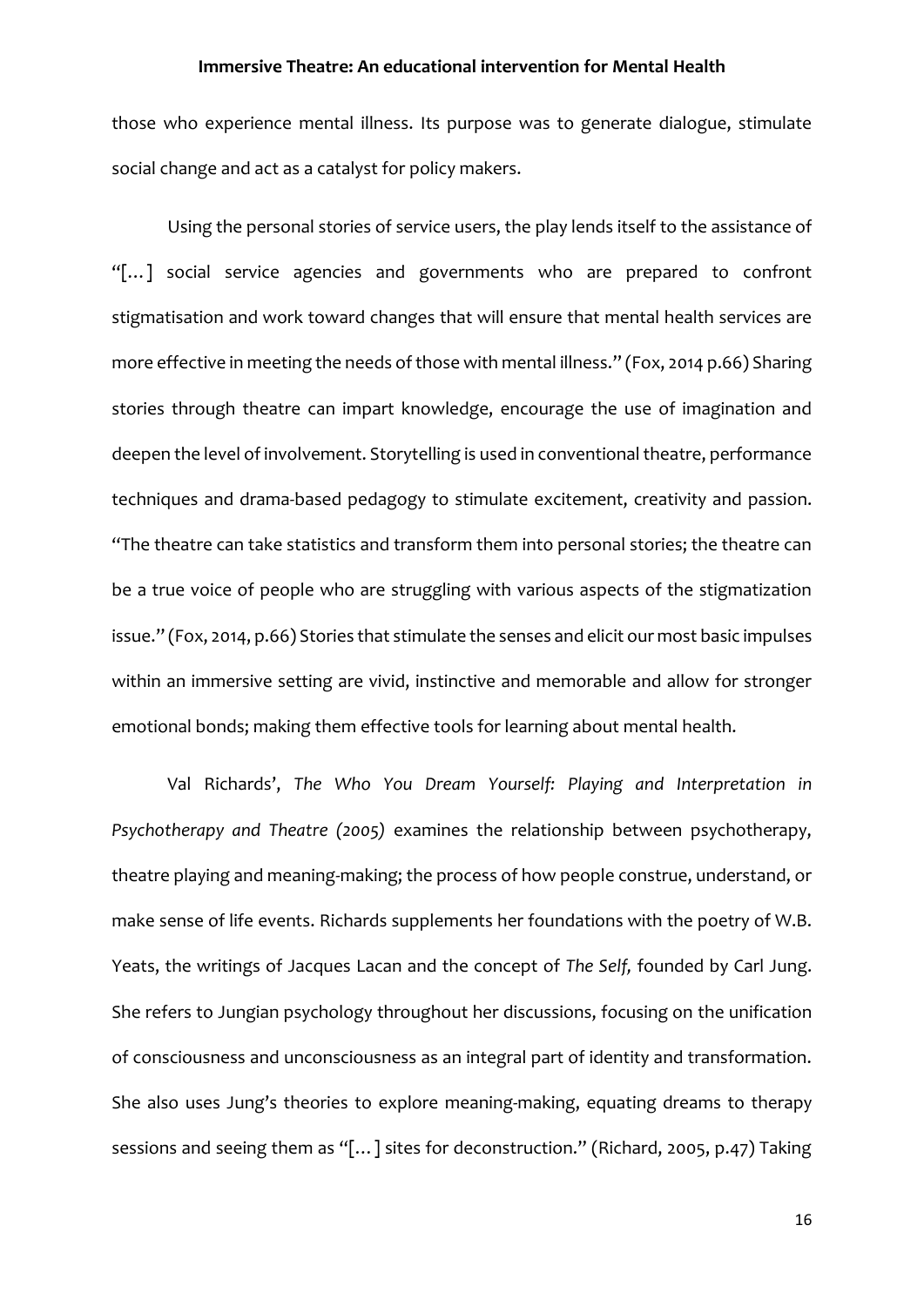those who experience mental illness. Its purpose was to generate dialogue, stimulate social change and act as a catalyst for policy makers.

Using the personal stories of service users, the play lends itself to the assistance of "[…] social service agencies and governments who are prepared to confront stigmatisation and work toward changes that will ensure that mental health services are more effective in meeting the needs of those with mental illness." (Fox, 2014 p.66) Sharing stories through theatre can impart knowledge, encourage the use of imagination and deepen the level of involvement. Storytelling is used in conventional theatre, performance techniques and drama-based pedagogy to stimulate excitement, creativity and passion. "The theatre can take statistics and transform them into personal stories; the theatre can be a true voice of people who are struggling with various aspects of the stigmatization issue." (Fox, 2014, p.66) Stories that stimulate the senses and elicit our most basic impulses within an immersive setting are vivid, instinctive and memorable and allow for stronger emotional bonds; making them effective tools for learning about mental health.

Val Richards', *The Who You Dream Yourself: Playing and Interpretation in Psychotherapy and Theatre (2005)* examines the relationship between psychotherapy, theatre playing and meaning-making; the process of how people construe, understand, or make sense of life events. Richards supplements her foundations with the poetry of W.B. Yeats, the writings of Jacques Lacan and the concept of *The Self,* founded by Carl Jung. She refers to Jungian psychology throughout her discussions, focusing on the unification of consciousness and unconsciousness as an integral part of identity and transformation. She also uses Jung's theories to explore meaning-making, equating dreams to therapy sessions and seeing them as "[…] sites for deconstruction." (Richard, 2005, p.47) Taking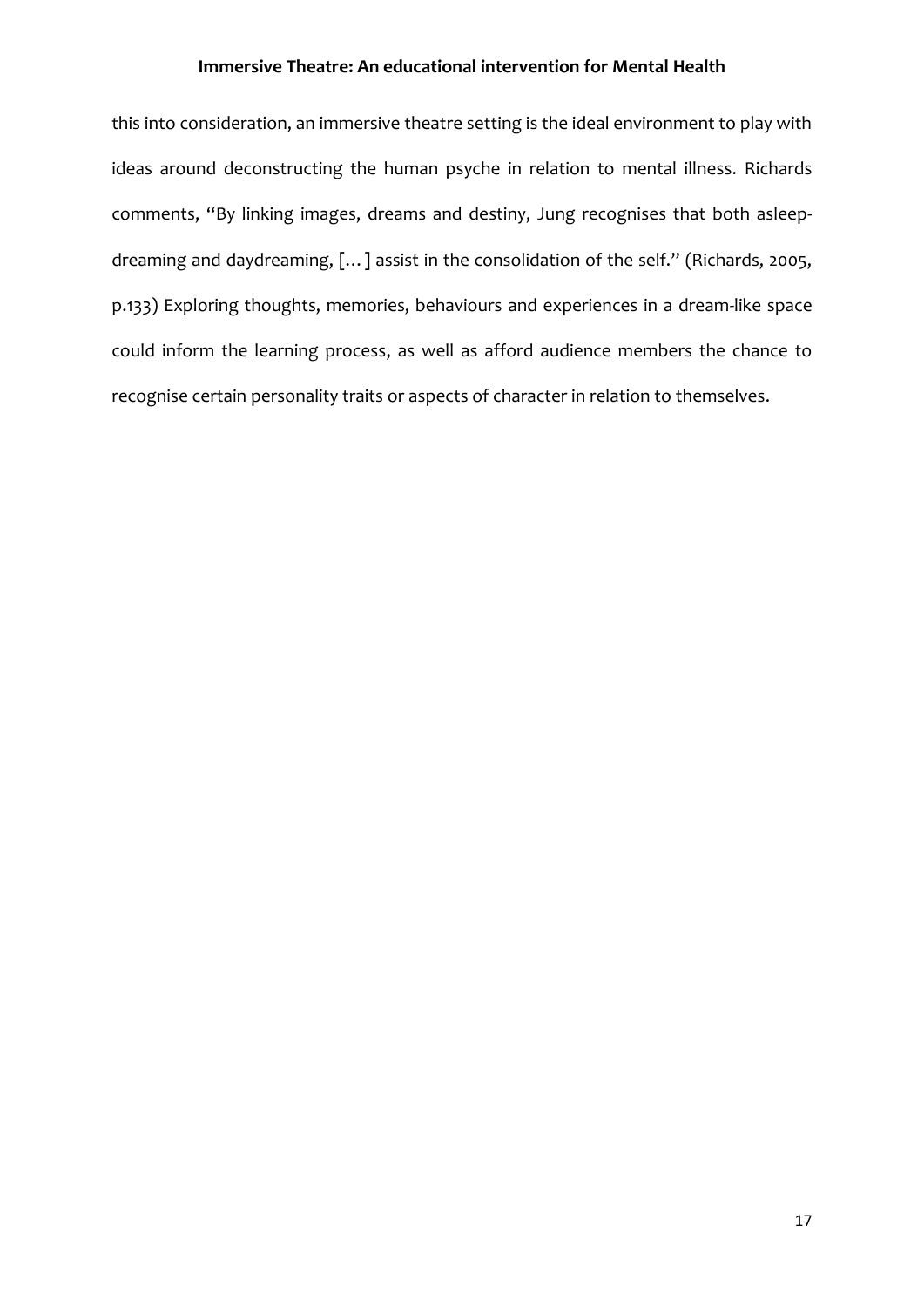this into consideration, an immersive theatre setting is the ideal environment to play with ideas around deconstructing the human psyche in relation to mental illness. Richards comments, "By linking images, dreams and destiny, Jung recognises that both asleep-dreaming and daydreaming, [...] assist in the consolidation of the self." (Richards, 2005, p.133) Exploring thoughts, memories, behaviours and experiences in a dream-like space could inform the learning process, as well as afford audience members the chance to recognise certain personality traits or aspects of character in relation to themselves.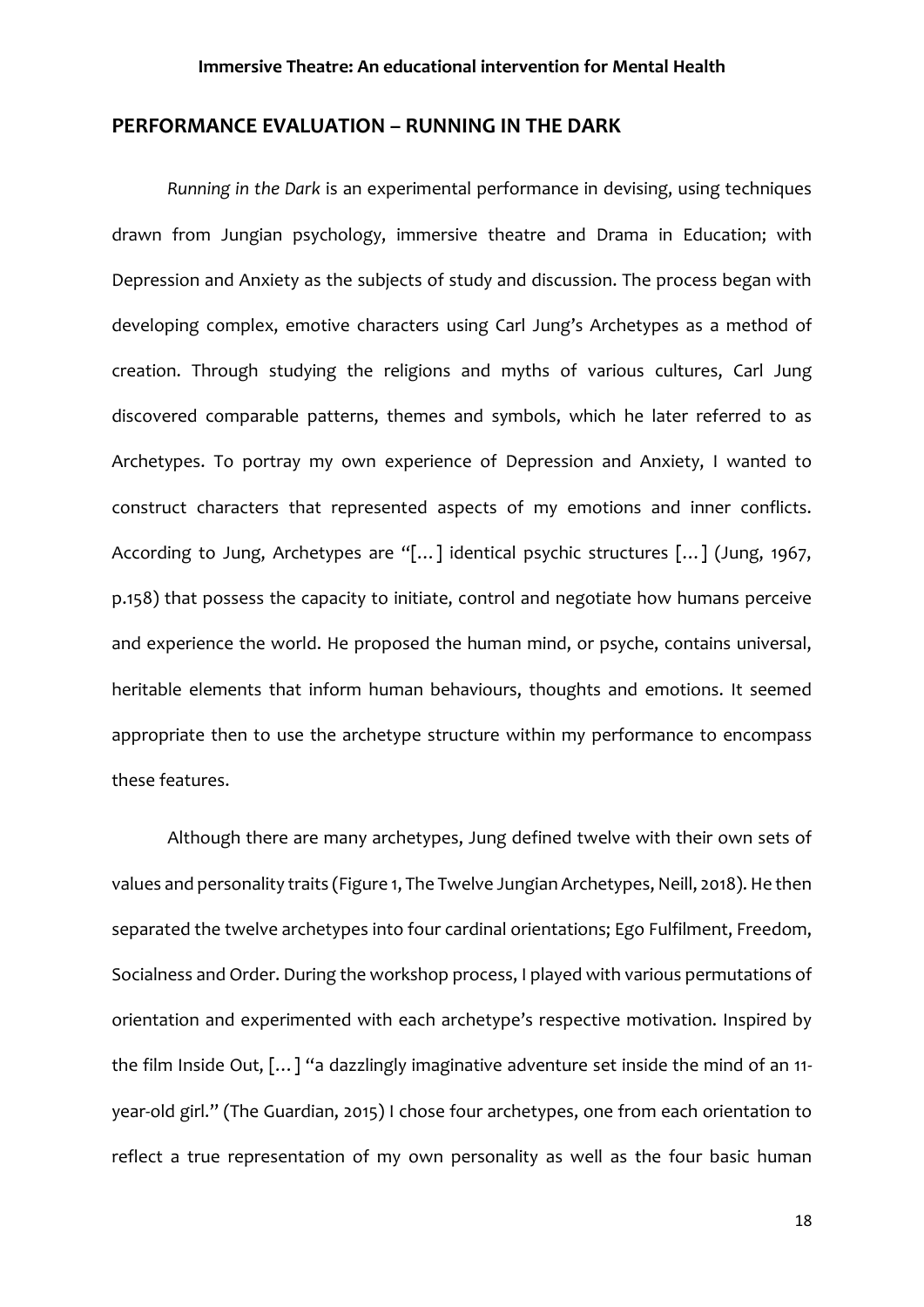## PERFORMANCE EVALUATION – RUNNING IN THE DARK

*Running in the Dark* is an experimental performance in devising, using techniques drawn from Jungian psychology, immersive theatre and Drama in Education; with Depression and Anxiety as the subjects of study and discussion. The process began with developing complex, emotive characters using Carl Jung's Archetypes as a method of creation. Through studying the religions and myths of various cultures, Carl Jung discovered comparable patterns, themes and symbols, which he later referred to as Archetypes. To portray my own experience of Depression and Anxiety, I wanted to construct characters that represented aspects of my emotions and inner conflicts. According to Jung, Archetypes are "[…] identical psychic structures […] (Jung, 1967, p.158) that possess the capacity to initiate, control and negotiate how humans perceive and experience the world. He proposed the human mind, or psyche, contains universal, heritable elements that inform human behaviours, thoughts and emotions. It seemed appropriate then to use the archetype structure within my performance to encompass these features.

Although there are many archetypes, Jung defined twelve with their own sets of values and personality traits (Figure 1, The Twelve Jungian Archetypes, Neill, 2018). He then separated the twelve archetypes into four cardinal orientations; Ego Fulfilment, Freedom, Socialness and Order. During the workshop process, I played with various permutations of orientation and experimented with each archetype's respective motivation. Inspired by the film Inside Out, […] "a dazzlingly imaginative adventure set inside the mind of an 11-year-old girl." (The Guardian, 2015) I chose four archetypes, one from each orientation to reflect a true representation of my own personality as well as the four basic human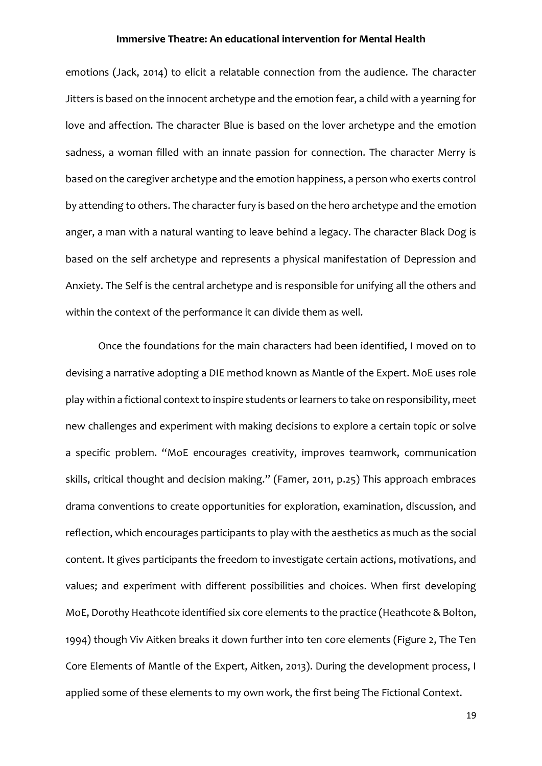emotions (Jack, 2014) to elicit a relatable connection from the audience. The character Jitters is based on the innocent archetype and the emotion fear, a child with a yearning for love and affection. The character Blue is based on the lover archetype and the emotion sadness, a woman filled with an innate passion for connection. The character Merry is based on the caregiver archetype and the emotion happiness, a person who exerts control by attending to others. The character fury is based on the hero archetype and the emotion anger, a man with a natural wanting to leave behind a legacy. The character Black Dog is based on the self archetype and represents a physical manifestation of Depression and Anxiety. The Self is the central archetype and is responsible for unifying all the others and within the context of the performance it can divide them as well.

Once the foundations for the main characters had been identified, I moved on to devising a narrative adopting a DIE method known as Mantle of the Expert. MoE uses role play within a fictional context to inspire students or learners to take on responsibility, meet new challenges and experiment with making decisions to explore a certain topic or solve a specific problem. "MoE encourages creativity, improves teamwork, communication skills, critical thought and decision making." (Famer, 2011, p.25) This approach embraces drama conventions to create opportunities for exploration, examination, discussion, and reflection, which encourages participants to play with the aesthetics as much as the social content. It gives participants the freedom to investigate certain actions, motivations, and values; and experiment with different possibilities and choices. When first developing MoE, Dorothy Heathcote identified six core elements to the practice (Heathcote & Bolton, 1994) though Viv Aitken breaks it down further into ten core elements (Figure 2, The Ten Core Elements of Mantle of the Expert, Aitken, 2013). During the development process, I applied some of these elements to my own work, the first being The Fictional Context.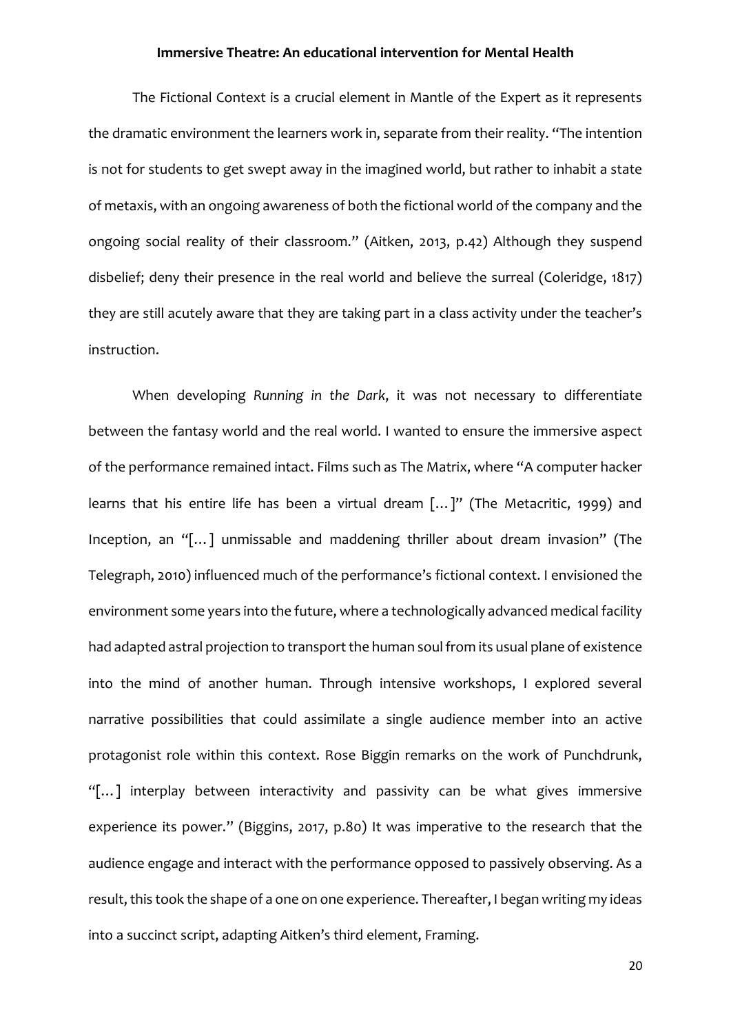The Fictional Context is a crucial element in Mantle of the Expert as it represents the dramatic environment the learners work in, separate from their reality. "The intention is not for students to get swept away in the imagined world, but rather to inhabit a state of metaxis, with an ongoing awareness of both the fictional world of the company and the ongoing social reality of their classroom." (Aitken, 2013, p.42) Although they suspend disbelief; deny their presence in the real world and believe the surreal (Coleridge, 1817) they are still acutely aware that they are taking part in a class activity under the teacher's instruction.

When developing *Running in the Dark*, it was not necessary to differentiate between the fantasy world and the real world. I wanted to ensure the immersive aspect of the performance remained intact. Films such as The Matrix, where "A computer hacker learns that his entire life has been a virtual dream […]" (The Metacritic, 1999) and Inception, an "[…] unmissable and maddening thriller about dream invasion" (The Telegraph, 2010) influenced much of the performance's fictional context. I envisioned the environment some years into the future, where a technologically advanced medical facility had adapted astral projection to transport the human soul from its usual plane of existence into the mind of another human. Through intensive workshops, I explored several narrative possibilities that could assimilate a single audience member into an active protagonist role within this context. Rose Biggin remarks on the work of Punchdrunk, "[…] interplay between interactivity and passivity can be what gives immersive experience its power." (Biggins, 2017, p.80) It was imperative to the research that the audience engage and interact with the performance opposed to passively observing. As a result, this took the shape of a one on one experience. Thereafter, I began writing my ideas into a succinct script, adapting Aitken's third element, Framing.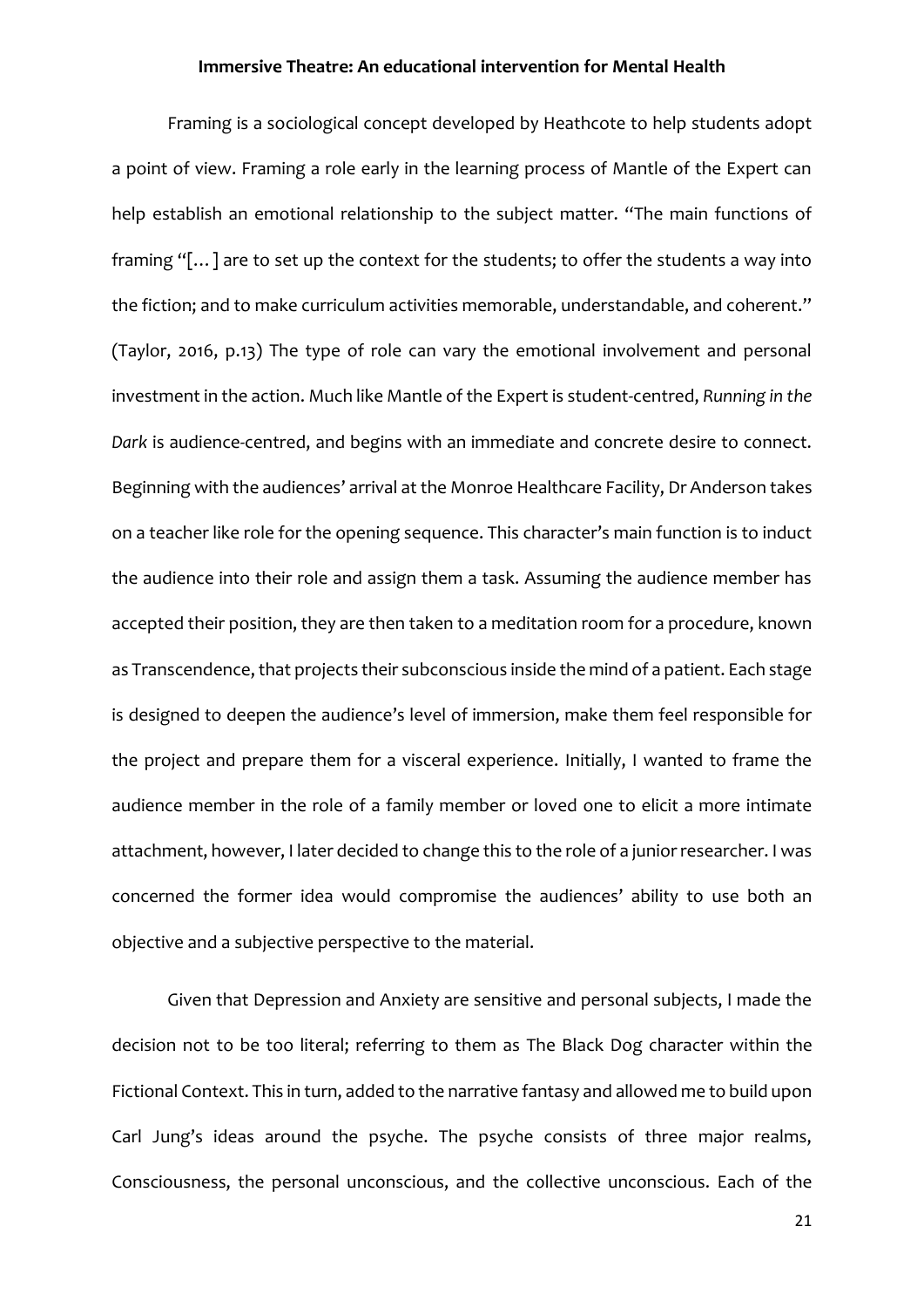Framing is a sociological concept developed by Heathcote to help students adopt a point of view. Framing a role early in the learning process of Mantle of the Expert can help establish an emotional relationship to the subject matter. "The main functions of framing "[…] are to set up the context for the students; to offer the students a way into the fiction; and to make curriculum activities memorable, understandable, and coherent." (Taylor, 2016, p.13) The type of role can vary the emotional involvement and personal investment in the action. Much like Mantle of the Expert is student-centred, *Running in the Dark* is audience-centred, and begins with an immediate and concrete desire to connect. Beginning with the audiences' arrival at the Monroe Healthcare Facility, Dr Anderson takes on a teacher like role for the opening sequence. This character's main function is to induct the audience into their role and assign them a task. Assuming the audience member has accepted their position, they are then taken to a meditation room for a procedure, known as Transcendence, that projects their subconscious inside the mind of a patient. Each stage is designed to deepen the audience's level of immersion, make them feel responsible for the project and prepare them for a visceral experience. Initially, I wanted to frame the audience member in the role of a family member or loved one to elicit a more intimate attachment, however, I later decided to change this to the role of a junior researcher. I was concerned the former idea would compromise the audiences' ability to use both an objective and a subjective perspective to the material.

Given that Depression and Anxiety are sensitive and personal subjects, I made the decision not to be too literal; referring to them as The Black Dog character within the Fictional Context. This in turn, added to the narrative fantasy and allowed me to build upon Carl Jung's ideas around the psyche. The psyche consists of three major realms, Consciousness, the personal unconscious, and the collective unconscious. Each of the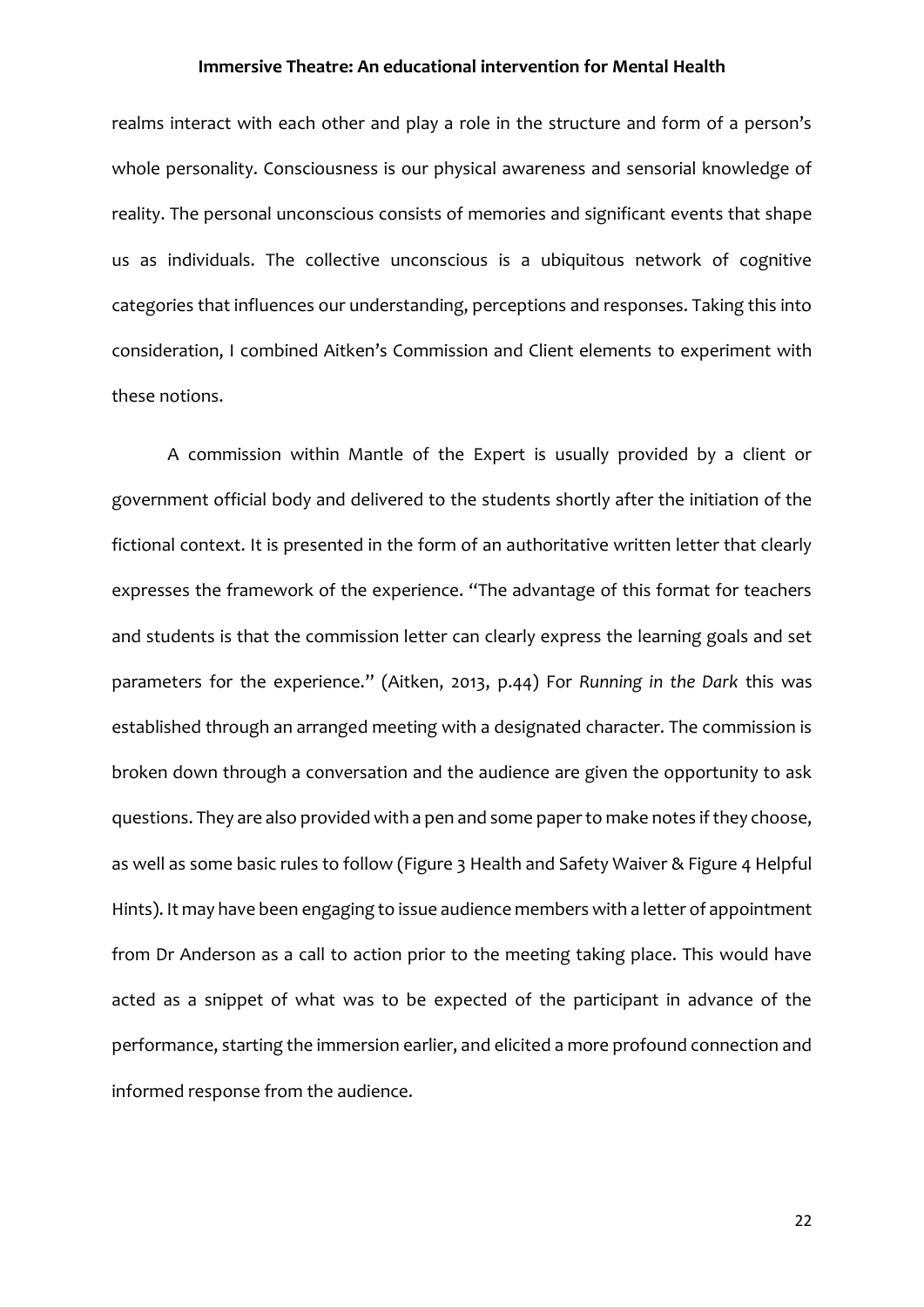realms interact with each other and play a role in the structure and form of a person's whole personality. Consciousness is our physical awareness and sensorial knowledge of reality. The personal unconscious consists of memories and significant events that shape us as individuals. The collective unconscious is a ubiquitous network of cognitive categories that influences our understanding, perceptions and responses. Taking this into consideration, I combined Aitken's Commission and Client elements to experiment with these notions.

A commission within Mantle of the Expert is usually provided by a client or government official body and delivered to the students shortly after the initiation of the fictional context. It is presented in the form of an authoritative written letter that clearly expresses the framework of the experience. "The advantage of this format for teachers and students is that the commission letter can clearly express the learning goals and set parameters for the experience." (Aitken, 2013, p.44) For *Running in the Dark* this was established through an arranged meeting with a designated character. The commission is broken down through a conversation and the audience are given the opportunity to ask questions. They are also provided with a pen and some paper to make notes if they choose, as well as some basic rules to follow (Figure 3 Health and Safety Waiver & Figure 4 Helpful Hints). It may have been engaging to issue audience members with a letter of appointment from Dr Anderson as a call to action prior to the meeting taking place. This would have acted as a snippet of what was to be expected of the participant in advance of the performance, starting the immersion earlier, and elicited a more profound connection and informed response from the audience.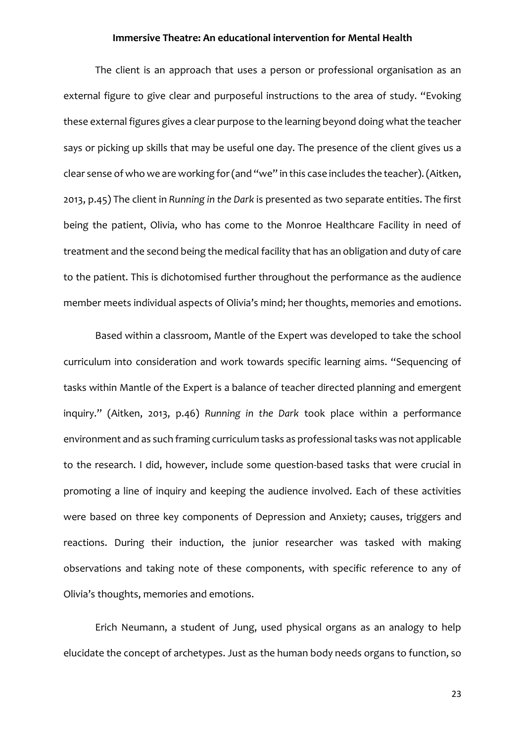The client is an approach that uses a person or professional organisation as an external figure to give clear and purposeful instructions to the area of study. "Evoking these external figures gives a clear purpose to the learning beyond doing what the teacher says or picking up skills that may be useful one day. The presence of the client gives us a clear sense of who we are working for (and "we" in this case includes the teacher). (Aitken, 2013, p.45) The client in *Running in the Dark* is presented as two separate entities. The first being the patient, Olivia, who has come to the Monroe Healthcare Facility in need of treatment and the second being the medical facility that has an obligation and duty of care to the patient. This is dichotomised further throughout the performance as the audience member meets individual aspects of Olivia's mind; her thoughts, memories and emotions.

Based within a classroom, Mantle of the Expert was developed to take the school curriculum into consideration and work towards specific learning aims. "Sequencing of tasks within Mantle of the Expert is a balance of teacher directed planning and emergent inquiry." (Aitken, 2013, p.46) *Running in the Dark* took place within a performance environment and as such framing curriculum tasks as professional tasks was not applicable to the research. I did, however, include some question-based tasks that were crucial in promoting a line of inquiry and keeping the audience involved. Each of these activities were based on three key components of Depression and Anxiety; causes, triggers and reactions. During their induction, the junior researcher was tasked with making observations and taking note of these components, with specific reference to any of Olivia's thoughts, memories and emotions.

Erich Neumann, a student of Jung, used physical organs as an analogy to help elucidate the concept of archetypes. Just as the human body needs organs to function, so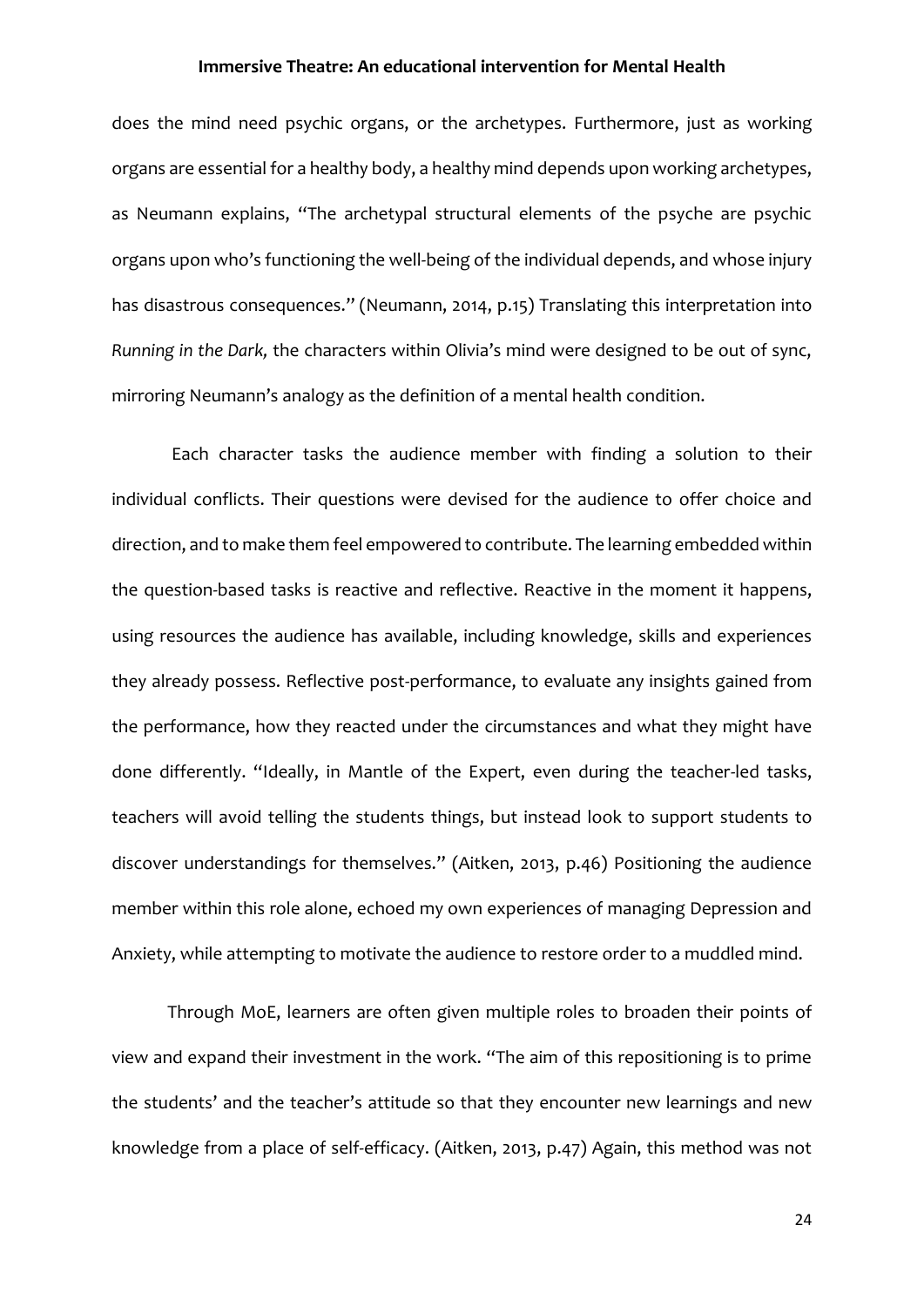does the mind need psychic organs, or the archetypes. Furthermore, just as working organs are essential for a healthy body, a healthy mind depends upon working archetypes, as Neumann explains, "The archetypal structural elements of the psyche are psychic organs upon who's functioning the well-being of the individual depends, and whose injury has disastrous consequences." (Neumann, 2014, p.15) Translating this interpretation into *Running in the Dark,* the characters within Olivia's mind were designed to be out of sync, mirroring Neumann's analogy as the definition of a mental health condition.

Each character tasks the audience member with finding a solution to their individual conflicts. Their questions were devised for the audience to offer choice and direction, and to make them feel empowered to contribute. The learning embedded within the question-based tasks is reactive and reflective. Reactive in the moment it happens, using resources the audience has available, including knowledge, skills and experiences they already possess. Reflective post-performance, to evaluate any insights gained from the performance, how they reacted under the circumstances and what they might have done differently. "Ideally, in Mantle of the Expert, even during the teacher-led tasks, teachers will avoid telling the students things, but instead look to support students to discover understandings for themselves." (Aitken, 2013, p.46) Positioning the audience member within this role alone, echoed my own experiences of managing Depression and Anxiety, while attempting to motivate the audience to restore order to a muddled mind.

Through MoE, learners are often given multiple roles to broaden their points of view and expand their investment in the work. "The aim of this repositioning is to prime the students' and the teacher's attitude so that they encounter new learnings and new knowledge from a place of self-efficacy. (Aitken, 2013, p.47) Again, this method was not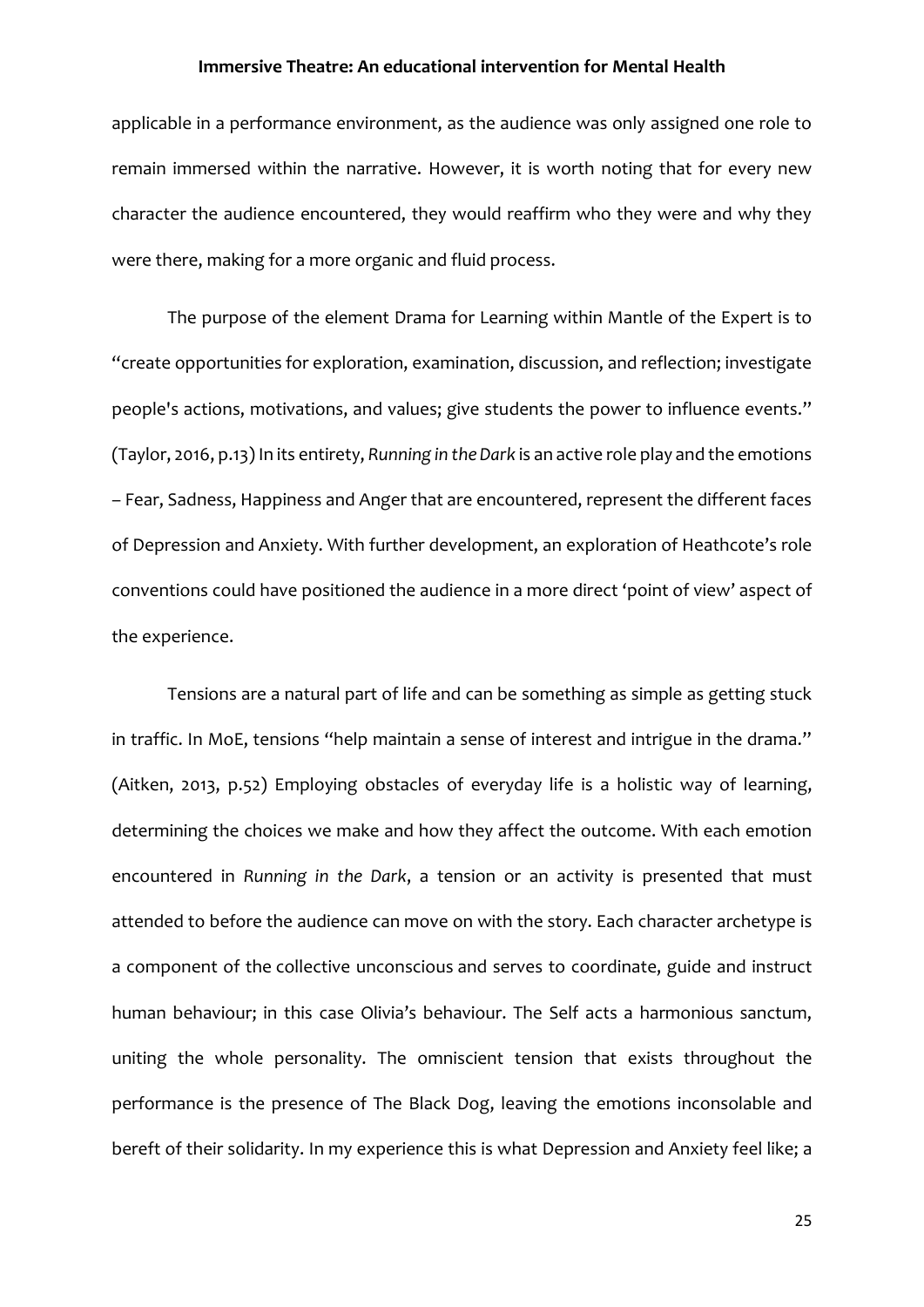applicable in a performance environment, as the audience was only assigned one role to remain immersed within the narrative. However, it is worth noting that for every new character the audience encountered, they would reaffirm who they were and why they were there, making for a more organic and fluid process.

The purpose of the element Drama for Learning within Mantle of the Expert is to "create opportunities for exploration, examination, discussion, and reflection; investigate people's actions, motivations, and values; give students the power to influence events." (Taylor, 2016, p.13) In its entirety, *Running in the Dark* is an active role play and the emotions – Fear, Sadness, Happiness and Anger that are encountered, represent the different faces of Depression and Anxiety. With further development, an exploration of Heathcote's role conventions could have positioned the audience in a more direct 'point of view' aspect of the experience.

Tensions are a natural part of life and can be something as simple as getting stuck in traffic. In MoE, tensions "help maintain a sense of interest and intrigue in the drama." (Aitken, 2013, p.52) Employing obstacles of everyday life is a holistic way of learning, determining the choices we make and how they affect the outcome. With each emotion encountered in *Running in the Dark*, a tension or an activity is presented that must attended to before the audience can move on with the story. Each character archetype is a component of the collective unconscious and serves to coordinate, guide and instruct human behaviour; in this case Olivia's behaviour. The Self acts a harmonious sanctum, uniting the whole personality. The omniscient tension that exists throughout the performance is the presence of The Black Dog, leaving the emotions inconsolable and bereft of their solidarity. In my experience this is what Depression and Anxiety feel like; a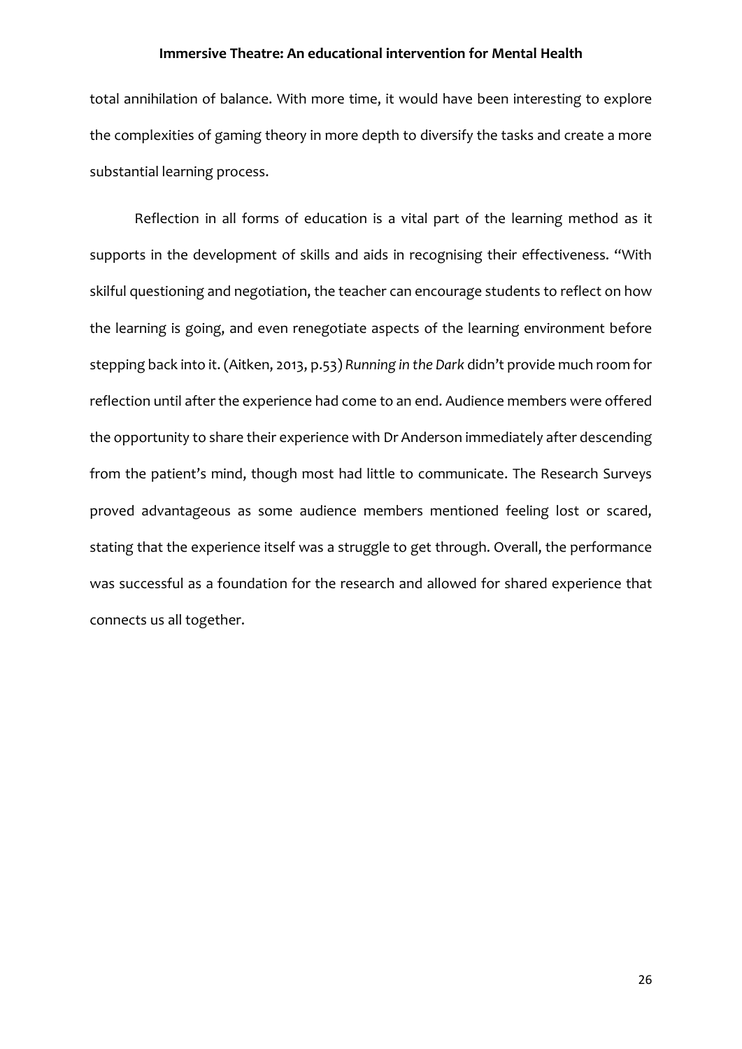total annihilation of balance. With more time, it would have been interesting to explore the complexities of gaming theory in more depth to diversify the tasks and create a more substantial learning process.

Reflection in all forms of education is a vital part of the learning method as it supports in the development of skills and aids in recognising their effectiveness. "With skilful questioning and negotiation, the teacher can encourage students to reflect on how the learning is going, and even renegotiate aspects of the learning environment before stepping back into it. (Aitken, 2013, p.53) *Running in the Dark* didn't provide much room for reflection until after the experience had come to an end. Audience members were offered the opportunity to share their experience with Dr Anderson immediately after descending from the patient's mind, though most had little to communicate. The Research Surveys proved advantageous as some audience members mentioned feeling lost or scared, stating that the experience itself was a struggle to get through. Overall, the performance was successful as a foundation for the research and allowed for shared experience that connects us all together.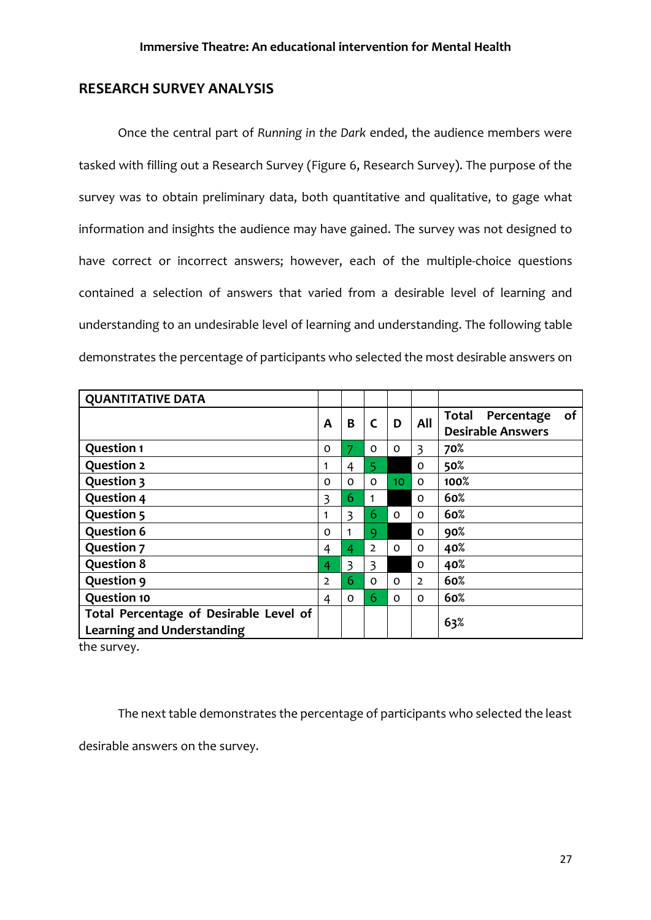## RESEARCH SURVEY ANALYSIS

Once the central part of *Running in the Dark* ended, the audience members were tasked with filling out a Research Survey (Figure 6, Research Survey). The purpose of the survey was to obtain preliminary data, both quantitative and qualitative, to gage what information and insights the audience may have gained. The survey was not designed to have correct or incorrect answers; however, each of the multiple-choice questions contained a selection of answers that varied from a desirable level of learning and understanding to an undesirable level of learning and understanding. The following table demonstrates the percentage of participants who selected the most desirable answers on the survey.

| **QUANTITATIVE DATA** | | | | | | |
|---|---|---|---|---|---|---|
| | **A** | **B** | **C** | **D** | **All** | **Total Percentage of Desirable Answers** |
| **Question 1** | 0 | 7 | 0 | 0 | 3 | **70%** |
| **Question 2** | 1 | 4 | 5 | | 0 | **50%** |
| **Question 3** | 0 | 0 | 0 | 10 | 0 | **100%** |
| **Question 4** | 3 | 6 | 1 | | 0 | **60%** |
| **Question 5** | 1 | 3 | 6 | 0 | 0 | **60%** |
| **Question 6** | 0 | 1 | 9 | | 0 | **90%** |
| **Question 7** | 4 | 4 | 2 | 0 | 0 | **40%** |
| **Question 8** | 4 | 3 | 3 | | 0 | **40%** |
| **Question 9** | 2 | 6 | 0 | 0 | 2 | **60%** |
| **Question 10** | 4 | 0 | 6 | 0 | 0 | **60%** |
| **Total Percentage of Desirable Level of Learning and Understanding** | | | | | | 63% |

The next table demonstrates the percentage of participants who selected the least desirable answers on the survey.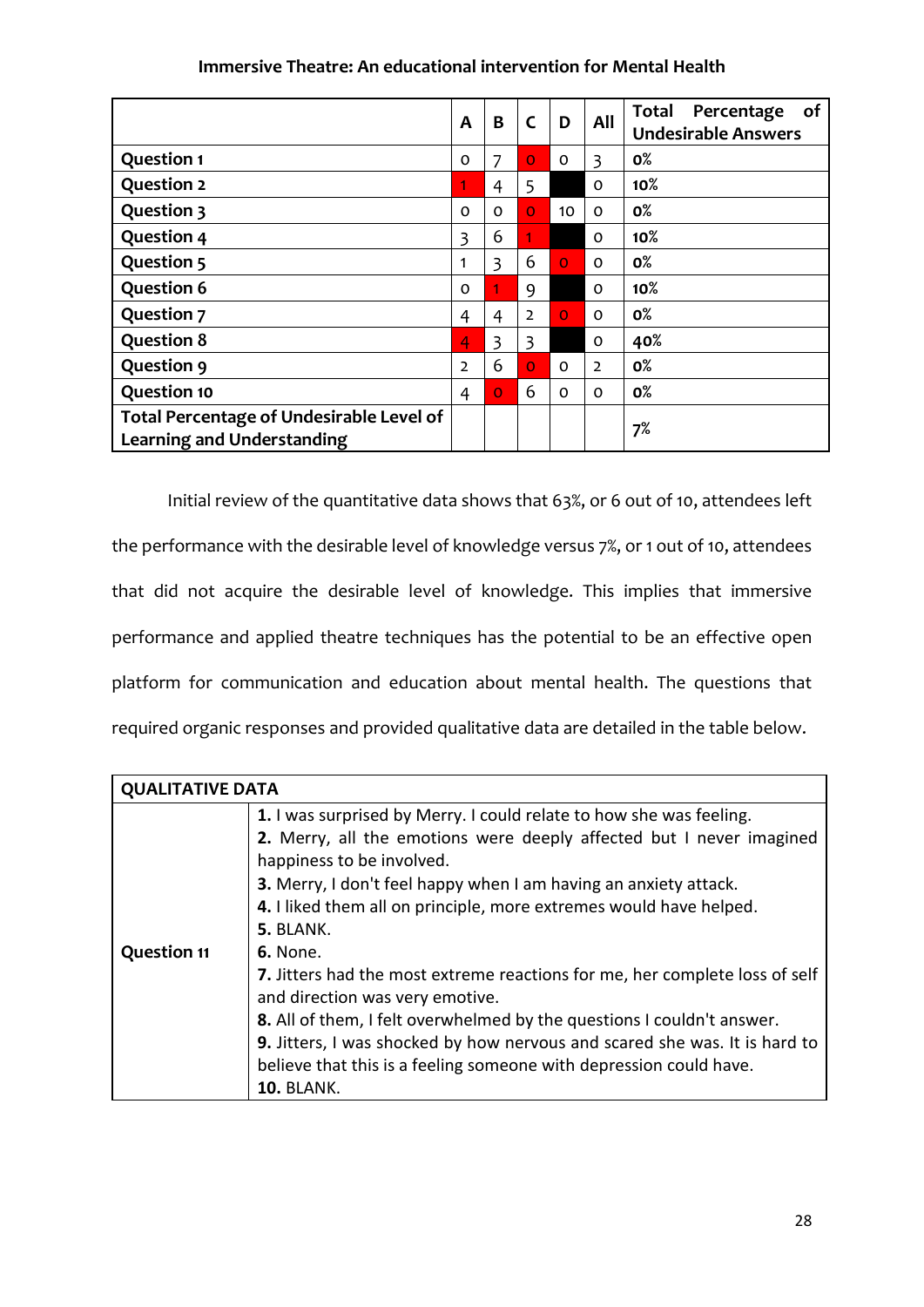| | A | B | C | D | All | Total Percentage of Undesirable Answers |
|---|---|---|---|---|---|---|
| Question 1 | 0 | 7 | 0 | 0 | 3 | 0% |
| Question 2 | 1 | 4 | 5 | | 0 | 10% |
| Question 3 | 0 | 0 | 0 | 10 | 0 | 0% |
| Question 4 | 3 | 6 | 1 | | 0 | 10% |
| Question 5 | 1 | 3 | 6 | 0 | 0 | 0% |
| Question 6 | 0 | 1 | 9 | | 0 | 10% |
| Question 7 | 4 | 4 | 2 | 0 | 0 | 0% |
| Question 8 | 4 | 3 | 3 | | 0 | 40% |
| Question 9 | 2 | 6 | 0 | 0 | 2 | 0% |
| Question 10 | 4 | 0 | 6 | 0 | 0 | 0% |
| Total Percentage of Undesirable Level of Learning and Understanding | | | | | | 7% |

Initial review of the quantitative data shows that 63%, or 6 out of 10, attendees left the performance with the desirable level of knowledge versus 7%, or 1 out of 10, attendees that did not acquire the desirable level of knowledge. This implies that immersive performance and applied theatre techniques has the potential to be an effective open platform for communication and education about mental health. The questions that required organic responses and provided qualitative data are detailed in the table below.

| QUALITATIVE DATA | |
|---|---|
| Question 11 | **1.** I was surprised by Merry. I could relate to how she was feeling.<br>**2.** Merry, all the emotions were deeply affected but I never imagined happiness to be involved.<br>**3.** Merry, I don't feel happy when I am having an anxiety attack.<br>**4.** I liked them all on principle, more extremes would have helped.<br>**5.** BLANK.<br>**6.** None.<br>**7.** Jitters had the most extreme reactions for me, her complete loss of self and direction was very emotive.<br>**8.** All of them, I felt overwhelmed by the questions I couldn't answer.<br>**9.** Jitters, I was shocked by how nervous and scared she was. It is hard to believe that this is a feeling someone with depression could have.<br>**10.** BLANK. |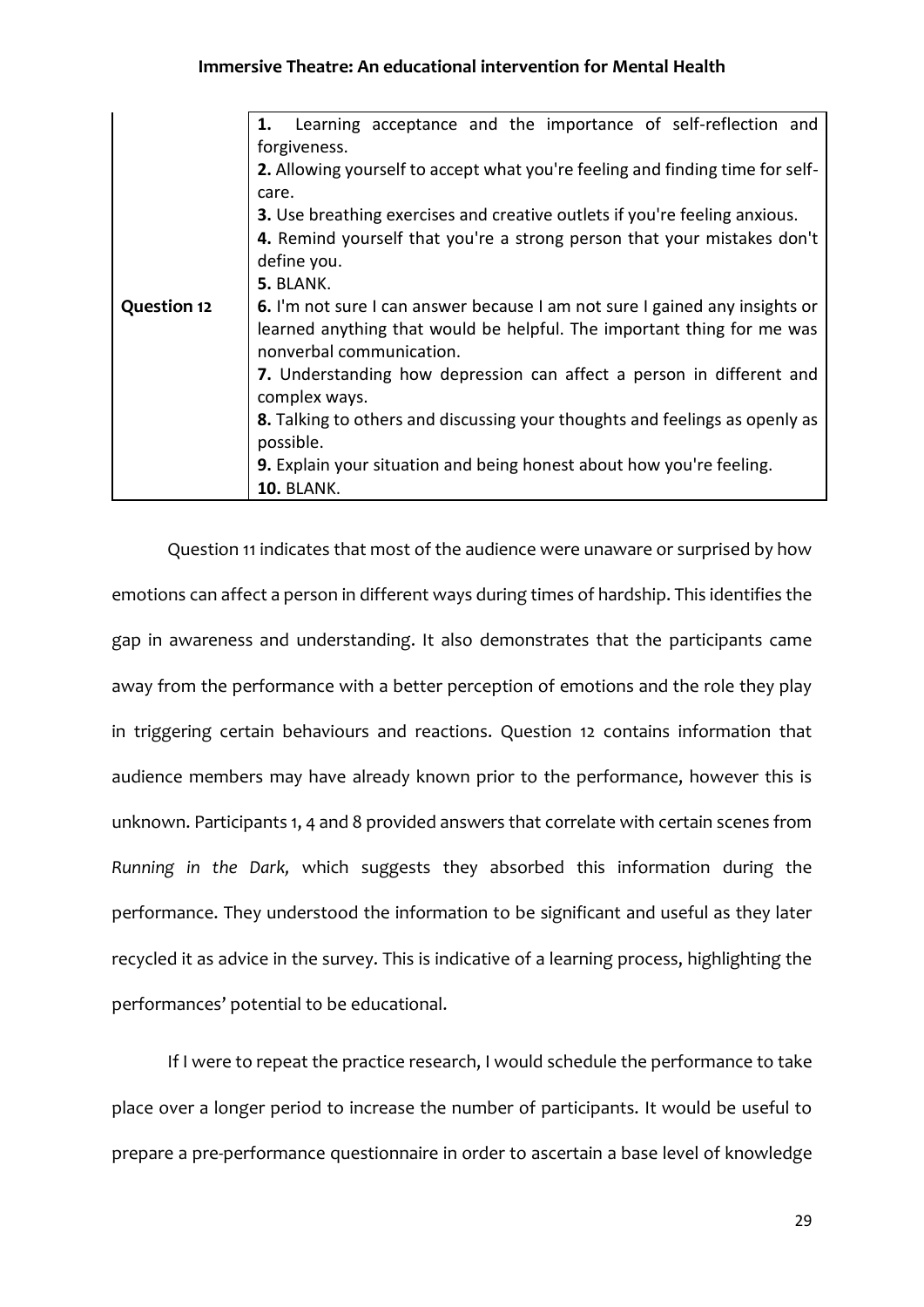| | |
|---|---|
| **Question 12** | **1.** Learning acceptance and the importance of self-reflection and forgiveness.<br>**2.** Allowing yourself to accept what you're feeling and finding time for self-care.<br>**3.** Use breathing exercises and creative outlets if you're feeling anxious.<br>**4.** Remind yourself that you're a strong person that your mistakes don't define you.<br>**5.** BLANK.<br>**6.** I'm not sure I can answer because I am not sure I gained any insights or learned anything that would be helpful. The important thing for me was nonverbal communication.<br>**7.** Understanding how depression can affect a person in different and complex ways.<br>**8.** Talking to others and discussing your thoughts and feelings as openly as possible.<br>**9.** Explain your situation and being honest about how you're feeling.<br>**10.** BLANK. |

Question 11 indicates that most of the audience were unaware or surprised by how emotions can affect a person in different ways during times of hardship. This identifies the gap in awareness and understanding. It also demonstrates that the participants came away from the performance with a better perception of emotions and the role they play in triggering certain behaviours and reactions. Question 12 contains information that audience members may have already known prior to the performance, however this is unknown. Participants 1, 4 and 8 provided answers that correlate with certain scenes from *Running in the Dark,* which suggests they absorbed this information during the performance. They understood the information to be significant and useful as they later recycled it as advice in the survey. This is indicative of a learning process, highlighting the performances' potential to be educational.

If I were to repeat the practice research, I would schedule the performance to take place over a longer period to increase the number of participants. It would be useful to prepare a pre-performance questionnaire in order to ascertain a base level of knowledge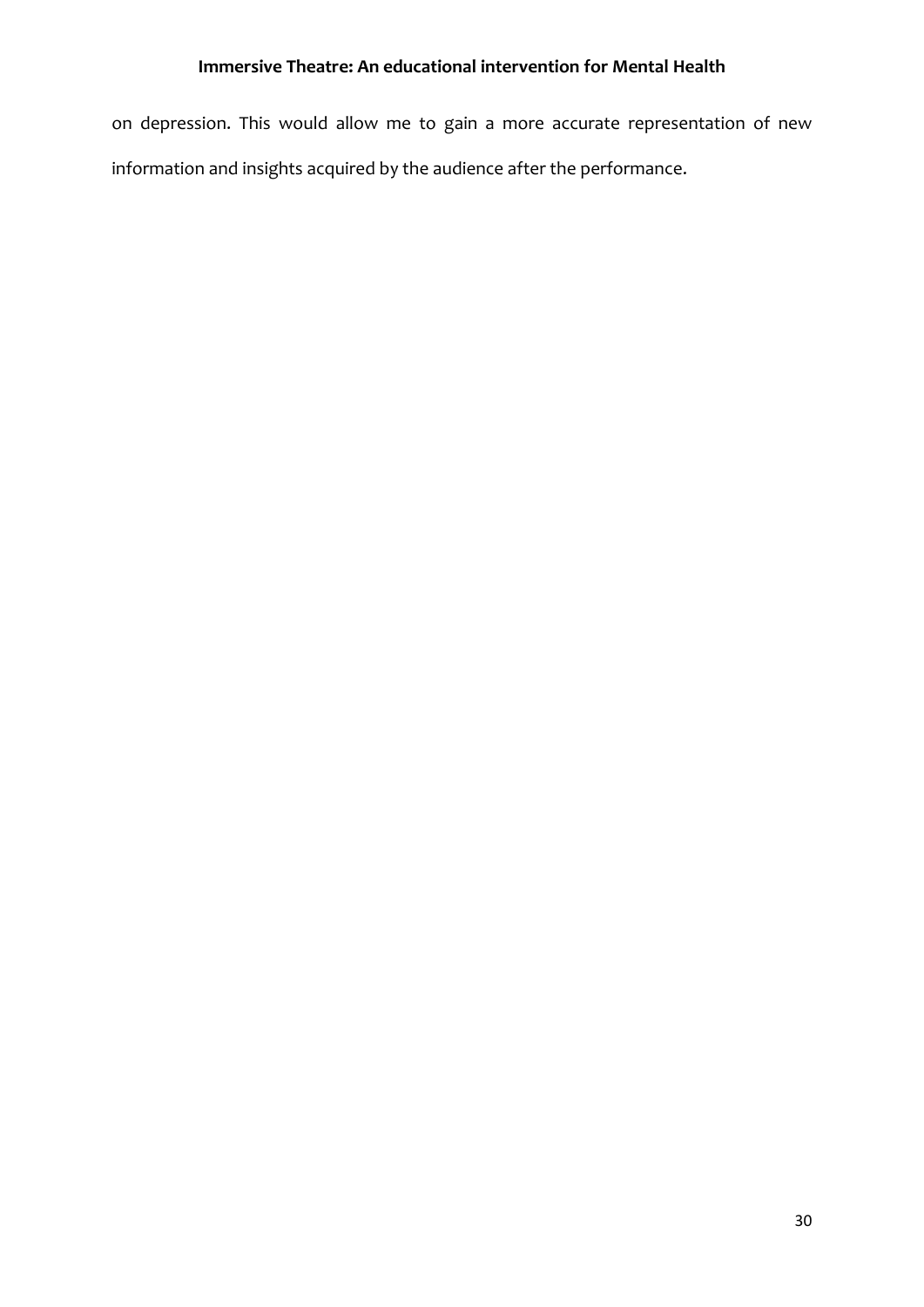on depression. This would allow me to gain a more accurate representation of new information and insights acquired by the audience after the performance.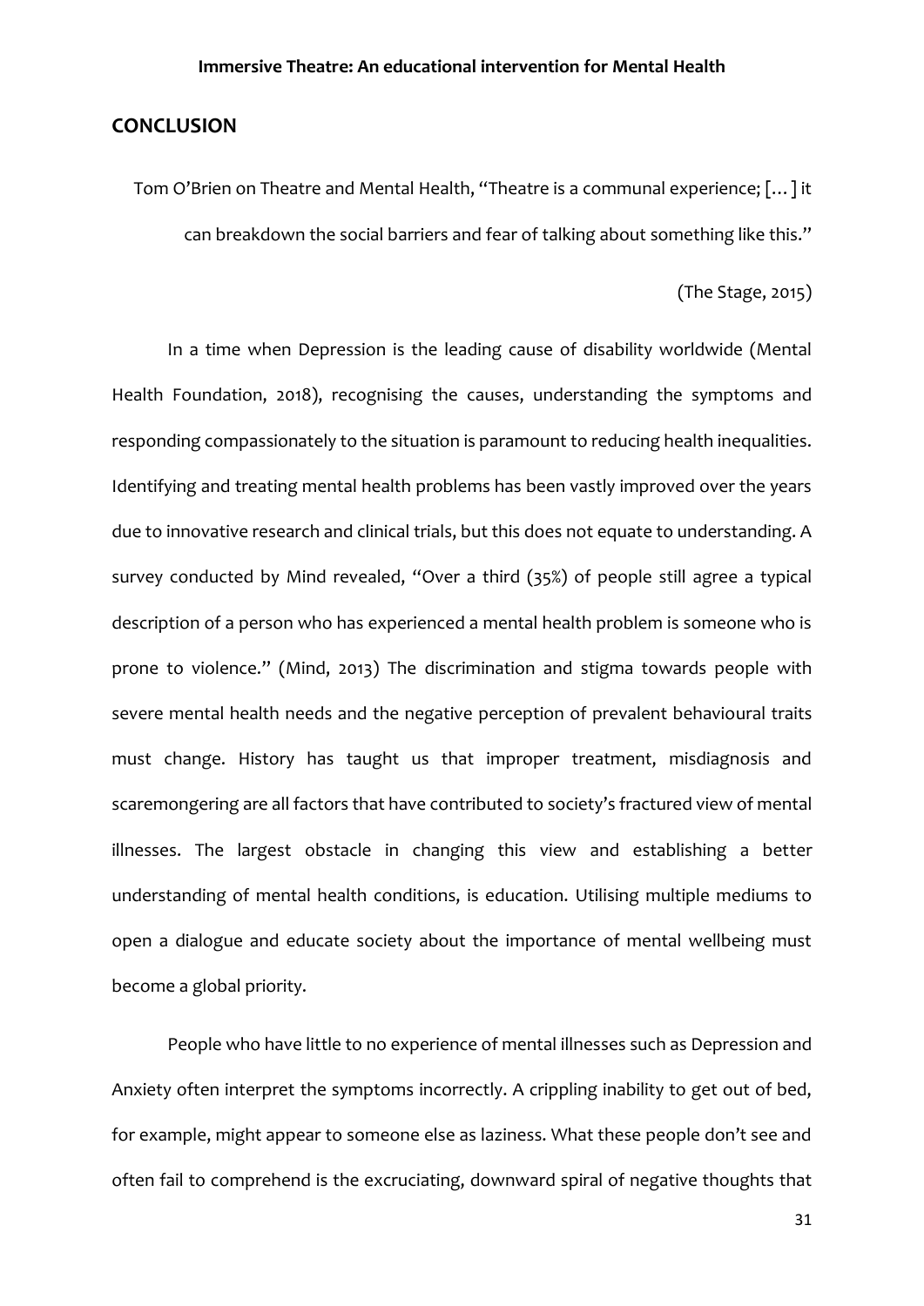## CONCLUSION

> Tom O'Brien on Theatre and Mental Health, "Theatre is a communal experience; [...] it can breakdown the social barriers and fear of talking about something like this."
>
> (The Stage, 2015)

In a time when Depression is the leading cause of disability worldwide (Mental Health Foundation, 2018), recognising the causes, understanding the symptoms and responding compassionately to the situation is paramount to reducing health inequalities. Identifying and treating mental health problems has been vastly improved over the years due to innovative research and clinical trials, but this does not equate to understanding. A survey conducted by Mind revealed, "Over a third (35%) of people still agree a typical description of a person who has experienced a mental health problem is someone who is prone to violence." (Mind, 2013) The discrimination and stigma towards people with severe mental health needs and the negative perception of prevalent behavioural traits must change. History has taught us that improper treatment, misdiagnosis and scaremongering are all factors that have contributed to society's fractured view of mental illnesses. The largest obstacle in changing this view and establishing a better understanding of mental health conditions, is education. Utilising multiple mediums to open a dialogue and educate society about the importance of mental wellbeing must become a global priority.

People who have little to no experience of mental illnesses such as Depression and Anxiety often interpret the symptoms incorrectly. A crippling inability to get out of bed, for example, might appear to someone else as laziness. What these people don't see and often fail to comprehend is the excruciating, downward spiral of negative thoughts that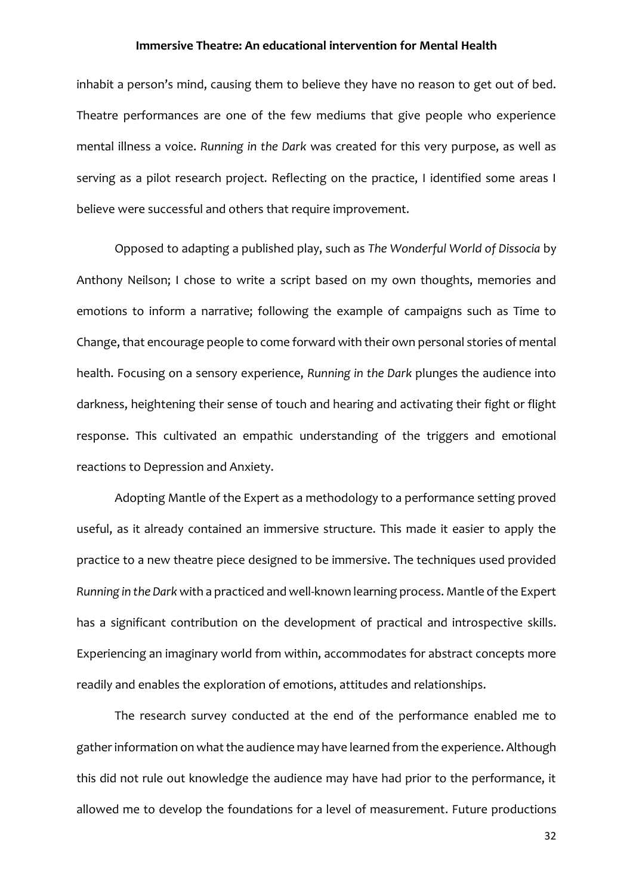inhabit a person's mind, causing them to believe they have no reason to get out of bed. Theatre performances are one of the few mediums that give people who experience mental illness a voice. *Running in the Dark* was created for this very purpose, as well as serving as a pilot research project. Reflecting on the practice, I identified some areas I believe were successful and others that require improvement.

Opposed to adapting a published play, such as *The Wonderful World of Dissocia* by Anthony Neilson; I chose to write a script based on my own thoughts, memories and emotions to inform a narrative; following the example of campaigns such as Time to Change, that encourage people to come forward with their own personal stories of mental health. Focusing on a sensory experience, *Running in the Dark* plunges the audience into darkness, heightening their sense of touch and hearing and activating their fight or flight response. This cultivated an empathic understanding of the triggers and emotional reactions to Depression and Anxiety.

Adopting Mantle of the Expert as a methodology to a performance setting proved useful, as it already contained an immersive structure. This made it easier to apply the practice to a new theatre piece designed to be immersive. The techniques used provided *Running in the Dark* with a practiced and well-known learning process. Mantle of the Expert has a significant contribution on the development of practical and introspective skills. Experiencing an imaginary world from within, accommodates for abstract concepts more readily and enables the exploration of emotions, attitudes and relationships.

The research survey conducted at the end of the performance enabled me to gather information on what the audience may have learned from the experience. Although this did not rule out knowledge the audience may have had prior to the performance, it allowed me to develop the foundations for a level of measurement. Future productions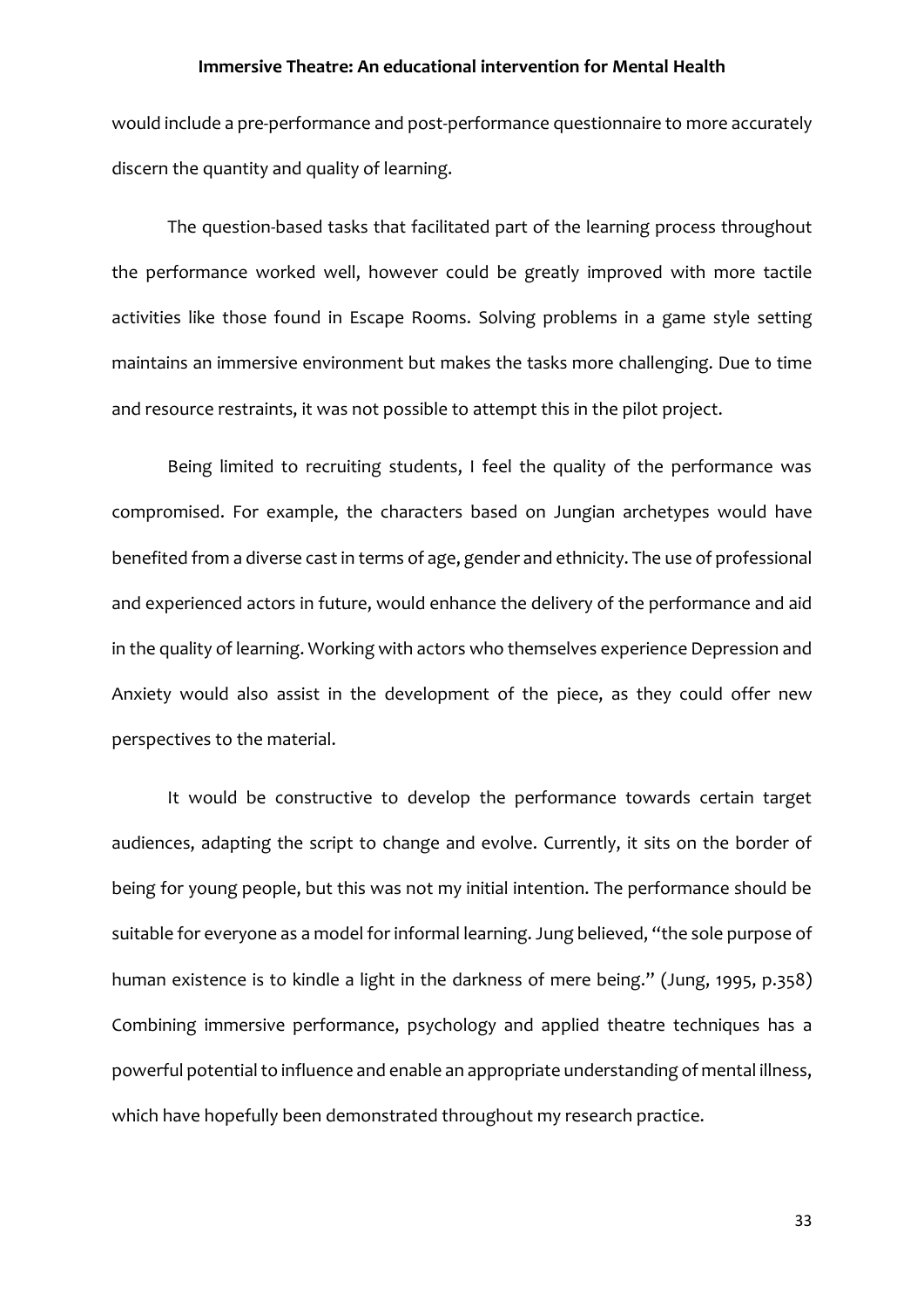would include a pre-performance and post-performance questionnaire to more accurately discern the quantity and quality of learning.

The question-based tasks that facilitated part of the learning process throughout the performance worked well, however could be greatly improved with more tactile activities like those found in Escape Rooms. Solving problems in a game style setting maintains an immersive environment but makes the tasks more challenging. Due to time and resource restraints, it was not possible to attempt this in the pilot project.

Being limited to recruiting students, I feel the quality of the performance was compromised. For example, the characters based on Jungian archetypes would have benefited from a diverse cast in terms of age, gender and ethnicity. The use of professional and experienced actors in future, would enhance the delivery of the performance and aid in the quality of learning. Working with actors who themselves experience Depression and Anxiety would also assist in the development of the piece, as they could offer new perspectives to the material.

It would be constructive to develop the performance towards certain target audiences, adapting the script to change and evolve. Currently, it sits on the border of being for young people, but this was not my initial intention. The performance should be suitable for everyone as a model for informal learning. Jung believed, "the sole purpose of human existence is to kindle a light in the darkness of mere being." (Jung, 1995, p.358) Combining immersive performance, psychology and applied theatre techniques has a powerful potential to influence and enable an appropriate understanding of mental illness, which have hopefully been demonstrated throughout my research practice.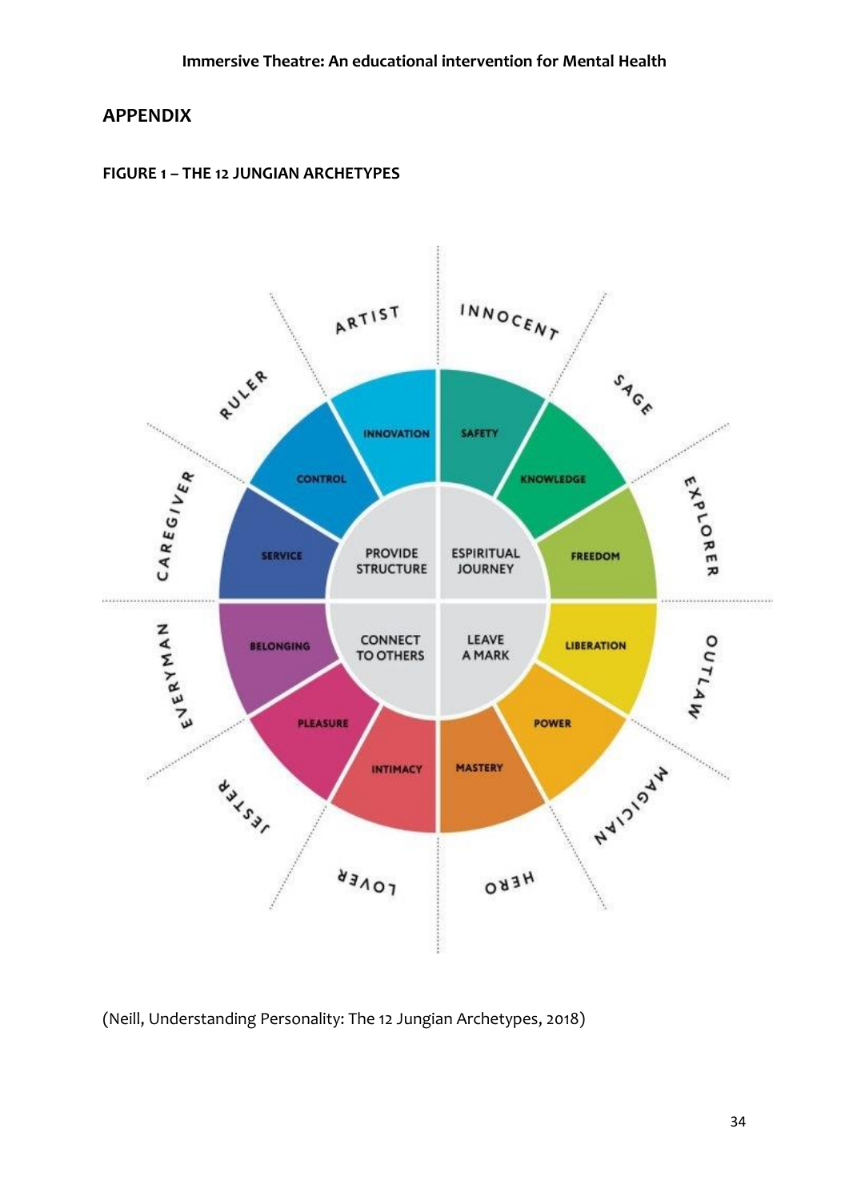## APPENDIX

### FIGURE 1 – THE 12 JUNGIAN ARCHETYPES

ARTIST, INNOCENT, SAGE, EXPLORER, OUTLAW, MAGICIAN, HERO, LOVER, JESTER, EVERYMAN, CAREGIVER, RULER

INNOVATION, SAFETY, KNOWLEDGE, FREEDOM, LIBERATION, POWER, MASTERY, INTIMACY, PLEASURE, BELONGING, SERVICE, CONTROL

PROVIDE STRUCTURE, ESPIRITUAL JOURNEY, CONNECT TO OTHERS, LEAVE A MARK

(Neill, Understanding Personality: The 12 Jungian Archetypes, 2018)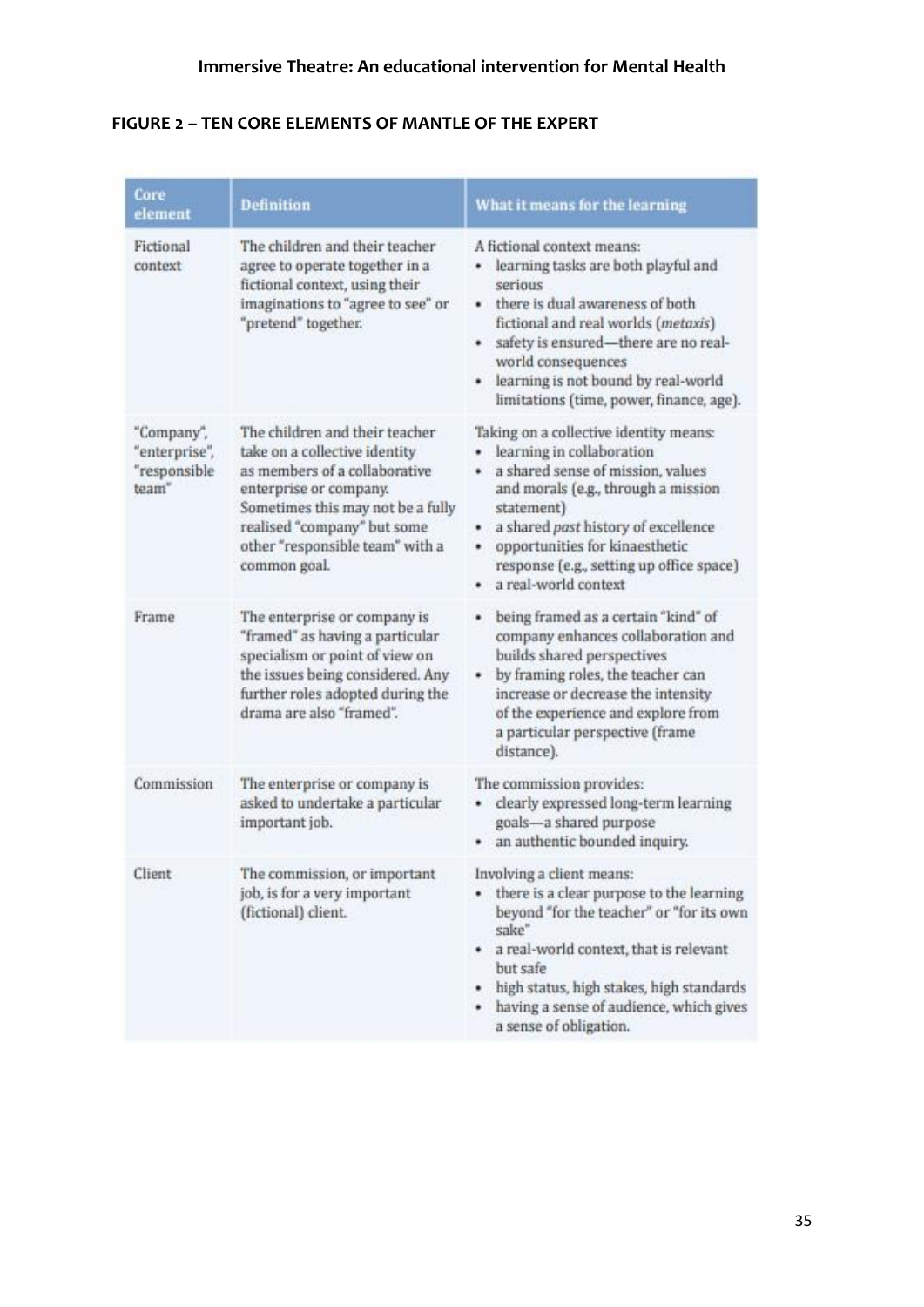## FIGURE 2 – TEN CORE ELEMENTS OF MANTLE OF THE EXPERT

| Core element | Definition | What it means for the learning |
|---|---|---|
| Fictional context | The children and their teacher agree to operate together in a fictional context, using their imaginations to "agree to see" or "pretend" together. | A fictional context means:<br>• learning tasks are both playful and serious<br>• there is dual awareness of both fictional and real worlds (*metaxis*)<br>• safety is ensured—there are no real-world consequences<br>• learning is not bound by real-world limitations (time, power, finance, age). |
| "Company", "enterprise", "responsible team" | The children and their teacher take on a collective identity as members of a collaborative enterprise or company. Sometimes this may not be a fully realised "company" but some other "responsible team" with a common goal. | Taking on a collective identity means:<br>• learning in collaboration<br>• a shared sense of mission, values and morals (e.g., through a mission statement)<br>• a shared *past* history of excellence<br>• opportunities for kinaesthetic response (e.g., setting up office space)<br>• a real-world context |
| Frame | The enterprise or company is "framed" as having a particular specialism or point of view on the issues being considered. Any further roles adopted during the drama are also "framed". | • being framed as a certain "kind" of company enhances collaboration and builds shared perspectives<br>• by framing roles, the teacher can increase or decrease the intensity of the experience and explore from a particular perspective (frame distance). |
| Commission | The enterprise or company is asked to undertake a particular important job. | The commission provides:<br>• clearly expressed long-term learning goals—a shared purpose<br>• an authentic bounded inquiry. |
| Client | The commission, or important job, is for a very important (fictional) client. | Involving a client means:<br>• there is a clear purpose to the learning beyond "for the teacher" or "for its own sake"<br>• a real-world context, that is relevant but safe<br>• high status, high stakes, high standards<br>• having a sense of audience, which gives a sense of obligation. |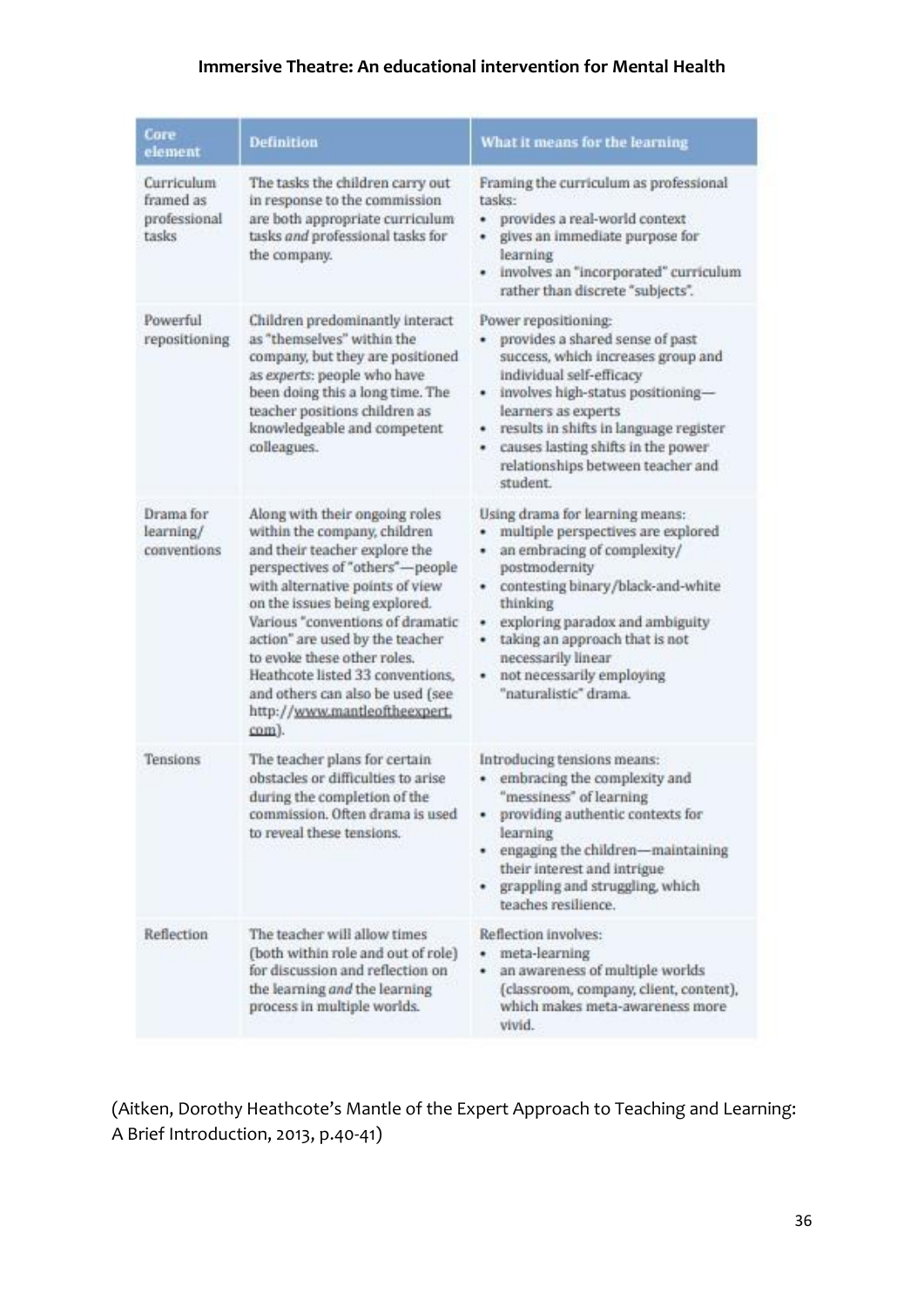| Core element | Definition | What it means for the learning |
|---|---|---|
| Curriculum framed as professional tasks | The tasks the children carry out in response to the commission are both appropriate curriculum tasks *and* professional tasks for the company. | Framing the curriculum as professional tasks: <br>• provides a real-world context <br>• gives an immediate purpose for learning <br>• involves an "incorporated" curriculum rather than discrete "subjects". |
| Powerful repositioning | Children predominantly interact as "themselves" within the company, but they are positioned as *experts*: people who have been doing this a long time. The teacher positions children as knowledgeable and competent colleagues. | Power repositioning: <br>• provides a shared sense of past success, which increases group and individual self-efficacy <br>• involves high-status positioning—learners as experts <br>• results in shifts in language register <br>• causes lasting shifts in the power relationships between teacher and student. |
| Drama for learning/ conventions | Along with their ongoing roles within the company, children and their teacher explore the perspectives of "others"—people with alternative points of view on the issues being explored. Various "conventions of dramatic action" are used by the teacher to evoke these other roles. Heathcote listed 33 conventions, and others can also be used (see http://www.mantleoftheexpert.com). | Using drama for learning means: <br>• multiple perspectives are explored <br>• an embracing of complexity/ postmodernity <br>• contesting binary/black-and-white thinking <br>• exploring paradox and ambiguity <br>• taking an approach that is not necessarily linear <br>• not necessarily employing "naturalistic" drama. |
| Tensions | The teacher plans for certain obstacles or difficulties to arise during the completion of the commission. Often drama is used to reveal these tensions. | Introducing tensions means: <br>• embracing the complexity and "messiness" of learning <br>• providing authentic contexts for learning <br>• engaging the children—maintaining their interest and intrigue <br>• grappling and struggling, which teaches resilience. |
| Reflection | The teacher will allow times (both within role and out of role) for discussion and reflection on the learning *and* the learning process in multiple worlds. | Reflection involves: <br>• meta-learning <br>• an awareness of multiple worlds (classroom, company, client, content), which makes meta-awareness more vivid. |

(Aitken, Dorothy Heathcote's Mantle of the Expert Approach to Teaching and Learning: A Brief Introduction, 2013, p.40-41)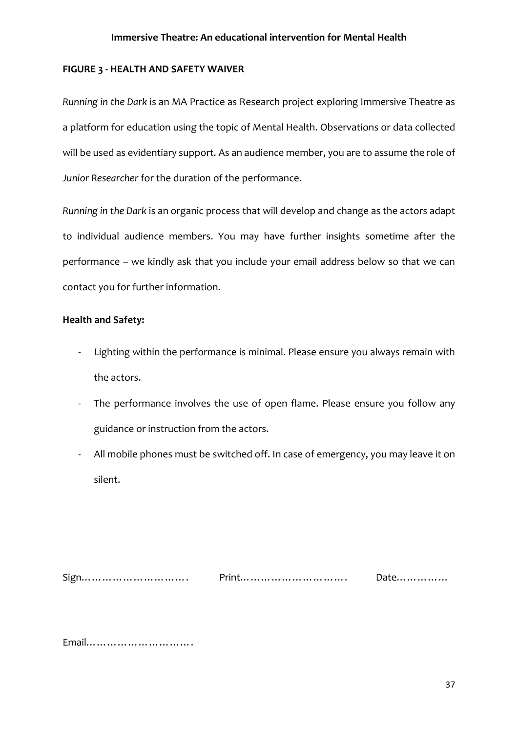#### FIGURE 3 - HEALTH AND SAFETY WAIVER

*Running in the Dark* is an MA Practice as Research project exploring Immersive Theatre as a platform for education using the topic of Mental Health. Observations or data collected will be used as evidentiary support. As an audience member, you are to assume the role of *Junior Researcher* for the duration of the performance.

*Running in the Dark* is an organic process that will develop and change as the actors adapt to individual audience members. You may have further insights sometime after the performance – we kindly ask that you include your email address below so that we can contact you for further information.

**Health and Safety:**

- Lighting within the performance is minimal. Please ensure you always remain with the actors.
- The performance involves the use of open flame. Please ensure you follow any guidance or instruction from the actors.
- All mobile phones must be switched off. In case of emergency, you may leave it on silent.

Sign…………………………. Print…………………………. Date……………

Email………………………….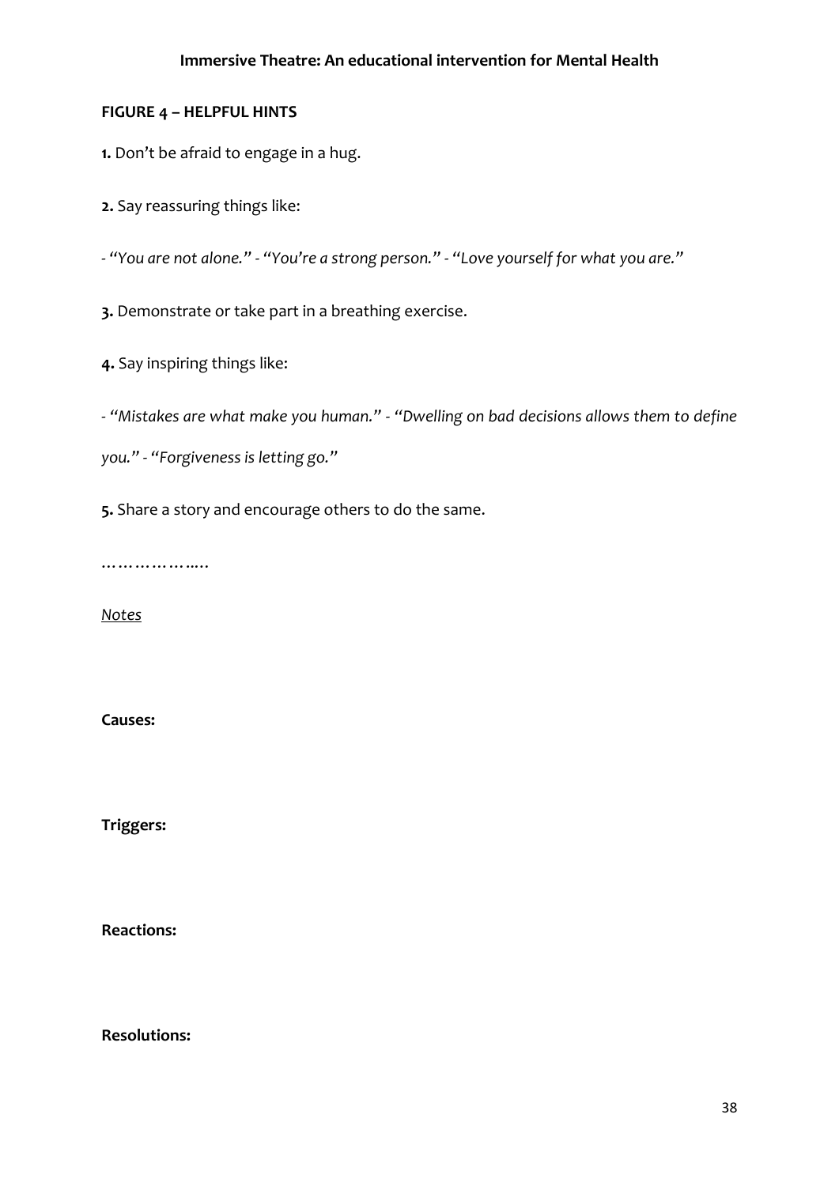**FIGURE 4 – HELPFUL HINTS**

**1.** Don't be afraid to engage in a hug.

**2.** Say reassuring things like:

- *"You are not alone."* - *"You're a strong person."* - *"Love yourself for what you are."*

**3.** Demonstrate or take part in a breathing exercise.

**4.** Say inspiring things like:

- *"Mistakes are what make you human."* - *"Dwelling on bad decisions allows them to define you."* - *"Forgiveness is letting go."*

**5.** Share a story and encourage others to do the same.

………………..

*Notes*

**Causes:**

**Triggers:**

**Reactions:**

**Resolutions:**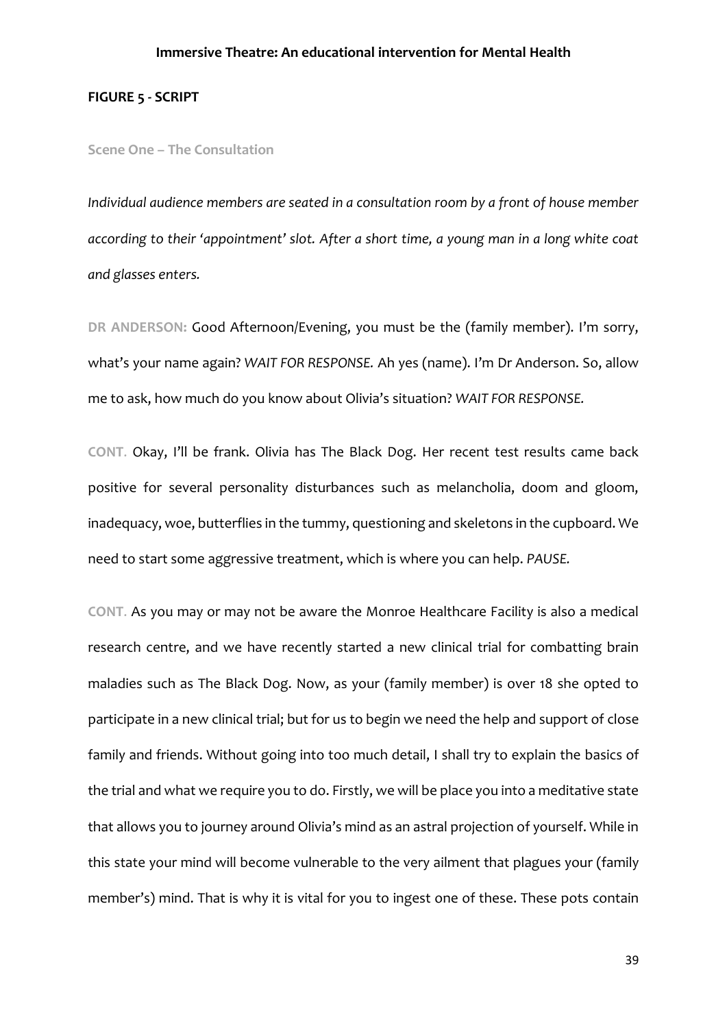**FIGURE 5 - SCRIPT**

**Scene One – The Consultation**

*Individual audience members are seated in a consultation room by a front of house member according to their 'appointment' slot. After a short time, a young man in a long white coat and glasses enters.*

**DR ANDERSON:** Good Afternoon/Evening, you must be the (family member). I'm sorry, what's your name again? *WAIT FOR RESPONSE.* Ah yes (name). I'm Dr Anderson. So, allow me to ask, how much do you know about Olivia's situation? *WAIT FOR RESPONSE.*

**CONT.** Okay, I'll be frank. Olivia has The Black Dog. Her recent test results came back positive for several personality disturbances such as melancholia, doom and gloom, inadequacy, woe, butterflies in the tummy, questioning and skeletons in the cupboard. We need to start some aggressive treatment, which is where you can help. *PAUSE.*

**CONT.** As you may or may not be aware the Monroe Healthcare Facility is also a medical research centre, and we have recently started a new clinical trial for combatting brain maladies such as The Black Dog. Now, as your (family member) is over 18 she opted to participate in a new clinical trial; but for us to begin we need the help and support of close family and friends. Without going into too much detail, I shall try to explain the basics of the trial and what we require you to do. Firstly, we will be place you into a meditative state that allows you to journey around Olivia's mind as an astral projection of yourself. While in this state your mind will become vulnerable to the very ailment that plagues your (family member's) mind. That is why it is vital for you to ingest one of these. These pots contain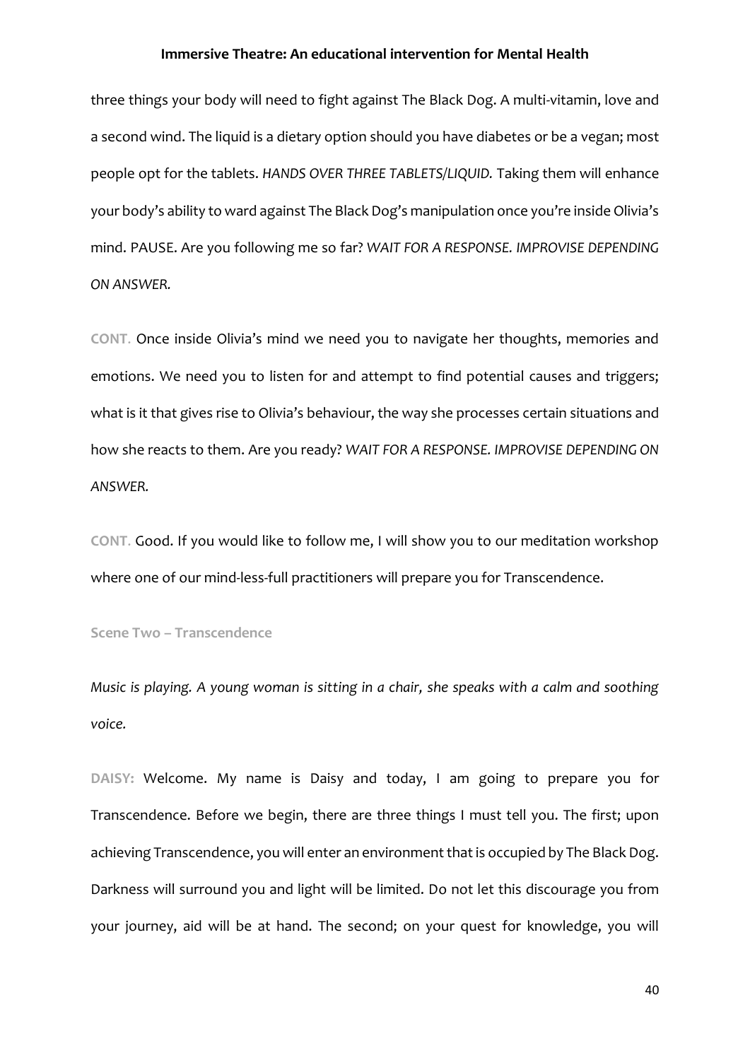three things your body will need to fight against The Black Dog. A multi-vitamin, love and a second wind. The liquid is a dietary option should you have diabetes or be a vegan; most people opt for the tablets. *HANDS OVER THREE TABLETS/LIQUID.* Taking them will enhance your body's ability to ward against The Black Dog's manipulation once you're inside Olivia's mind. PAUSE. Are you following me so far? *WAIT FOR A RESPONSE. IMPROVISE DEPENDING ON ANSWER.*

**CONT.** Once inside Olivia's mind we need you to navigate her thoughts, memories and emotions. We need you to listen for and attempt to find potential causes and triggers; what is it that gives rise to Olivia's behaviour, the way she processes certain situations and how she reacts to them. Are you ready? *WAIT FOR A RESPONSE. IMPROVISE DEPENDING ON ANSWER.*

**CONT.** Good. If you would like to follow me, I will show you to our meditation workshop where one of our mind-less-full practitioners will prepare you for Transcendence.

**Scene Two – Transcendence**

*Music is playing. A young woman is sitting in a chair, she speaks with a calm and soothing voice.*

**DAISY:** Welcome. My name is Daisy and today, I am going to prepare you for Transcendence. Before we begin, there are three things I must tell you. The first; upon achieving Transcendence, you will enter an environment that is occupied by The Black Dog. Darkness will surround you and light will be limited. Do not let this discourage you from your journey, aid will be at hand. The second; on your quest for knowledge, you will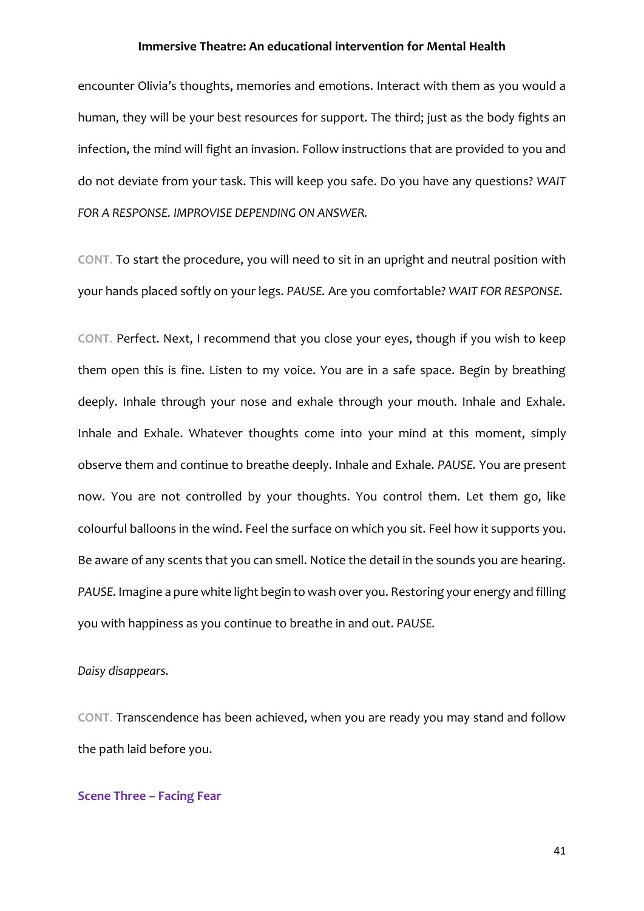encounter Olivia's thoughts, memories and emotions. Interact with them as you would a human, they will be your best resources for support. The third; just as the body fights an infection, the mind will fight an invasion. Follow instructions that are provided to you and do not deviate from your task. This will keep you safe. Do you have any questions? *WAIT FOR A RESPONSE. IMPROVISE DEPENDING ON ANSWER.*

CONT. To start the procedure, you will need to sit in an upright and neutral position with your hands placed softly on your legs. *PAUSE.* Are you comfortable? *WAIT FOR RESPONSE.*

CONT. Perfect. Next, I recommend that you close your eyes, though if you wish to keep them open this is fine. Listen to my voice. You are in a safe space. Begin by breathing deeply. Inhale through your nose and exhale through your mouth. Inhale and Exhale. Inhale and Exhale. Whatever thoughts come into your mind at this moment, simply observe them and continue to breathe deeply. Inhale and Exhale. *PAUSE.* You are present now. You are not controlled by your thoughts. You control them. Let them go, like colourful balloons in the wind. Feel the surface on which you sit. Feel how it supports you. Be aware of any scents that you can smell. Notice the detail in the sounds you are hearing. *PAUSE.* Imagine a pure white light begin to wash over you. Restoring your energy and filling you with happiness as you continue to breathe in and out. *PAUSE.*

*Daisy disappears.*

CONT. Transcendence has been achieved, when you are ready you may stand and follow the path laid before you.

### Scene Three – Facing Fear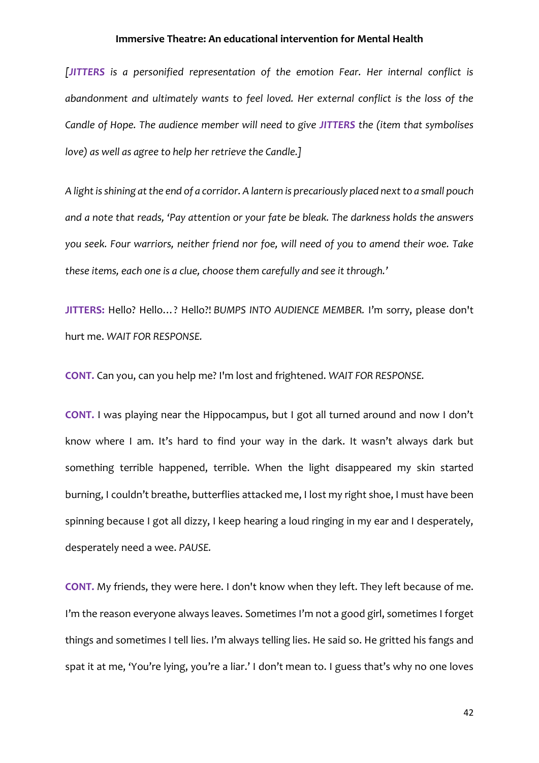*[**JITTERS** is a personified representation of the emotion Fear. Her internal conflict is abandonment and ultimately wants to feel loved. Her external conflict is the loss of the Candle of Hope. The audience member will need to give **JITTERS** the (item that symbolises love) as well as agree to help her retrieve the Candle.]*

*A light is shining at the end of a corridor. A lantern is precariously placed next to a small pouch and a note that reads, 'Pay attention or your fate be bleak. The darkness holds the answers you seek. Four warriors, neither friend nor foe, will need of you to amend their woe. Take these items, each one is a clue, choose them carefully and see it through.'*

**JITTERS:** Hello? Hello…? Hello?! *BUMPS INTO AUDIENCE MEMBER.* I'm sorry, please don't hurt me. *WAIT FOR RESPONSE.*

**CONT.** Can you, can you help me? I'm lost and frightened. *WAIT FOR RESPONSE.*

**CONT.** I was playing near the Hippocampus, but I got all turned around and now I don't know where I am. It's hard to find your way in the dark. It wasn't always dark but something terrible happened, terrible. When the light disappeared my skin started burning, I couldn't breathe, butterflies attacked me, I lost my right shoe, I must have been spinning because I got all dizzy, I keep hearing a loud ringing in my ear and I desperately, desperately need a wee. *PAUSE.*

**CONT.** My friends, they were here. I don't know when they left. They left because of me. I'm the reason everyone always leaves. Sometimes I'm not a good girl, sometimes I forget things and sometimes I tell lies. I'm always telling lies. He said so. He gritted his fangs and spat it at me, 'You're lying, you're a liar.' I don't mean to. I guess that's why no one loves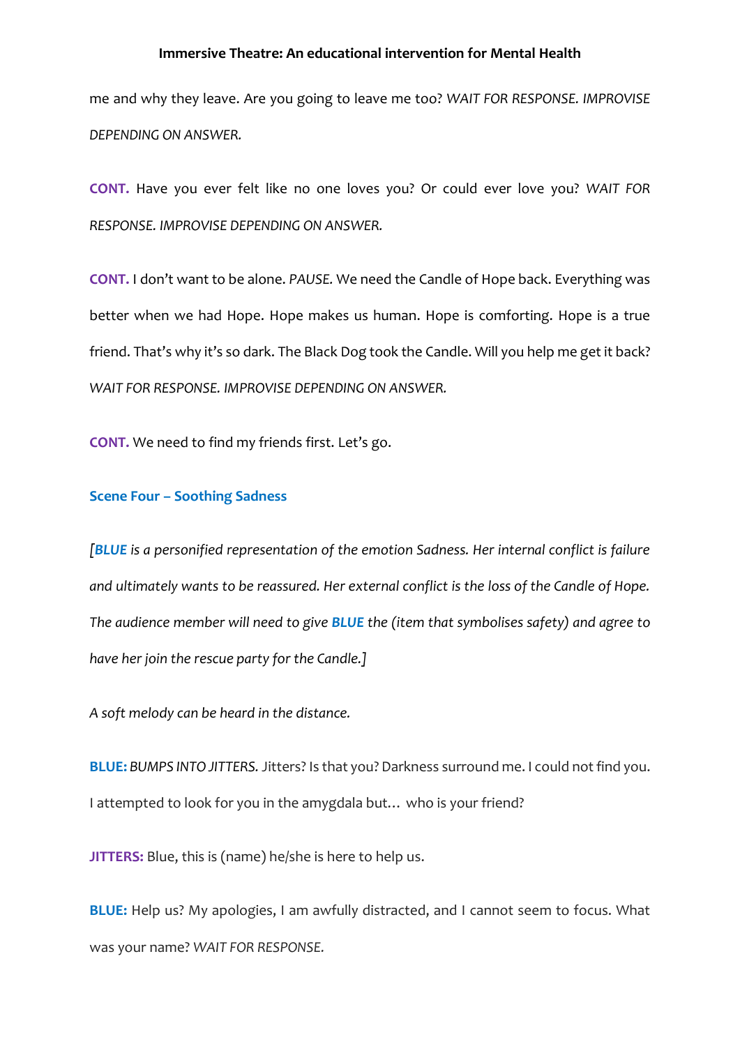me and why they leave. Are you going to leave me too? *WAIT FOR RESPONSE. IMPROVISE DEPENDING ON ANSWER.*

**CONT.** Have you ever felt like no one loves you? Or could ever love you? *WAIT FOR RESPONSE. IMPROVISE DEPENDING ON ANSWER.*

**CONT.** I don't want to be alone. *PAUSE.* We need the Candle of Hope back. Everything was better when we had Hope. Hope makes us human. Hope is comforting. Hope is a true friend. That's why it's so dark. The Black Dog took the Candle. Will you help me get it back? *WAIT FOR RESPONSE. IMPROVISE DEPENDING ON ANSWER.*

**CONT.** We need to find my friends first. Let's go.

### Scene Four – Soothing Sadness

*[**BLUE** is a personified representation of the emotion Sadness. Her internal conflict is failure and ultimately wants to be reassured. Her external conflict is the loss of the Candle of Hope. The audience member will need to give **BLUE** the (item that symbolises safety) and agree to have her join the rescue party for the Candle.]*

*A soft melody can be heard in the distance.*

**BLUE:** *BUMPS INTO JITTERS.* Jitters? Is that you? Darkness surround me. I could not find you. I attempted to look for you in the amygdala but… who is your friend?

**JITTERS:** Blue, this is (name) he/she is here to help us.

**BLUE:** Help us? My apologies, I am awfully distracted, and I cannot seem to focus. What was your name? *WAIT FOR RESPONSE.*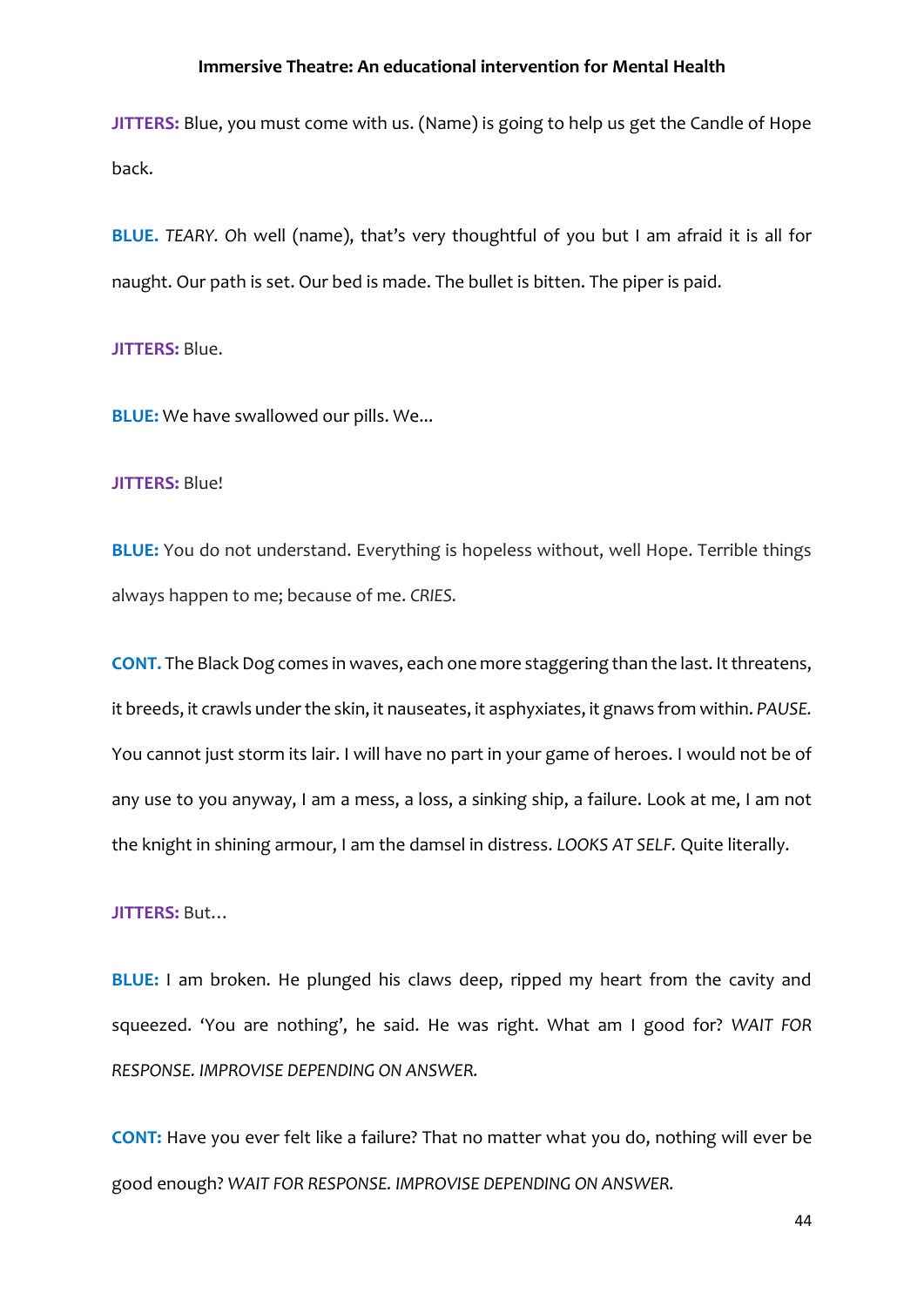**JITTERS:** Blue, you must come with us. (Name) is going to help us get the Candle of Hope back.

**BLUE.** *TEARY.* Oh well (name), that's very thoughtful of you but I am afraid it is all for naught. Our path is set. Our bed is made. The bullet is bitten. The piper is paid.

**JITTERS:** Blue.

**BLUE:** We have swallowed our pills. We...

**JITTERS:** Blue!

**BLUE:** You do not understand. Everything is hopeless without, well Hope. Terrible things always happen to me; because of me. *CRIES.*

**CONT.** The Black Dog comes in waves, each one more staggering than the last. It threatens, it breeds, it crawls under the skin, it nauseates, it asphyxiates, it gnaws from within. *PAUSE.* You cannot just storm its lair. I will have no part in your game of heroes. I would not be of any use to you anyway, I am a mess, a loss, a sinking ship, a failure. Look at me, I am not the knight in shining armour, I am the damsel in distress. *LOOKS AT SELF.* Quite literally.

**JITTERS:** But…

**BLUE:** I am broken. He plunged his claws deep, ripped my heart from the cavity and squeezed. 'You are nothing', he said. He was right. What am I good for? *WAIT FOR RESPONSE. IMPROVISE DEPENDING ON ANSWER.*

**CONT:** Have you ever felt like a failure? That no matter what you do, nothing will ever be good enough? *WAIT FOR RESPONSE. IMPROVISE DEPENDING ON ANSWER.*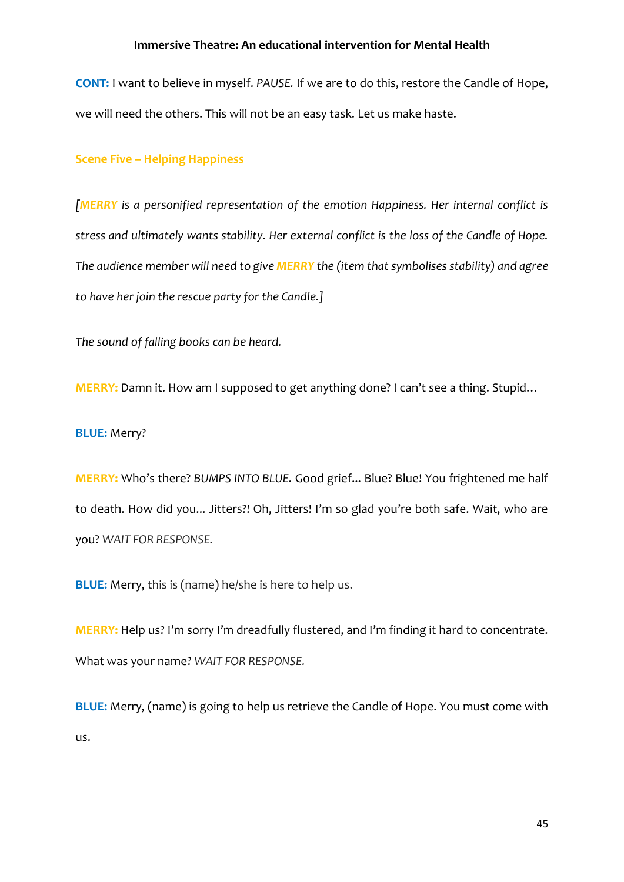**CONT:** I want to believe in myself. *PAUSE.* If we are to do this, restore the Candle of Hope, we will need the others. This will not be an easy task. Let us make haste.

### Scene Five – Helping Happiness

*[**MERRY** is a personified representation of the emotion Happiness. Her internal conflict is stress and ultimately wants stability. Her external conflict is the loss of the Candle of Hope. The audience member will need to give **MERRY** the (item that symbolises stability) and agree to have her join the rescue party for the Candle.]*

*The sound of falling books can be heard.*

**MERRY:** Damn it. How am I supposed to get anything done? I can't see a thing. Stupid…

**BLUE:** Merry?

**MERRY:** Who's there? *BUMPS INTO BLUE.* Good grief... Blue? Blue! You frightened me half to death. How did you... Jitters?! Oh, Jitters! I'm so glad you're both safe. Wait, who are you? *WAIT FOR RESPONSE.*

**BLUE:** Merry, this is (name) he/she is here to help us.

**MERRY:** Help us? I'm sorry I'm dreadfully flustered, and I'm finding it hard to concentrate. What was your name? *WAIT FOR RESPONSE.*

**BLUE:** Merry, (name) is going to help us retrieve the Candle of Hope. You must come with us.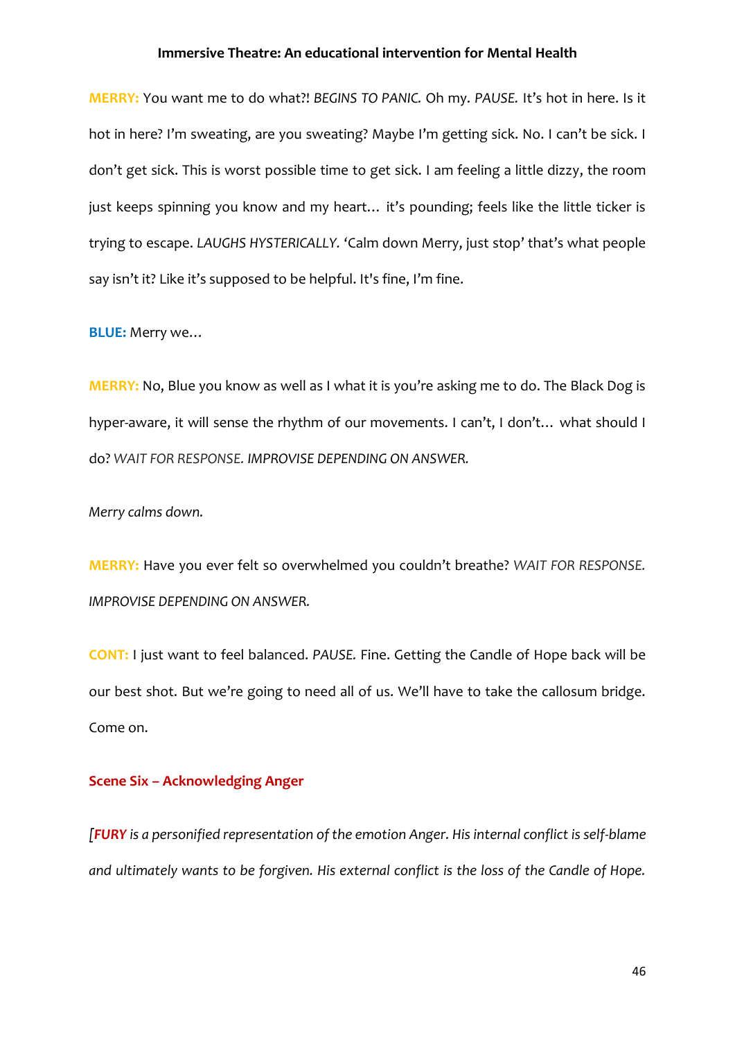**MERRY:** You want me to do what?! *BEGINS TO PANIC.* Oh my. *PAUSE.* It's hot in here. Is it hot in here? I'm sweating, are you sweating? Maybe I'm getting sick. No. I can't be sick. I don't get sick. This is worst possible time to get sick. I am feeling a little dizzy, the room just keeps spinning you know and my heart… it's pounding; feels like the little ticker is trying to escape. *LAUGHS HYSTERICALLY.* 'Calm down Merry, just stop' that's what people say isn't it? Like it's supposed to be helpful. It's fine, I'm fine.

**BLUE:** Merry we…

**MERRY:** No, Blue you know as well as I what it is you're asking me to do. The Black Dog is hyper-aware, it will sense the rhythm of our movements. I can't, I don't… what should I do? *WAIT FOR RESPONSE. IMPROVISE DEPENDING ON ANSWER.*

*Merry calms down.*

**MERRY:** Have you ever felt so overwhelmed you couldn't breathe? *WAIT FOR RESPONSE. IMPROVISE DEPENDING ON ANSWER.*

**CONT:** I just want to feel balanced. *PAUSE.* Fine. Getting the Candle of Hope back will be our best shot. But we're going to need all of us. We'll have to take the callosum bridge. Come on.

## Scene Six – Acknowledging Anger

*[**FURY** is a personified representation of the emotion Anger. His internal conflict is self-blame and ultimately wants to be forgiven. His external conflict is the loss of the Candle of Hope.*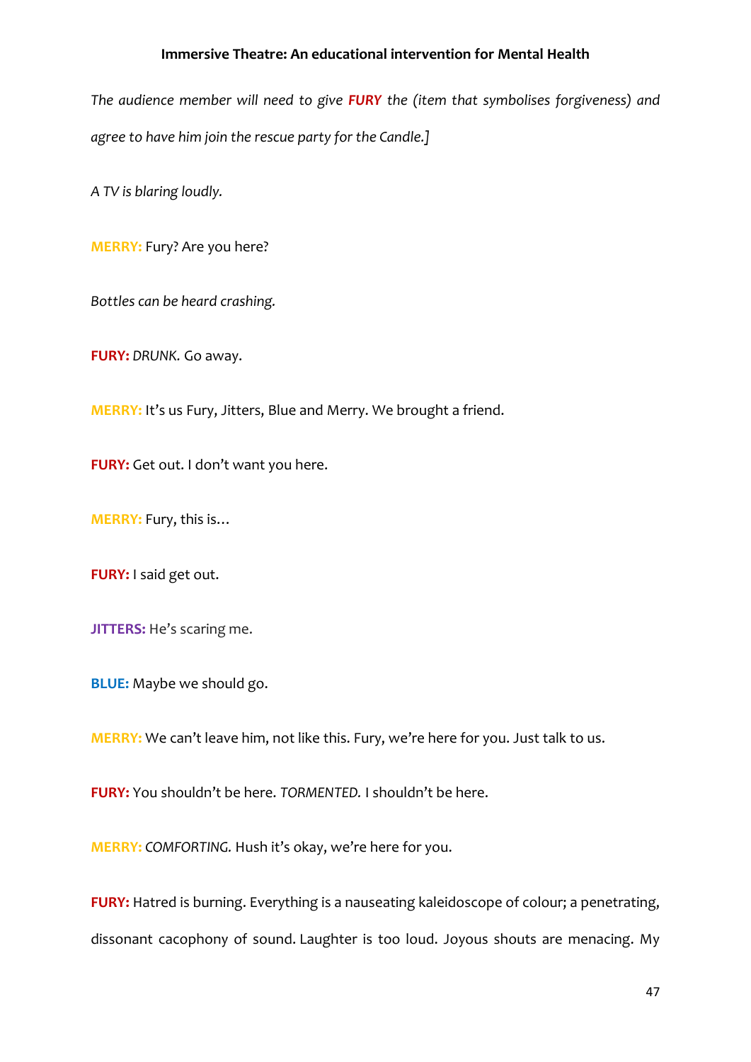*The audience member will need to give* ***FURY*** *the (item that symbolises forgiveness) and agree to have him join the rescue party for the Candle.]*

*A TV is blaring loudly.*

**MERRY:** Fury? Are you here?

*Bottles can be heard crashing.*

**FURY:** *DRUNK.* Go away.

**MERRY:** It's us Fury, Jitters, Blue and Merry. We brought a friend.

**FURY:** Get out. I don't want you here.

**MERRY:** Fury, this is…

**FURY:** I said get out.

**JITTERS:** He's scaring me.

**BLUE:** Maybe we should go.

**MERRY:** We can't leave him, not like this. Fury, we're here for you. Just talk to us.

**FURY:** You shouldn't be here. *TORMENTED.* I shouldn't be here.

**MERRY:** *COMFORTING.* Hush it's okay, we're here for you.

**FURY:** Hatred is burning. Everything is a nauseating kaleidoscope of colour; a penetrating, dissonant cacophony of sound. Laughter is too loud. Joyous shouts are menacing. My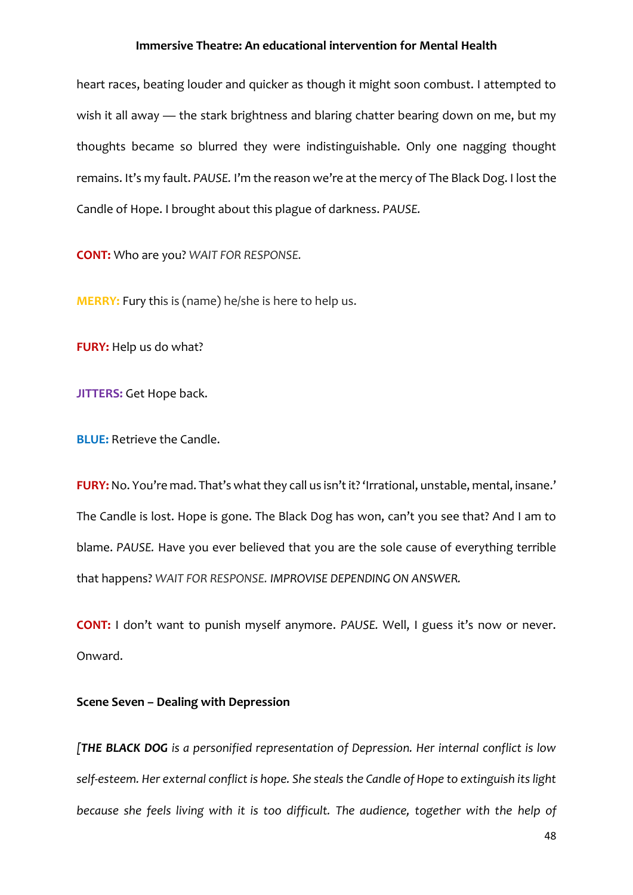heart races, beating louder and quicker as though it might soon combust. I attempted to wish it all away — the stark brightness and blaring chatter bearing down on me, but my thoughts became so blurred they were indistinguishable. Only one nagging thought remains. It's my fault. *PAUSE.* I'm the reason we're at the mercy of The Black Dog. I lost the Candle of Hope. I brought about this plague of darkness. *PAUSE.*

**CONT:** Who are you? *WAIT FOR RESPONSE.*

**MERRY:** Fury this is (name) he/she is here to help us.

**FURY:** Help us do what?

**JITTERS:** Get Hope back.

**BLUE:** Retrieve the Candle.

**FURY:** No. You're mad. That's what they call us isn't it? 'Irrational, unstable, mental, insane.' The Candle is lost. Hope is gone. The Black Dog has won, can't you see that? And I am to blame. *PAUSE.* Have you ever believed that you are the sole cause of everything terrible that happens? *WAIT FOR RESPONSE. IMPROVISE DEPENDING ON ANSWER.*

**CONT:** I don't want to punish myself anymore. *PAUSE.* Well, I guess it's now or never. Onward.

**Scene Seven – Dealing with Depression**

*[**THE BLACK DOG** is a personified representation of Depression. Her internal conflict is low self-esteem. Her external conflict is hope. She steals the Candle of Hope to extinguish its light because she feels living with it is too difficult. The audience, together with the help of*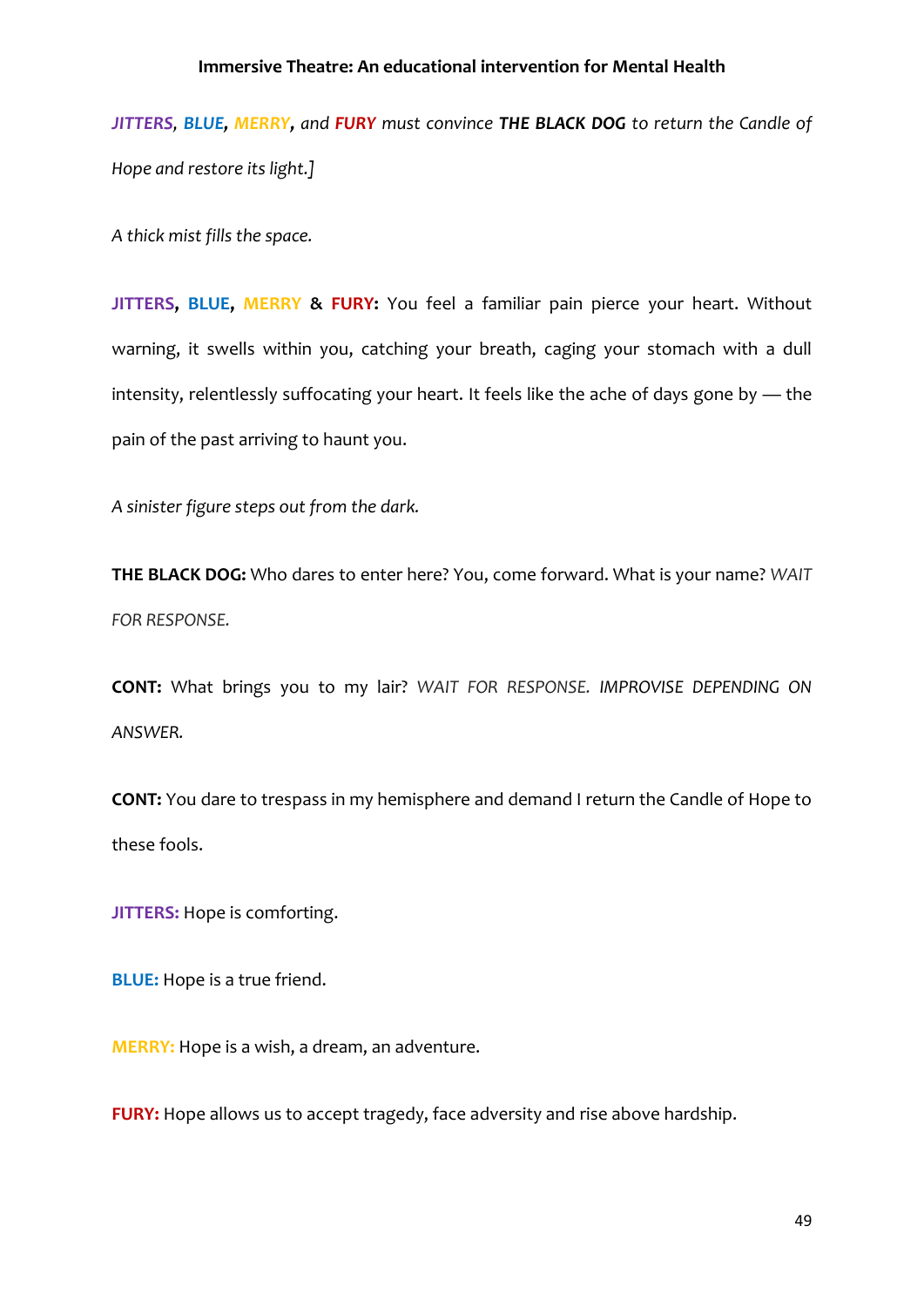*JITTERS, BLUE, MERRY, and FURY must convince **THE BLACK DOG** to return the Candle of Hope and restore its light.]*

*A thick mist fills the space.*

**JITTERS, BLUE, MERRY & FURY:** You feel a familiar pain pierce your heart. Without warning, it swells within you, catching your breath, caging your stomach with a dull intensity, relentlessly suffocating your heart. It feels like the ache of days gone by — the pain of the past arriving to haunt you.

*A sinister figure steps out from the dark.*

**THE BLACK DOG:** Who dares to enter here? You, come forward. What is your name? *WAIT FOR RESPONSE.*

**CONT:** What brings you to my lair? *WAIT FOR RESPONSE. IMPROVISE DEPENDING ON ANSWER.*

**CONT:** You dare to trespass in my hemisphere and demand I return the Candle of Hope to these fools.

**JITTERS:** Hope is comforting.

**BLUE:** Hope is a true friend.

**MERRY:** Hope is a wish, a dream, an adventure.

**FURY:** Hope allows us to accept tragedy, face adversity and rise above hardship.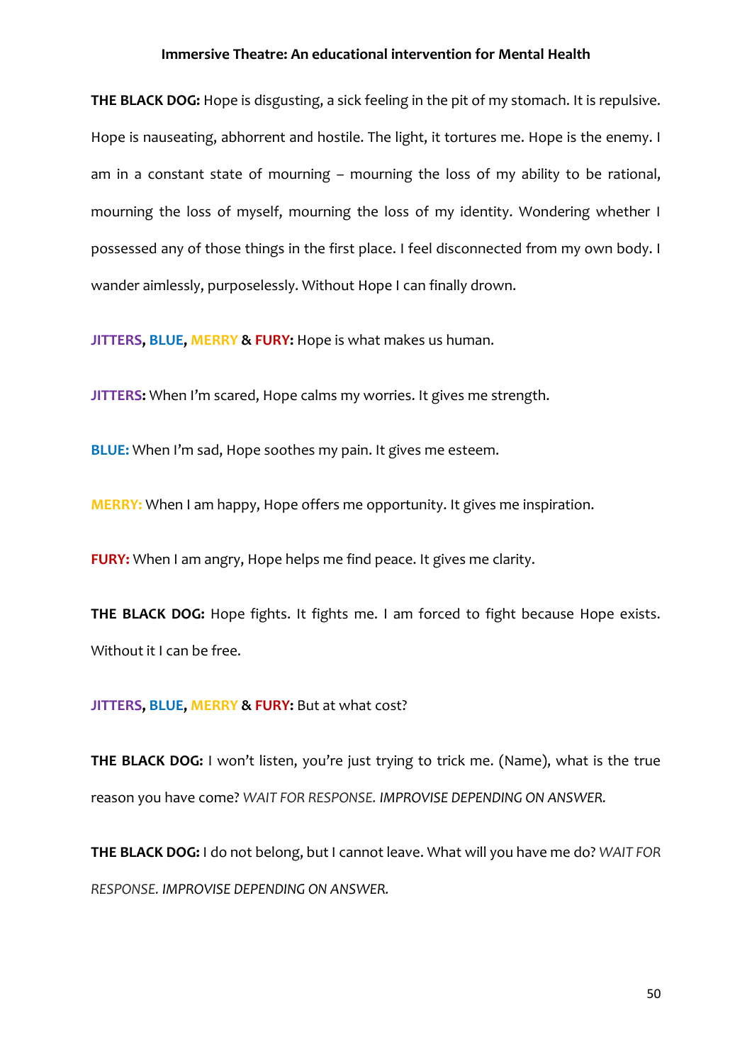**THE BLACK DOG:** Hope is disgusting, a sick feeling in the pit of my stomach. It is repulsive. Hope is nauseating, abhorrent and hostile. The light, it tortures me. Hope is the enemy. I am in a constant state of mourning – mourning the loss of my ability to be rational, mourning the loss of myself, mourning the loss of my identity. Wondering whether I possessed any of those things in the first place. I feel disconnected from my own body. I wander aimlessly, purposelessly. Without Hope I can finally drown.

**JITTERS, BLUE, MERRY & FURY:** Hope is what makes us human.

**JITTERS:** When I'm scared, Hope calms my worries. It gives me strength.

**BLUE:** When I'm sad, Hope soothes my pain. It gives me esteem.

**MERRY:** When I am happy, Hope offers me opportunity. It gives me inspiration.

**FURY:** When I am angry, Hope helps me find peace. It gives me clarity.

**THE BLACK DOG:** Hope fights. It fights me. I am forced to fight because Hope exists. Without it I can be free.

**JITTERS, BLUE, MERRY & FURY:** But at what cost?

**THE BLACK DOG:** I won't listen, you're just trying to trick me. (Name), what is the true reason you have come? *WAIT FOR RESPONSE. IMPROVISE DEPENDING ON ANSWER.*

**THE BLACK DOG:** I do not belong, but I cannot leave. What will you have me do? *WAIT FOR RESPONSE. IMPROVISE DEPENDING ON ANSWER.*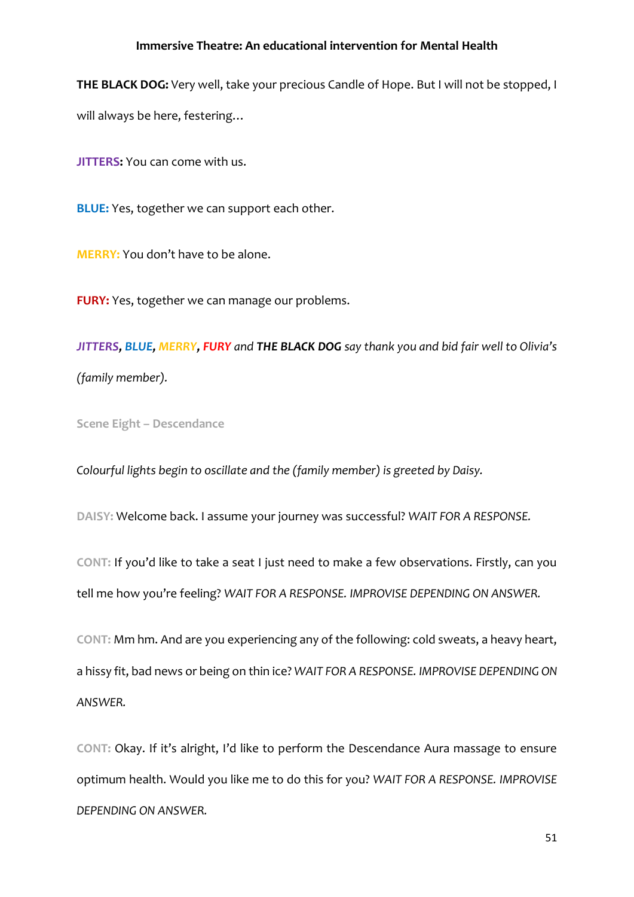**THE BLACK DOG:** Very well, take your precious Candle of Hope. But I will not be stopped, I will always be here, festering…

**JITTERS:** You can come with us.

**BLUE:** Yes, together we can support each other.

**MERRY:** You don't have to be alone.

**FURY:** Yes, together we can manage our problems.

***JITTERS*, *BLUE*, *MERRY*, *FURY*** *and* ***THE BLACK DOG*** *say thank you and bid fair well to Olivia's (family member).*

### Scene Eight – Descendance

*Colourful lights begin to oscillate and the (family member) is greeted by Daisy.*

**DAISY:** Welcome back. I assume your journey was successful? *WAIT FOR A RESPONSE.*

**CONT:** If you'd like to take a seat I just need to make a few observations. Firstly, can you tell me how you're feeling? *WAIT FOR A RESPONSE. IMPROVISE DEPENDING ON ANSWER.*

**CONT:** Mm hm. And are you experiencing any of the following: cold sweats, a heavy heart, a hissy fit, bad news or being on thin ice? *WAIT FOR A RESPONSE. IMPROVISE DEPENDING ON ANSWER.*

**CONT:** Okay. If it's alright, I'd like to perform the Descendance Aura massage to ensure optimum health. Would you like me to do this for you? *WAIT FOR A RESPONSE. IMPROVISE DEPENDING ON ANSWER.*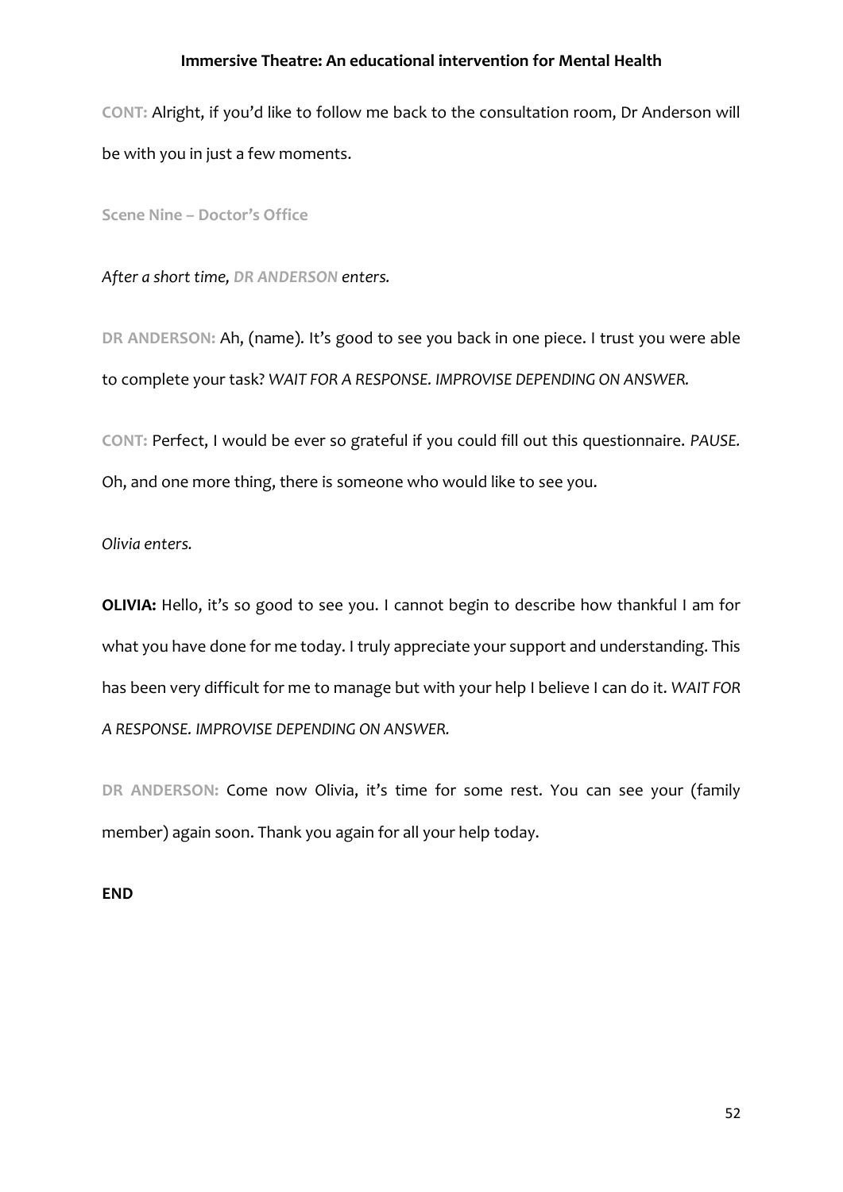**CONT:** Alright, if you'd like to follow me back to the consultation room, Dr Anderson will be with you in just a few moments.

**Scene Nine – Doctor's Office**

*After a short time, **DR ANDERSON** enters.*

**DR ANDERSON:** Ah, (name). It's good to see you back in one piece. I trust you were able to complete your task? *WAIT FOR A RESPONSE. IMPROVISE DEPENDING ON ANSWER.*

**CONT:** Perfect, I would be ever so grateful if you could fill out this questionnaire. *PAUSE.* Oh, and one more thing, there is someone who would like to see you.

*Olivia enters.*

**OLIVIA:** Hello, it's so good to see you. I cannot begin to describe how thankful I am for what you have done for me today. I truly appreciate your support and understanding. This has been very difficult for me to manage but with your help I believe I can do it. *WAIT FOR A RESPONSE. IMPROVISE DEPENDING ON ANSWER.*

**DR ANDERSON:** Come now Olivia, it's time for some rest. You can see your (family member) again soon. Thank you again for all your help today.

**END**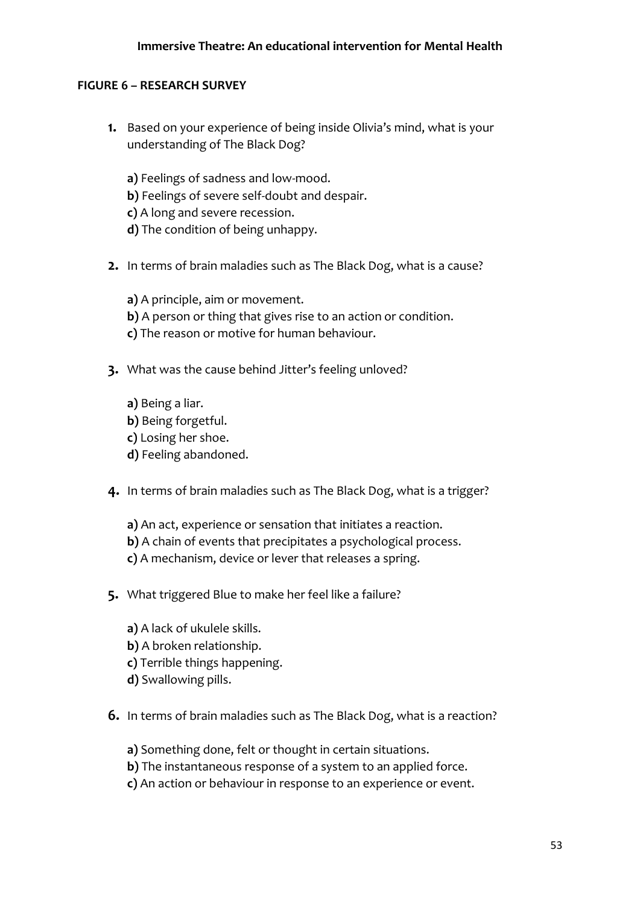**FIGURE 6 – RESEARCH SURVEY**

**1.** Based on your experience of being inside Olivia's mind, what is your understanding of The Black Dog?

**a)** Feelings of sadness and low-mood.
**b)** Feelings of severe self-doubt and despair.
**c)** A long and severe recession.
**d)** The condition of being unhappy.

**2.** In terms of brain maladies such as The Black Dog, what is a cause?

**a)** A principle, aim or movement.
**b)** A person or thing that gives rise to an action or condition.
**c)** The reason or motive for human behaviour.

**3.** What was the cause behind Jitter's feeling unloved?

**a)** Being a liar.
**b)** Being forgetful.
**c)** Losing her shoe.
**d)** Feeling abandoned.

**4.** In terms of brain maladies such as The Black Dog, what is a trigger?

**a)** An act, experience or sensation that initiates a reaction.
**b)** A chain of events that precipitates a psychological process.
**c)** A mechanism, device or lever that releases a spring.

**5.** What triggered Blue to make her feel like a failure?

**a)** A lack of ukulele skills.
**b)** A broken relationship.
**c)** Terrible things happening.
**d)** Swallowing pills.

**6.** In terms of brain maladies such as The Black Dog, what is a reaction?

**a)** Something done, felt or thought in certain situations.
**b)** The instantaneous response of a system to an applied force.
**c)** An action or behaviour in response to an experience or event.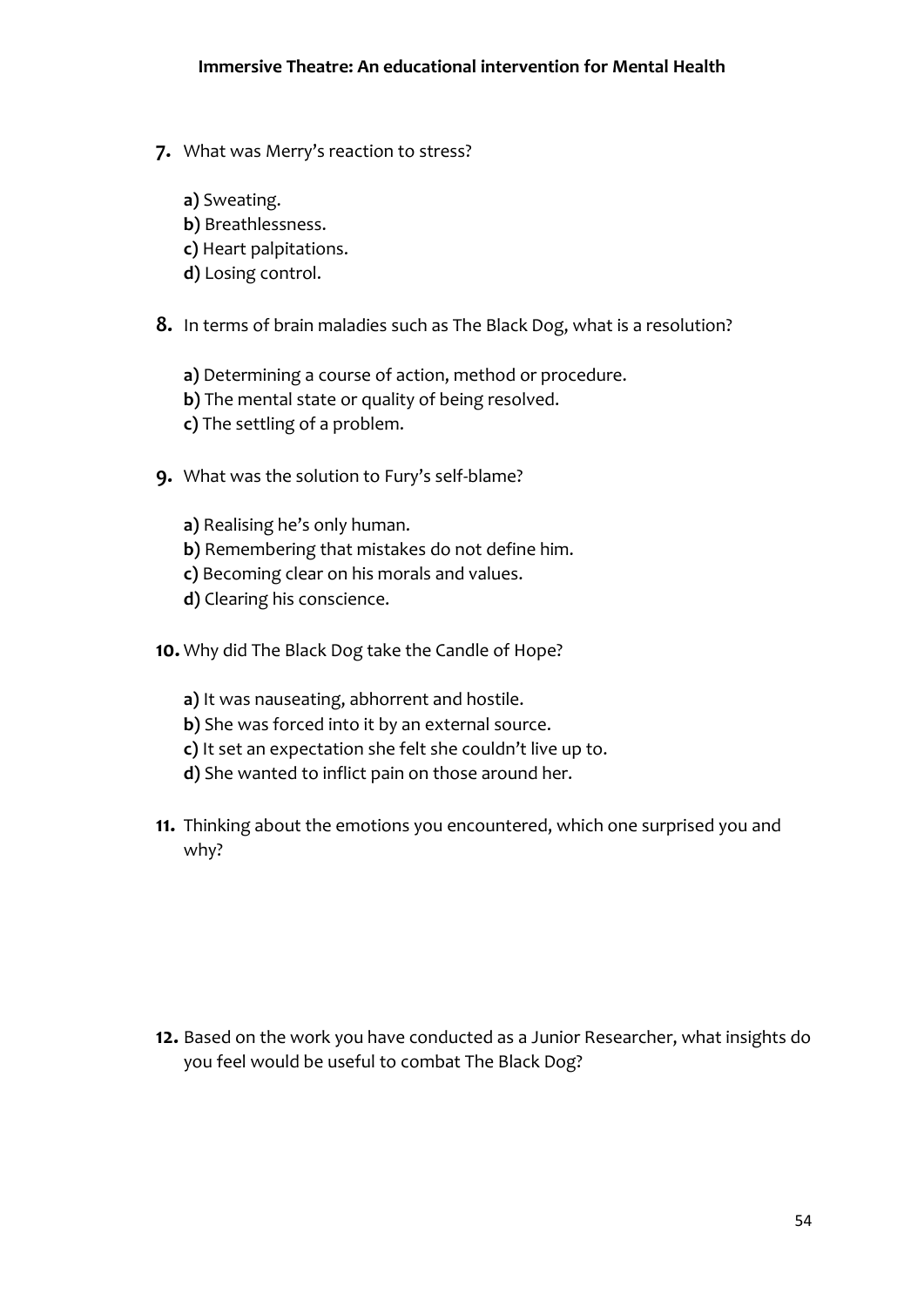7. What was Merry's reaction to stress?

   **a)** Sweating.
   **b)** Breathlessness.
   **c)** Heart palpitations.
   **d)** Losing control.

8. In terms of brain maladies such as The Black Dog, what is a resolution?

   **a)** Determining a course of action, method or procedure.
   **b)** The mental state or quality of being resolved.
   **c)** The settling of a problem.

9. What was the solution to Fury's self-blame?

   **a)** Realising he's only human.
   **b)** Remembering that mistakes do not define him.
   **c)** Becoming clear on his morals and values.
   **d)** Clearing his conscience.

10. Why did The Black Dog take the Candle of Hope?

    **a)** It was nauseating, abhorrent and hostile.
    **b)** She was forced into it by an external source.
    **c)** It set an expectation she felt she couldn't live up to.
    **d)** She wanted to inflict pain on those around her.

11. Thinking about the emotions you encountered, which one surprised you and why?

12. Based on the work you have conducted as a Junior Researcher, what insights do you feel would be useful to combat The Black Dog?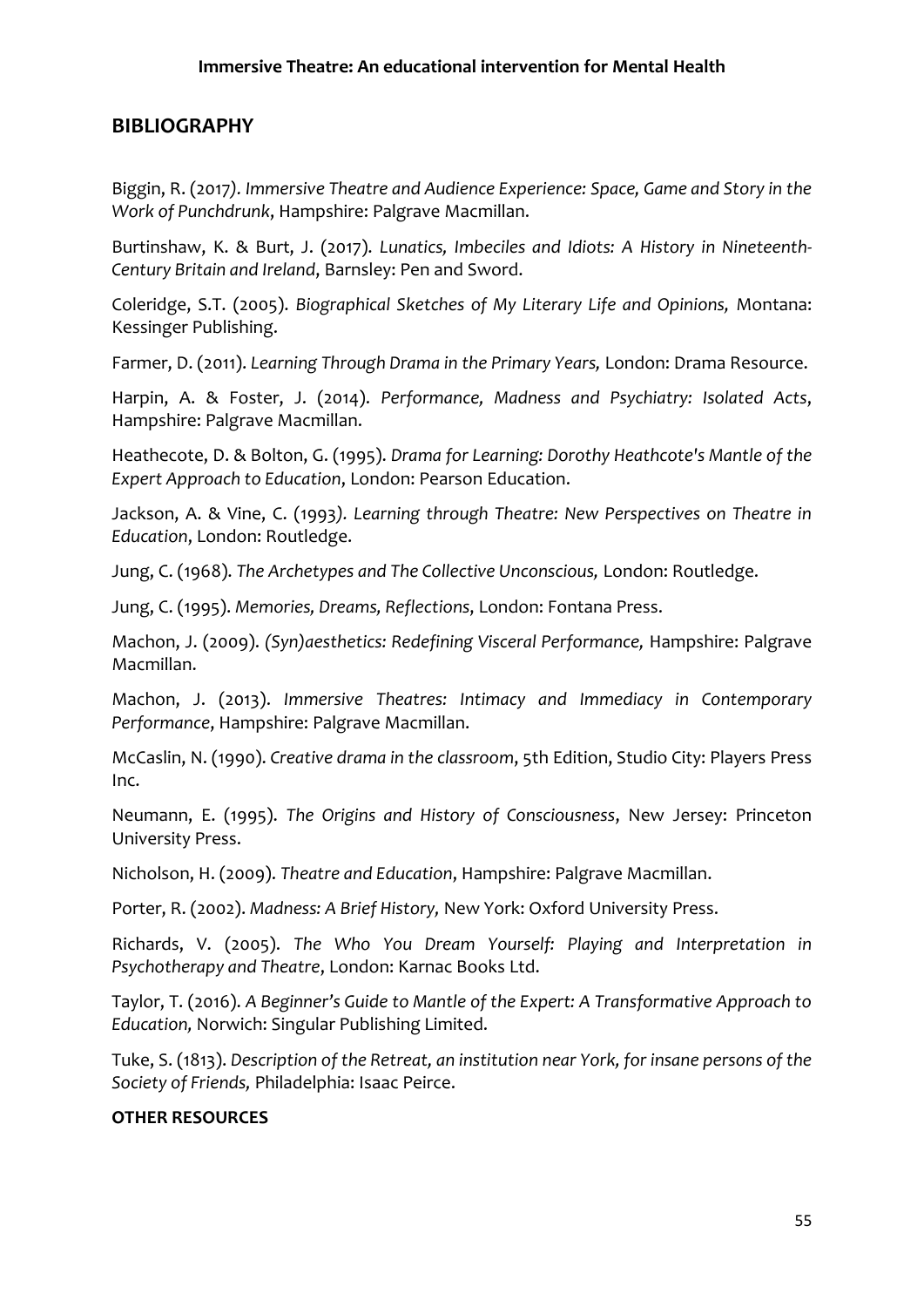## BIBLIOGRAPHY

Biggin, R. (2017). *Immersive Theatre and Audience Experience: Space, Game and Story in the Work of Punchdrunk*, Hampshire: Palgrave Macmillan.

Burtinshaw, K. & Burt, J. (2017). *Lunatics, Imbeciles and Idiots: A History in Nineteenth-Century Britain and Ireland*, Barnsley: Pen and Sword.

Coleridge, S.T. (2005). *Biographical Sketches of My Literary Life and Opinions,* Montana: Kessinger Publishing.

Farmer, D. (2011). *Learning Through Drama in the Primary Years,* London: Drama Resource.

Harpin, A. & Foster, J. (2014). *Performance, Madness and Psychiatry: Isolated Acts*, Hampshire: Palgrave Macmillan.

Heathecote, D. & Bolton, G. (1995). *Drama for Learning: Dorothy Heathcote's Mantle of the Expert Approach to Education*, London: Pearson Education.

Jackson, A. & Vine, C. (1993). *Learning through Theatre: New Perspectives on Theatre in Education*, London: Routledge.

Jung, C. (1968). *The Archetypes and The Collective Unconscious,* London: Routledge.

Jung, C. (1995). *Memories, Dreams, Reflections*, London: Fontana Press.

Machon, J. (2009). *(Syn)aesthetics: Redefining Visceral Performance,* Hampshire: Palgrave Macmillan.

Machon, J. (2013). *Immersive Theatres: Intimacy and Immediacy in Contemporary Performance*, Hampshire: Palgrave Macmillan.

McCaslin, N. (1990). *Creative drama in the classroom*, 5th Edition, Studio City: Players Press Inc.

Neumann, E. (1995). *The Origins and History of Consciousness*, New Jersey: Princeton University Press.

Nicholson, H. (2009). *Theatre and Education*, Hampshire: Palgrave Macmillan.

Porter, R. (2002). *Madness: A Brief History,* New York: Oxford University Press.

Richards, V. (2005). *The Who You Dream Yourself: Playing and Interpretation in Psychotherapy and Theatre*, London: Karnac Books Ltd.

Taylor, T. (2016). *A Beginner's Guide to Mantle of the Expert: A Transformative Approach to Education,* Norwich: Singular Publishing Limited.

Tuke, S. (1813). *Description of the Retreat, an institution near York, for insane persons of the Society of Friends,* Philadelphia: Isaac Peirce.

**OTHER RESOURCES**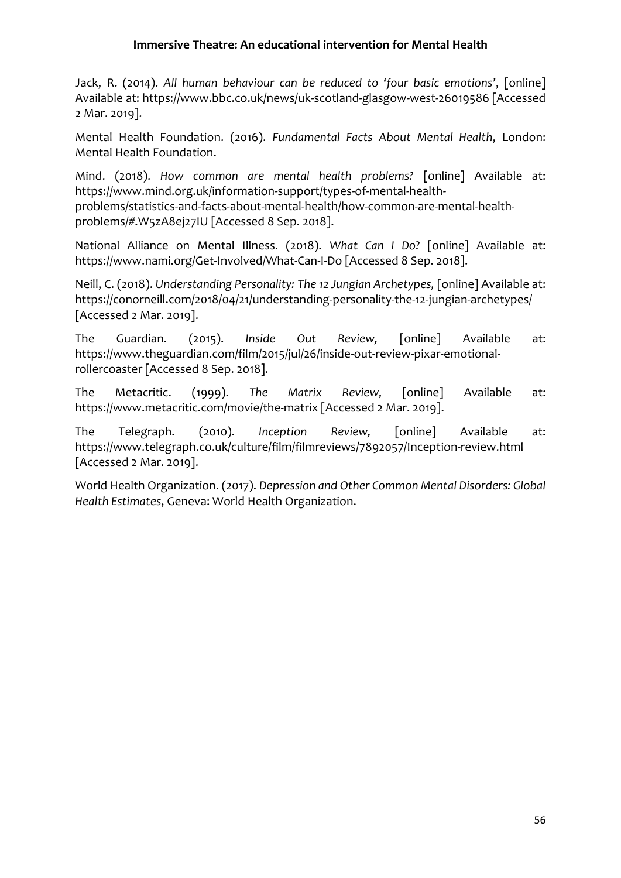Jack, R. (2014). *All human behaviour can be reduced to 'four basic emotions'*, [online] Available at: https://www.bbc.co.uk/news/uk-scotland-glasgow-west-26019586 [Accessed 2 Mar. 2019].

Mental Health Foundation. (2016). *Fundamental Facts About Mental Health*, London: Mental Health Foundation.

Mind. (2018). *How common are mental health problems?* [online] Available at: https://www.mind.org.uk/information-support/types-of-mental-health-problems/statistics-and-facts-about-mental-health/how-common-are-mental-health-problems/#.W5zA8ej27IU [Accessed 8 Sep. 2018].

National Alliance on Mental Illness. (2018). *What Can I Do?* [online] Available at: https://www.nami.org/Get-Involved/What-Can-I-Do [Accessed 8 Sep. 2018].

Neill, C. (2018). *Understanding Personality: The 12 Jungian Archetypes,* [online] Available at: https://conorneill.com/2018/04/21/understanding-personality-the-12-jungian-archetypes/ [Accessed 2 Mar. 2019].

The Guardian. (2015). *Inside Out Review,* [online] Available at: https://www.theguardian.com/film/2015/jul/26/inside-out-review-pixar-emotional-rollercoaster [Accessed 8 Sep. 2018].

The Metacritic. (1999). *The Matrix Review,* [online] Available at: https://www.metacritic.com/movie/the-matrix [Accessed 2 Mar. 2019].

The Telegraph. (2010). *Inception Review,* [online] Available at: https://www.telegraph.co.uk/culture/film/filmreviews/7892057/Inception-review.html [Accessed 2 Mar. 2019].

World Health Organization. (2017). *Depression and Other Common Mental Disorders: Global Health Estimates*, Geneva: World Health Organization.